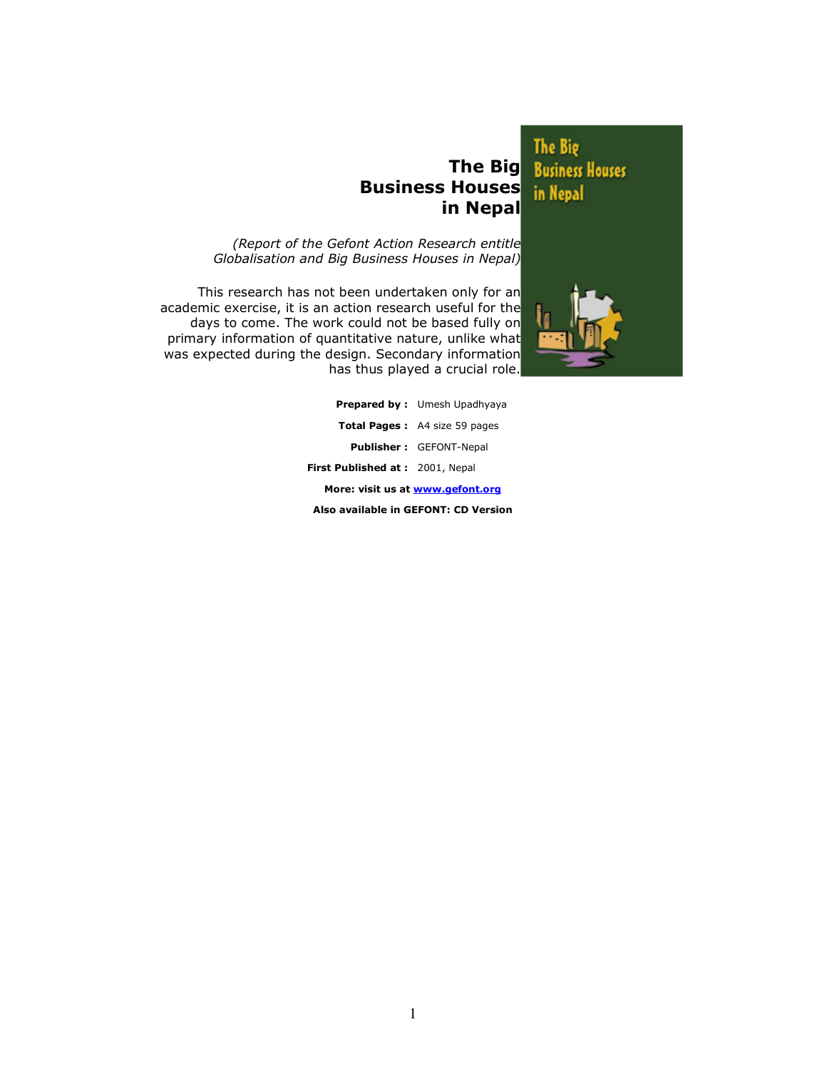# The Big Business Houses in Nepal

*(Report of the Gefont Action Research entitle Globalisation and Big Business Houses in Nepal)*

This research has not been undertaken only for an academic exercise, it is an action research useful for the days to come. The work could not be based fully on primary information of quantitative nature, unlike what was expected during the design. Secondary information has thus played a crucial role.

**Prepared by :** Umesh Upadhyaya

**Total Pages :** A4 size 59 pages

**Publisher :** GEFONT-Nepal

**First Published at :** 2001, Nepal

**More: visit us at [www.gefont.org](http://www.gefont.org)**

**Also available in GEFONT: CD Version**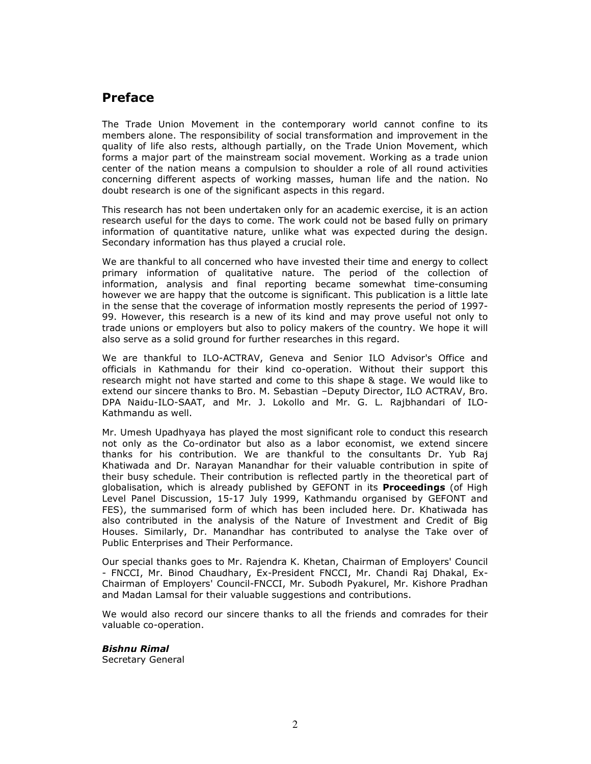## Preface

The Trade Union Movement in the contemporary world cannot confine to its members alone. The responsibility of social transformation and improvement in the quality of life also rests, although partially, on the Trade Union Movement, which forms a major part of the mainstream social movement. Working as a trade union center of the nation means a compulsion to shoulder a role of all round activities concerning different aspects of working masses, human life and the nation. No doubt research is one of the significant aspects in this regard.

This research has not been undertaken only for an academic exercise, it is an action research useful for the days to come. The work could not be based fully on primary information of quantitative nature, unlike what was expected during the design. Secondary information has thus played a crucial role.

We are thankful to all concerned who have invested their time and energy to collect primary information of qualitative nature. The period of the collection of information, analysis and final reporting became somewhat time-consuming however we are happy that the outcome is significant. This publication is a little late in the sense that the coverage of information mostly represents the period of 1997-99. However, this research is a new of its kind and may prove useful not only to trade unions or employers but also to policy makers of the country. We hope it will also serve as a solid ground for further researches in this regard.

We are thankful to ILO-ACTRAV, Geneva and Senior ILO Advisor's Office and officials in Kathmandu for their kind co-operation. Without their support this research might not have started and come to this shape & stage. We would like to extend our sincere thanks to Bro. M. Sebastian –Deputy Director, ILO ACTRAV, Bro. DPA Naidu-ILO-SAAT, and Mr. J. Lokollo and Mr. G. L. Rajbhandari of ILO-Kathmandu as well.

Mr. Umesh Upadhyaya has played the most significant role to conduct this research not only as the Co-ordinator but also as a labor economist, we extend sincere thanks for his contribution. We are thankful to the consultants Dr. Yub Raj Khatiwada and Dr. Narayan Manandhar for their valuable contribution in spite of their busy schedule. Their contribution is reflected partly in the theoretical part of globalisation, which is already published by GEFONT in its **Proceedings** (of High Level Panel Discussion, 15-17 July 1999, Kathmandu organised by GEFONT and FES), the summarised form of which has been included here. Dr. Khatiwada has also contributed in the analysis of the Nature of Investment and Credit of Big Houses. Similarly, Dr. Manandhar has contributed to analyse the Take over of Public Enterprises and Their Performance.

Our special thanks goes to Mr. Rajendra K. Khetan, Chairman of Employers' Council - FNCCI, Mr. Binod Chaudhary, Ex-President FNCCI, Mr. Chandi Raj Dhakal, Ex-Chairman of Employers' Council-FNCCI, Mr. Subodh Pyakurel, Mr. Kishore Pradhan and Madan Lamsal for their valuable suggestions and contributions.

We would also record our sincere thanks to all the friends and comrades for their valuable co-operation.

***Bishnu Rimal***
Secretary General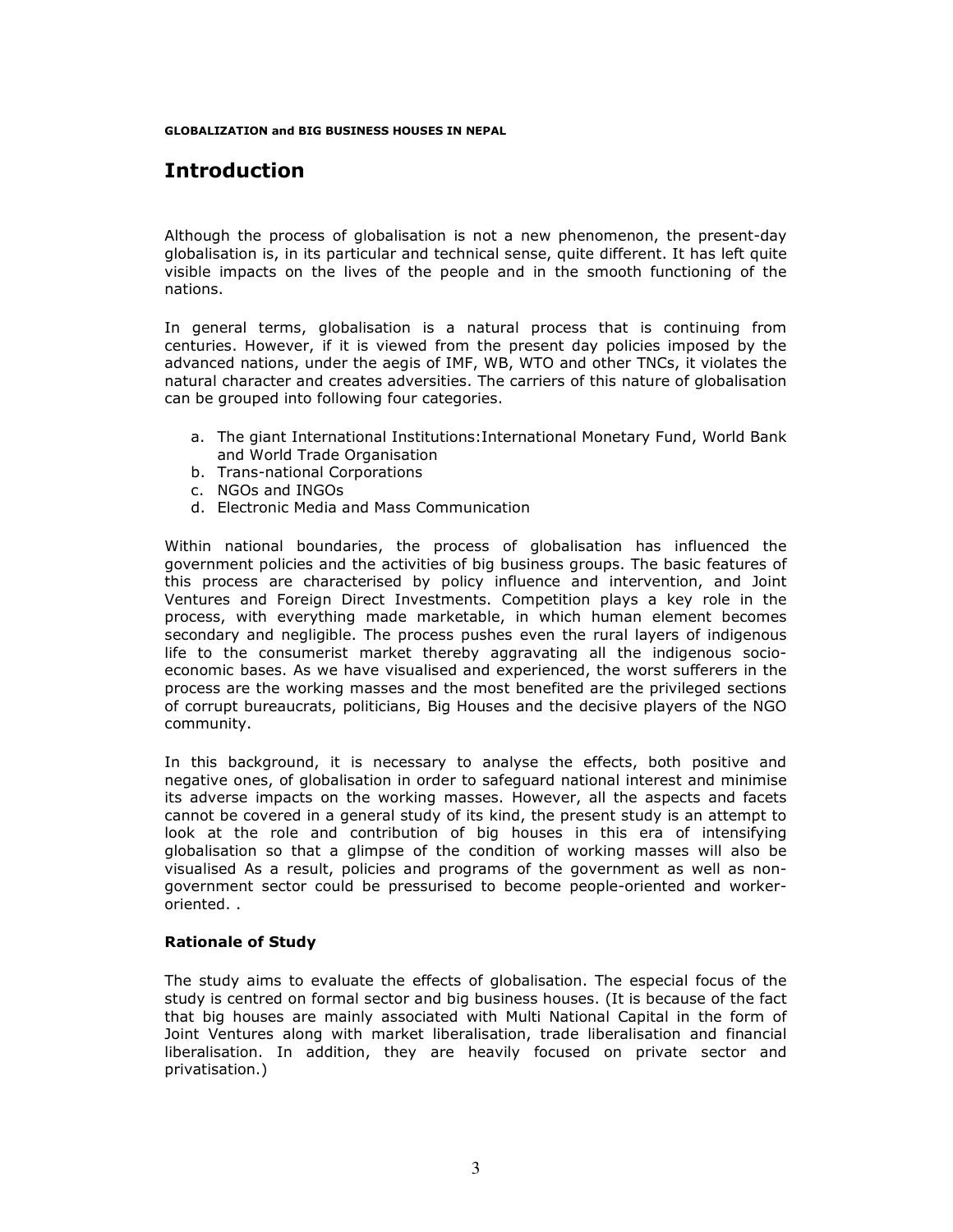# Introduction

Although the process of globalisation is not a new phenomenon, the present-day globalisation is, in its particular and technical sense, quite different. It has left quite visible impacts on the lives of the people and in the smooth functioning of the nations.

In general terms, globalisation is a natural process that is continuing from centuries. However, if it is viewed from the present day policies imposed by the advanced nations, under the aegis of IMF, WB, WTO and other TNCs, it violates the natural character and creates adversities. The carriers of this nature of globalisation can be grouped into following four categories.

a. The giant International Institutions:International Monetary Fund, World Bank and World Trade Organisation
b. Trans-national Corporations
c. NGOs and INGOs
d. Electronic Media and Mass Communication

Within national boundaries, the process of globalisation has influenced the government policies and the activities of big business groups. The basic features of this process are characterised by policy influence and intervenion, and Joint Ventures and Foreign Direct Investments. Competition plays a key role in the process, with everything made marketable, in which human element becomes secondary and negligible. The process pushes even the rural layers of indigenous life to the consumerist market thereby aggravating all the indigenous socio-economic bases. As we have visualised and experienced, the worst sufferers in the process are the working masses and the most benefited are the privileged sections of corrupt bureaucrats, politicians, Big Houses and the decisive players of the NGO community.

In this background, it is necessary to analyse the effects, both positive and negative ones, of globalisation in order to safeguard national interest and minimise its adverse impacts on the working masses. However, all the aspects and facets cannot be covered in a general study of its kind, the present study is an attempt to look at the role and contribution of big houses in this era of intensifying globalisation so that a glimpse of the condition of working masses will also be visualised As a result, policies and programs of the government as well as non-government sector could be pressurised to become people-oriented and worker-oriented. .

### Rationale of Study

The study aims to evaluate the effects of globalisation. The especial focus of the study is centred on formal sector and big business houses. (It is because of the fact that big houses are mainly associated with Multi National Capital in the form of Joint Ventures along with market liberalisation, trade liberalisation and financial liberalisation. In addition, they are heavily focused on private sector and privatisation.)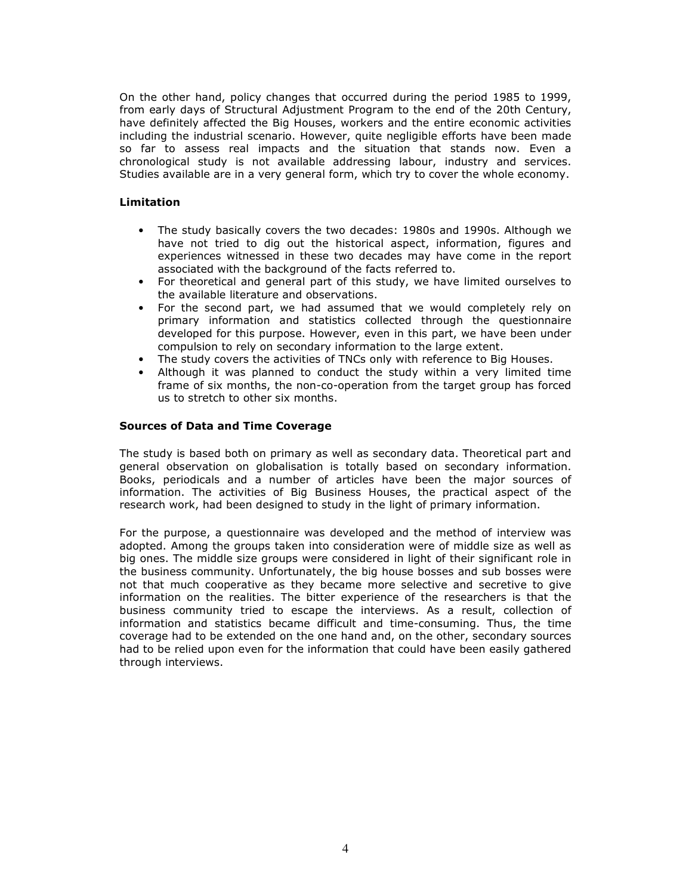On the other hand, policy changes that occurred during the period 1985 to 1999, from early days of Structural Adjustment Program to the end of the 20th Century, have definitely affected the Big Houses, workers and the entire economic activities including the industrial scenario. However, quite negligible efforts have been made so far to assess real impacts and the situation that stands now. Even a chronological study is not available addressing labour, industry and services. Studies available are in a very general form, which try to cover the whole economy.

### Limitation

- The study basically covers the two decades: 1980s and 1990s. Although we have not tried to dig out the historical aspect, information, figures and experiences witnessed in these two decades may have come in the report associated with the background of the facts referred to.
- For theoretical and general part of this study, we have limited ourselves to the available literature and observations.
- For the second part, we had assumed that we would completely rely on primary information and statistics collected through the questionnaire developed for this purpose. However, even in this part, we have been under compulsion to rely on secondary information to the large extent.
- The study covers the activities of TNCs only with reference to Big Houses.
- Although it was planned to conduct the study within a very limited time frame of six months, the non-co-operation from the target group has forced us to stretch to other six months.

### Sources of Data and Time Coverage

The study is based both on primary as well as secondary data. Theoretical part and general observation on globalisation is totally based on secondary information. Books, periodicals and a number of articles have been the major sources of information. The activities of Big Business Houses, the practical aspect of the research work, had been designed to study in the light of primary information.

For the purpose, a questionnaire was developed and the method of interview was adopted. Among the groups taken into consideration were of middle size as well as big ones. The middle size groups were considered in light of their significant role in the business community. Unfortunately, the big house bosses and sub bosses were not that much cooperative as they became more selective and secretive to give information on the realities. The bitter experience of the researchers is that the business community tried to escape the interviews. As a result, collection of information and statistics became difficult and time-consuming. Thus, the time coverage had to be extended on the one hand and, on the other, secondary sources had to be relied upon even for the information that could have been easily gathered through interviews.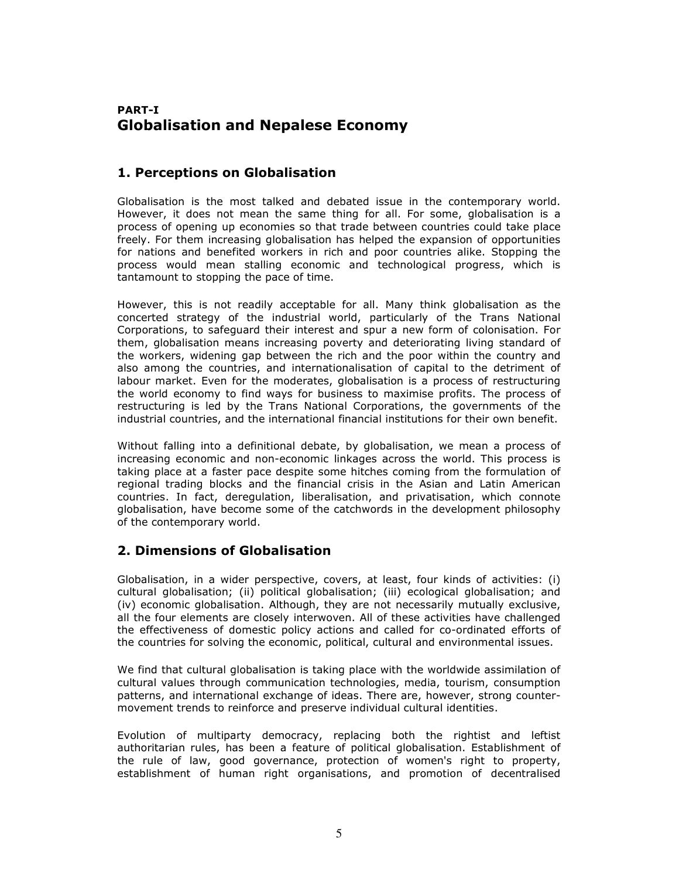**PART-I**

# Globalisation and Nepalese Economy

## 1. Perceptions on Globalisation

Globalisation is the most talked and debated issue in the contemporary world. However, it does not mean the same thing for all. For some, globalisation is a process of opening up economies so that trade between countries could take place freely. For them increasing globalisation has helped the expansion of opportunities for nations and benefited workers in rich and poor countries alike. Stopping the process would mean stalling economic and technological progress, which is tantamount to stopping the pace of time.

However, this is not readily acceptable for all. Many think globalisation as the concerted strategy of the industrial world, particularly of the Trans National Corporations, to safeguard their interest and spur a new form of colonisation. For them, globalisation means increasing poverty and deteriorating living standard of the workers, widening gap between the rich and the poor within the country and also among the countries, and internationalisation of capital to the detriment of labour market. Even for the moderates, globalisation is a process of restructuring the world economy to find ways for business to maximise profits. The process of restructuring is led by the Trans National Corporations, the governments of the industrial countries, and the international financial institutions for their own benefit.

Without falling into a definitional debate, by globalisation, we mean a process of increasing economic and non-economic linkages across the world. This process is taking place at a faster pace despite some hitches coming from the formulation of regional trading blocks and the financial crisis in the Asian and Latin American countries. In fact, deregulation, liberalisation, and privatisation, which connote globalisation, have become some of the catchwords in the development philosophy of the contemporary world.

## 2. Dimensions of Globalisation

Globalisation, in a wider perspective, covers, at least, four kinds of activities: (i) cultural globalisation; (ii) political globalisation; (iii) ecological globalisation; and (iv) economic globalisation. Although, they are not necessarily mutually exclusive, all the four elements are closely interwoven. All of these activities have challenged the effectiveness of domestic policy actions and called for co-ordinated efforts of the countries for solving the economic, political, cultural and environmental issues.

We find that cultural globalisation is taking place with the worldwide assimilation of cultural values through communication technologies, media, tourism, consumption patterns, and international exchange of ideas. There are, however, strong counter-movement trends to reinforce and preserve individual cultural identities.

Evolution of multiparty democracy, replacing both the rightist and leftist authoritarian rules, has been a feature of political globalisation. Establishment of the rule of law, good governance, protection of women's right to property, establishment of human right organisations, and promotion of decentralised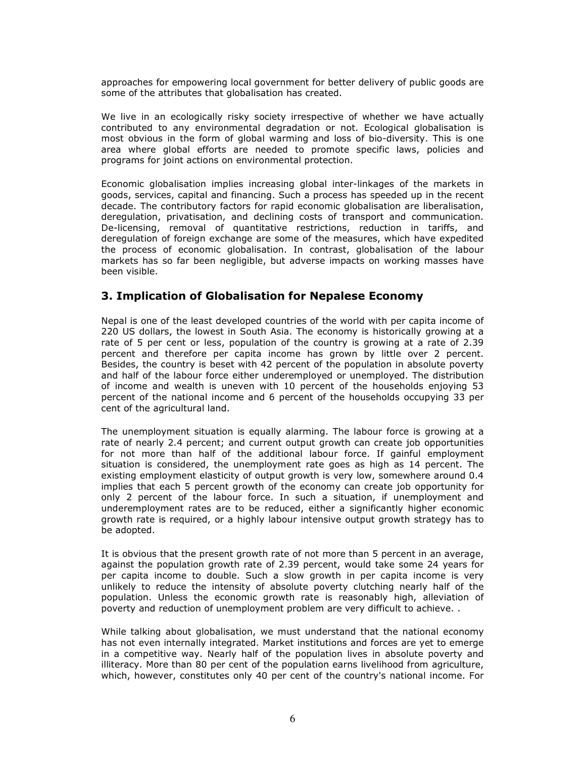approaches for empowering local government for better delivery of public goods are some of the attributes that globalisation has created.

We live in an ecologically risky society irrespective of whether we have actually contributed to any environmental degradation or not. Ecological globalisation is most obvious in the form of global warming and loss of bio-diversity. This is one area where global efforts are needed to promote specific laws, policies and programs for joint actions on environmental protection.

Economic globalisation implies increasing global inter-linkages of the markets in goods, services, capital and financing. Such a process has speeded up in the recent decade. The contributory factors for rapid economic globalisation are liberalisation, deregulation, privatisation, and declining costs of transport and communication. De-licensing, removal of quantitative restrictions, reduction in tariffs, and deregulation of foreign exchange are some of the measures, which have expedited the process of economic globalisation. In contrast, globalisation of the labour markets has so far been negligible, but adverse impacts on working masses have been visible.

## 3. Implication of Globalisation for Nepalese Economy

Nepal is one of the least developed countries of the world with per capita income of 220 US dollars, the lowest in South Asia. The economy is historically growing at a rate of 5 per cent or less, population of the country is growing at a rate of 2.39 percent and therefore per capita income has grown by little over 2 percent. Besides, the country is beset with 42 percent of the population in absolute poverty and half of the labour force either underemployed or unemployed. The distribution of income and wealth is uneven with 10 percent of the households enjoying 53 percent of the national income and 6 percent of the households occupying 33 per cent of the agricultural land.

The unemployment situation is equally alarming. The labour force is growing at a rate of nearly 2.4 percent; and current output growth can create job opportunities for not more than half of the additional labour force. If gainful employment situation is considered, the unemployment rate goes as high as 14 percent. The existing employment elasticity of output growth is very low, somewhere around 0.4 implies that each 5 percent growth of the economy can create job opportunity for only 2 percent of the labour force. In such a situation, if unemployment and underemployment rates are to be reduced, either a significantly higher economic growth rate is required, or a highly labour intensive output growth strategy has to be adopted.

It is obvious that the present growth rate of not more than 5 percent in an average, against the population growth rate of 2.39 percent, would take some 24 years for per capita income to double. Such a slow growth in per capita income is very unlikely to reduce the intensity of absolute poverty clutching nearly half of the population. Unless the economic growth rate is reasonably high, alleviation of poverty and reduction of unemployment problem are very difficult to achieve. .

While talking about globalisation, we must understand that the national economy has not even internally integrated. Market institutions and forces are yet to emerge in a competitive way. Nearly half of the population lives in absolute poverty and illiteracy. More than 80 per cent of the population earns livelihood from agriculture, which, however, constitutes only 40 per cent of the country's national income. For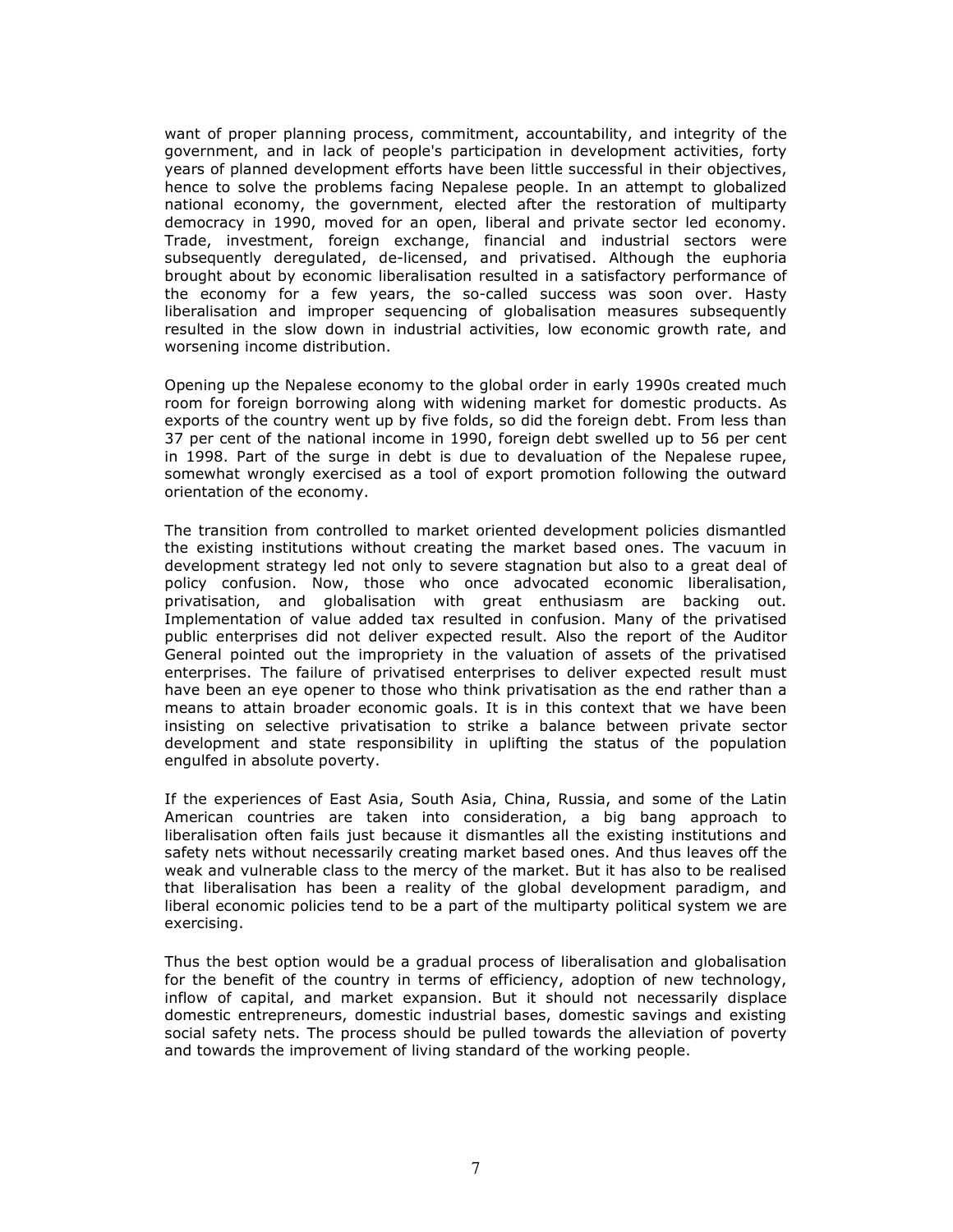want of proper planning process, commitment, accountability, and integrity of the government, and in lack of people's participation in development activities, forty years of planned development efforts have been little successful in their objectives, hence to solve the problems facing Nepalese people. In an attempt to globalized national economy, the government, elected after the restoration of multiparty democracy in 1990, moved for an open, liberal and private sector led economy. Trade, investment, foreign exchange, financial and industrial sectors were subsequently deregulated, de-licensed, and privatised. Although the euphoria brought about by economic liberalisation resulted in a satisfactory performance of the economy for a few years, the so-called success was soon over. Hasty liberalisation and improper sequencing of globalisation measures subsequently resulted in the slow down in industrial activities, low economic growth rate, and worsening income distribution.

Opening up the Nepalese economy to the global order in early 1990s created much room for foreign borrowing along with widening market for domestic products. As exports of the country went up by five folds, so did the foreign debt. From less than 37 per cent of the national income in 1990, foreign debt swelled up to 56 per cent in 1998. Part of the surge in debt is due to devaluation of the Nepalese rupee, somewhat wrongly exercised as a tool of export promotion following the outward orientation of the economy.

The transition from controlled to market oriented development policies dismantled the existing institutions without creating the market based ones. The vacuum in development strategy led not only to severe stagnation but also to a great deal of policy confusion. Now, those who once advocated economic liberalisation, privatisation, and globalisation with great enthusiasm are backing out. Implementation of value added tax resulted in confusion. Many of the privatised public enterprises did not deliver expected result. Also the report of the Auditor General pointed out the impropriety in the valuation of assets of the privatised enterprises. The failure of privatised enterprises to deliver expected result must have been an eye opener to those who think privatisation as the end rather than a means to attain broader economic goals. It is in this context that we have been insisting on selective privatisation to strike a balance between private sector development and state responsibility in uplifting the status of the population engulfed in absolute poverty.

If the experiences of East Asia, South Asia, China, Russia, and some of the Latin American countries are taken into consideration, a big bang approach to liberalisation often fails just because it dismantles all the existing institutions and safety nets without necessarily creating market based ones. And thus leaves off the weak and vulnerable class to the mercy of the market. But it has also to be realised that liberalisation has been a reality of the global development paradigm, and liberal economic policies tend to be a part of the multiparty political system we are exercising.

Thus the best option would be a gradual process of liberalisation and globalisation for the benefit of the country in terms of efficiency, adoption of new technology, inflow of capital, and market expansion. But it should not necessarily displace domestic entrepreneurs, domestic industrial bases, domestic savings and existing social safety nets. The process should be pulled towards the alleviation of poverty and towards the improvement of living standard of the working people.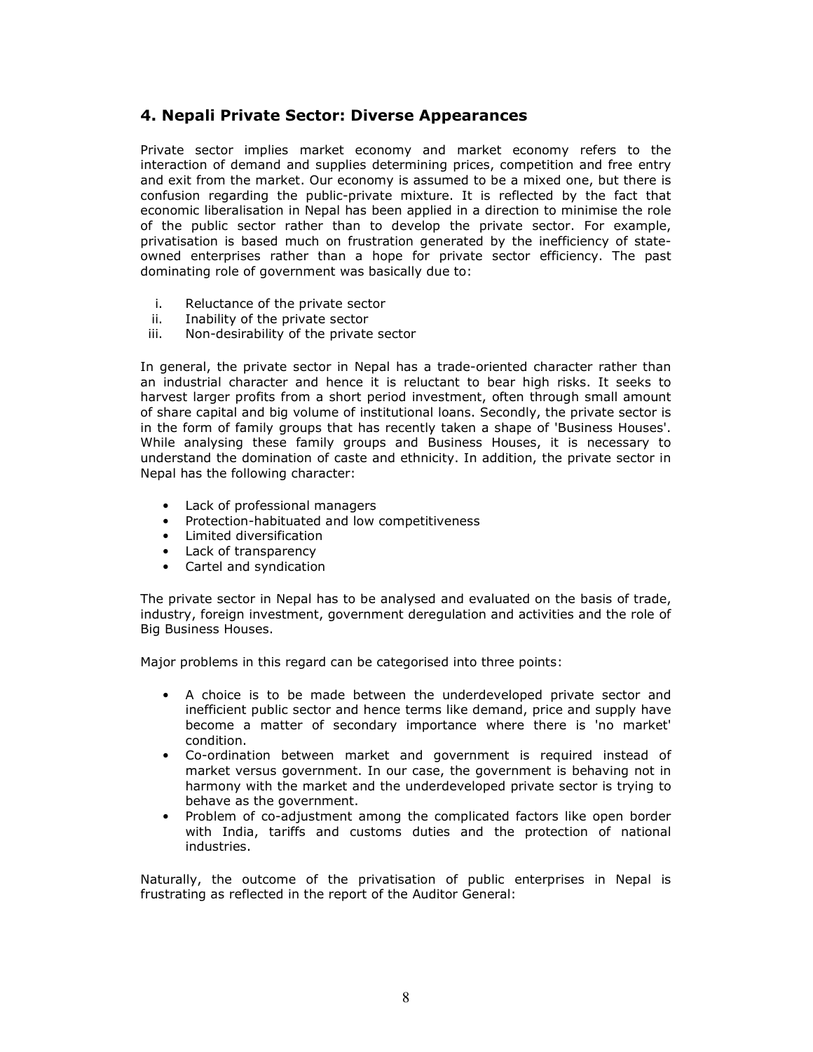## 4. Nepali Private Sector: Diverse Appearances

Private sector implies market economy and market economy refers to the interaction of demand and supplies determining prices, competition and free entry and exit from the market. Our economy is assumed to be a mixed one, but there is confusion regarding the public-private mixture. It is reflected by the fact that economic liberalisation in Nepal has been applied in a direction to minimise the role of the public sector rather than to develop the private sector. For example, privatisation is based much on frustration generated by the inefficiency of state-owned enterprises rather than a hope for private sector efficiency. The past dominating role of government was basically due to:

i. Reluctance of the private sector
ii. Inability of the private sector
iii. Non-desirability of the private sector

In general, the private sector in Nepal has a trade-oriented character rather than an industrial character and hence it is reluctant to bear high risks. It seeks to harvest larger profits from a short period investment, often through small amount of share capital and big volume of institutional loans. Secondly, the private sector is in the form of family groups that has recently taken a shape of 'Business Houses'. While analysing these family groups and Business Houses, it is necessary to understand the domination of caste and ethnicity. In addition, the private sector in Nepal has the following character:

- Lack of professional managers
- Protection-habituated and low competitiveness
- Limited diversification
- Lack of transparency
- Cartel and syndication

The private sector in Nepal has to be analysed and evaluated on the basis of trade, industry, foreign investment, government deregulation and activities and the role of Big Business Houses.

Major problems in this regard can be categorised into three points:

- A choice is to be made between the underdeveloped private sector and inefficient public sector and hence terms like demand, price and supply have become a matter of secondary importance where there is 'no market' condition.
- Co-ordination between market and government is required instead of market versus government. In our case, the government is behaving not in harmony with the market and the underdeveloped private sector is trying to behave as the government.
- Problem of co-adjustment among the complicated factors like open border with India, tariffs and customs duties and the protection of national industries.

Naturally, the outcome of the privatisation of public enterprises in Nepal is frustrating as reflected in the report of the Auditor General: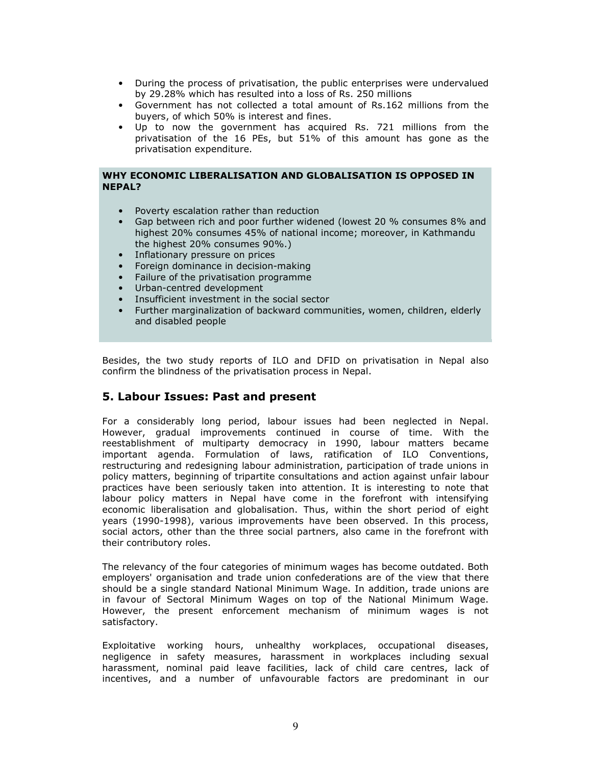- During the process of privatisation, the public enterprises were undervalued by 29.28% which has resulted into a loss of Rs. 250 millions
- Government has not collected a total amount of Rs.162 millions from the buyers, of which 50% is interest and fines.
- Up to now the government has acquired Rs. 721 millions from the privatisation of the 16 PEs, but 51% of this amount has gone as the privatisation expenditure.

**WHY ECONOMIC LIBERALISATION AND GLOBALISATION IS OPPOSED IN NEPAL?**

- Poverty escalation rather than reduction
- Gap between rich and poor further widened (lowest 20 % consumes 8% and highest 20% consumes 45% of national income; moreover, in Kathmandu the highest 20% consumes 90%.)
- Inflationary pressure on prices
- Foreign dominance in decision-making
- Failure of the privatisation programme
- Urban-centred development
- Insufficient investment in the social sector
- Further marginalization of backward communities, women, children, elderly and disabled people

Besides, the two study reports of ILO and DFID on privatisation in Nepal also confirm the blindness of the privatisation process in Nepal.

## 5. Labour Issues: Past and present

For a considerably long period, labour issues had been neglected in Nepal. However, gradual improvements continued in course of time. With the reestablishment of multiparty democracy in 1990, labour matters became important agenda. Formulation of laws, ratification of ILO Conventions, restructuring and redesigning labour administration, participation of trade unions in policy matters, beginning of tripartite consultations and action against unfair labour practices have been seriously taken into attention. It is interesting to note that labour policy matters in Nepal have come in the forefront with intensifying economic liberalisation and globalisation. Thus, within the short period of eight years (1990-1998), various improvements have been observed. In this process, social actors, other than the three social partners, also came in the forefront with their contributory roles.

The relevancy of the four categories of minimum wages has become outdated. Both employers' organisation and trade union confederations are of the view that there should be a single standard National Minimum Wage. In addition, trade unions are in favour of Sectoral Minimum Wages on top of the National Minimum Wage. However, the present enforcement mechanism of minimum wages is not satisfactory.

Exploitative working hours, unhealthy workplaces, occupational diseases, negligence in safety measures, harassment in workplaces including sexual harassment, nominal paid leave facilities, lack of child care centres, lack of incentives, and a number of unfavourable factors are predominant in our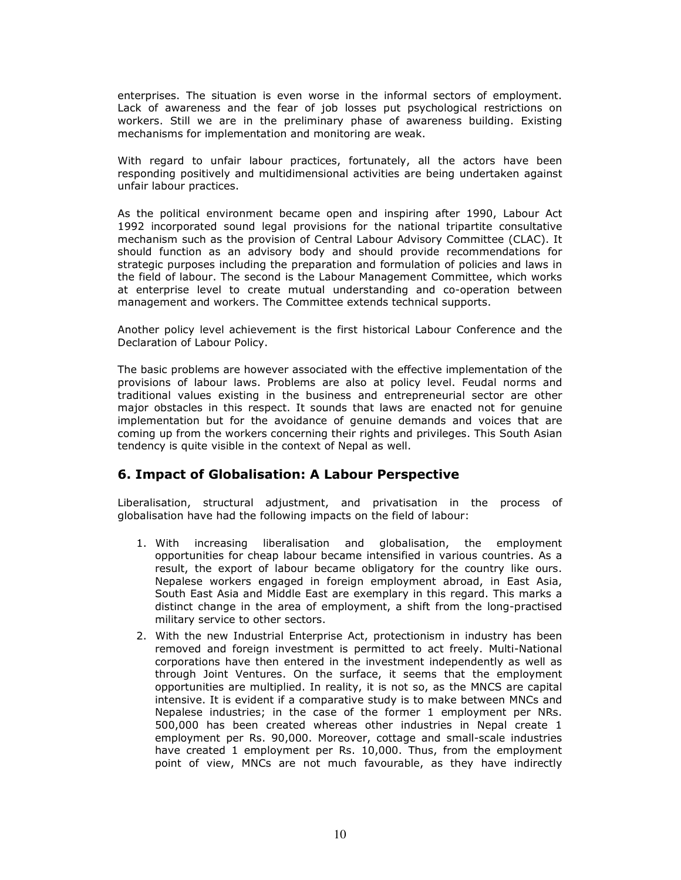enterprises. The situation is even worse in the informal sectors of employment. Lack of awareness and the fear of job losses put psychological restrictions on workers. Still we are in the preliminary phase of awareness building. Existing mechanisms for implementation and monitoring are weak.

With regard to unfair labour practices, fortunately, all the actors have been responding positively and multidimensional activities are being undertaken against unfair labour practices.

As the political environment became open and inspiring after 1990, Labour Act 1992 incorporated sound legal provisions for the national tripartite consultative mechanism such as the provision of Central Labour Advisory Committee (CLAC). It should function as an advisory body and should provide recommendations for strategic purposes including the preparation and formulation of policies and laws in the field of labour. The second is the Labour Management Committee, which works at enterprise level to create mutual understanding and co-operation between management and workers. The Committee extends technical supports.

Another policy level achievement is the first historical Labour Conference and the Declaration of Labour Policy.

The basic problems are however associated with the effective implementation of the provisions of labour laws. Problems are also at policy level. Feudal norms and traditional values existing in the business and entrepreneurial sector are other major obstacles in this respect. It sounds that laws are enacted not for genuine implementation but for the avoidance of genuine demands and voices that are coming up from the workers concerning their rights and privileges. This South Asian tendency is quite visible in the context of Nepal as well.

## 6. Impact of Globalisation: A Labour Perspective

Liberalisation, structural adjustment, and privatisation in the process of globalisation have had the following impacts on the field of labour:

1. With increasing liberalisation and globalisation, the employment opportunities for cheap labour became intensified in various countries. As a result, the export of labour became obligatory for the country like ours. Nepalese workers engaged in foreign employment abroad, in East Asia, South East Asia and Middle East are exemplary in this regard. This marks a distinct change in the area of employment, a shift from the long-practised military service to other sectors.
2. With the new Industrial Enterprise Act, protectionism in industry has been removed and foreign investment is permitted to act freely. Multi-National corporations have then entered in the investment independently as well as through Joint Ventures. On the surface, it seems that the employment opportunities are multiplied. In reality, it is not so, as the MNCS are capital intensive. It is evident if a comparative study is to make between MNCs and Nepalese industries; in the case of the former 1 employment per NRs. 500,000 has been created whereas other industries in Nepal create 1 employment per Rs. 90,000. Moreover, cottage and small-scale industries have created 1 employment per Rs. 10,000. Thus, from the employment point of view, MNCs are not much favourable, as they have indirectly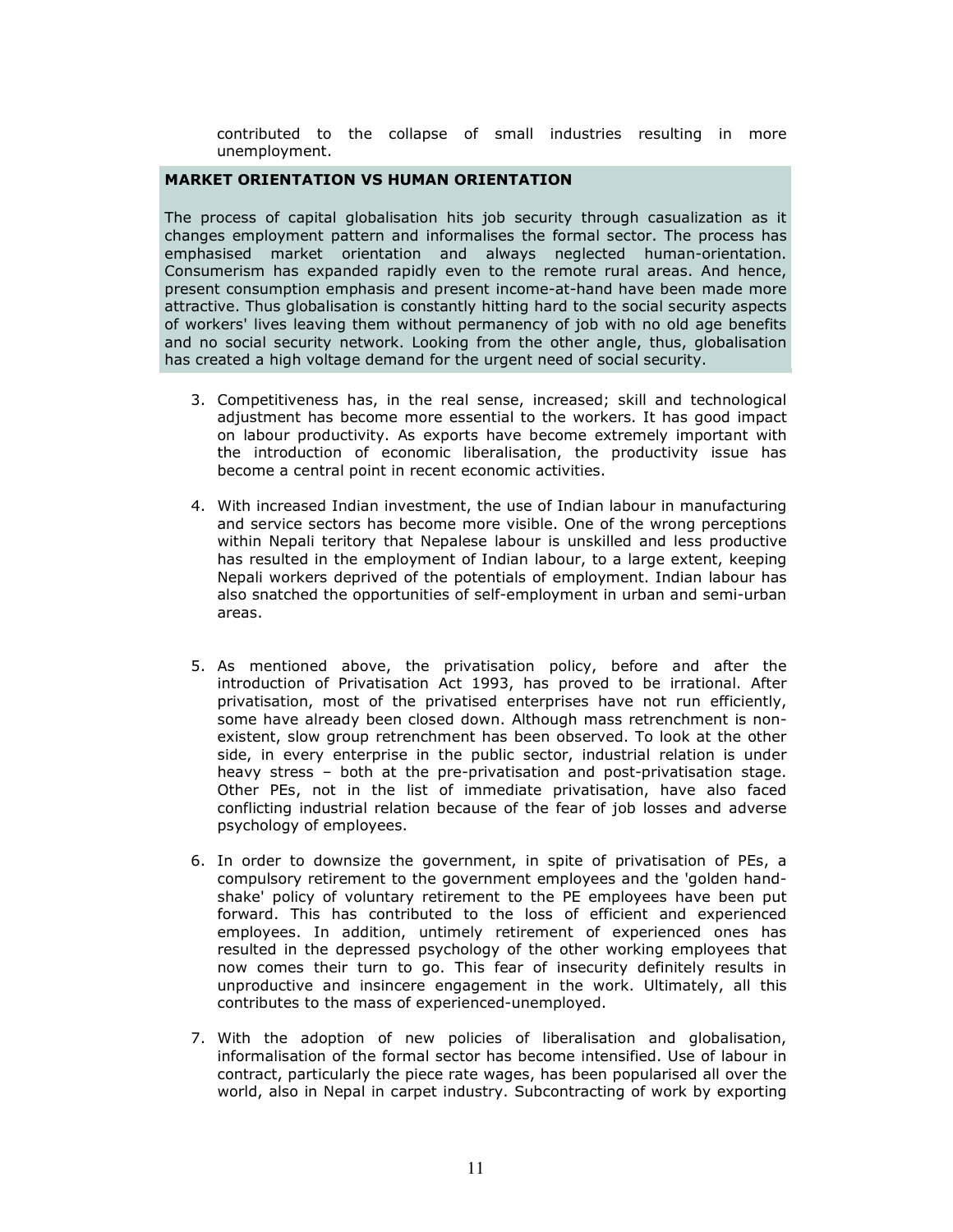contributed to the collapse of small industries resulting in more unemployment.

**MARKET ORIENTATION VS HUMAN ORIENTATION**

The process of capital globalisation hits job security through casualization as it changes employment pattern and informalises the formal sector. The process has emphasised market orientation and always neglected human-orientation. Consumerism has expanded rapidly even to the remote rural areas. And hence, present consumption emphasis and present income-at-hand have been made more attractive. Thus globalisation is constantly hitting hard to the social security aspects of workers' lives leaving them without permanency of job with no old age benefits and no social security network. Looking from the other angle, thus, globalisation has created a high voltage demand for the urgent need of social security.

3. Competitiveness has, in the real sense, increased; skill and technological adjustment has become more essential to the workers. It has good impact on labour productivity. As exports have become extremely important with the introduction of economic liberalisation, the productivity issue has become a central point in recent economic activities.

4. With increased Indian investment, the use of Indian labour in manufacturing and service sectors has become more visible. One of the wrong perceptions within Nepali teritory that Nepalese labour is unskilled and less productive has resulted in the employment of Indian labour, to a large extent, keeping Nepali workers deprived of the potentials of employment. Indian labour has also snatched the opportunities of self-employment in urban and semi-urban areas.

5. As mentioned above, the privatisation policy, before and after the introduction of Privatisation Act 1993, has proved to be irrational. After privatisation, most of the privatised enterprises have not run efficiently, some have already been closed down. Although mass retrenchment is non-existent, slow group retrenchment has been observed. To look at the other side, in every enterprise in the public sector, industrial relation is under heavy stress – both at the pre-privatisation and post-privatisation stage. Other PEs, not in the list of immediate privatisation, have also faced conflicting industrial relation because of the fear of job losses and adverse psychology of employees.

6. In order to downsize the government, in spite of privatisation of PEs, a compulsory retirement to the government employees and the 'golden hand-shake' policy of voluntary retirement to the PE employees have been put forward. This has contributed to the loss of efficient and experienced employees. In addition, untimely retirement of experienced ones has resulted in the depressed psychology of the other working employees that now comes their turn to go. This fear of insecurity definitely results in unproductive and insincere engagement in the work. Ultimately, all this contributes to the mass of experienced-unemployed.

7. With the adoption of new policies of liberalisation and globalisation, informalisation of the formal sector has become intensified. Use of labour in contract, particularly the piece rate wages, has been popularised all over the world, also in Nepal in carpet industry. Subcontracting of work by exporting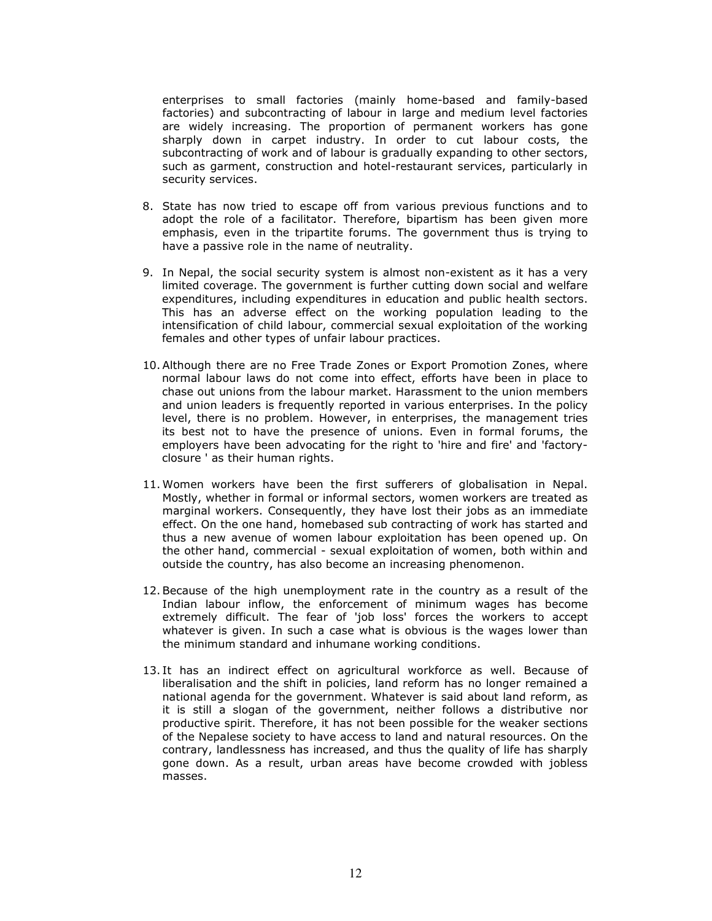enterprises to small factories (mainly home-based and family-based factories) and subcontracting of labour in large and medium level factories are widely increasing. The proportion of permanent workers has gone sharply down in carpet industry. In order to cut labour costs, the subcontracting of work and of labour is gradually expanding to other sectors, such as garment, construction and hotel-restaurant services, particularly in security services.

8. State has now tried to escape off from various previous functions and to adopt the role of a facilitator. Therefore, bipartism has been given more emphasis, even in the tripartite forums. The government thus is trying to have a passive role in the name of neutrality.

9. In Nepal, the social security system is almost non-existent as it has a very limited coverage. The government is further cutting down social and welfare expenditures, including expenditures in education and public health sectors. This has an adverse effect on the working population leading to the intensification of child labour, commercial sexual exploitation of the working females and other types of unfair labour practices.

10. Although there are no Free Trade Zones or Export Promotion Zones, where normal labour laws do not come into effect, efforts have been in place to chase out unions from the labour market. Harassment to the union members and union leaders is frequently reported in various enterprises. In the policy level, there is no problem. However, in enterprises, the management tries its best not to have the presence of unions. Even in formal forums, the employers have been advocating for the right to 'hire and fire' and 'factory-closure ' as their human rights.

11. Women workers have been the first sufferers of globalisation in Nepal. Mostly, whether in formal or informal sectors, women workers are treated as marginal workers. Consequently, they have lost their jobs as an immediate effect. On the one hand, homebased sub contracting of work has started and thus a new avenue of women labour exploitation has been opened up. On the other hand, commercial - sexual exploitation of women, both within and outside the country, has also become an increasing phenomenon.

12. Because of the high unemployment rate in the country as a result of the Indian labour inflow, the enforcement of minimum wages has become extremely difficult. The fear of 'job loss' forces the workers to accept whatever is given. In such a case what is obvious is the wages lower than the minimum standard and inhumane working conditions.

13. It has an indirect effect on agricultural workforce as well. Because of liberalisation and the shift in policies, land reform has no longer remained a national agenda for the government. Whatever is said about land reform, as it is still a slogan of the government, neither follows a distributive nor productive spirit. Therefore, it has not been possible for the weaker sections of the Nepalese society to have access to land and natural resources. On the contrary, landlessness has increased, and thus the quality of life has sharply gone down. As a result, urban areas have become crowded with jobless masses.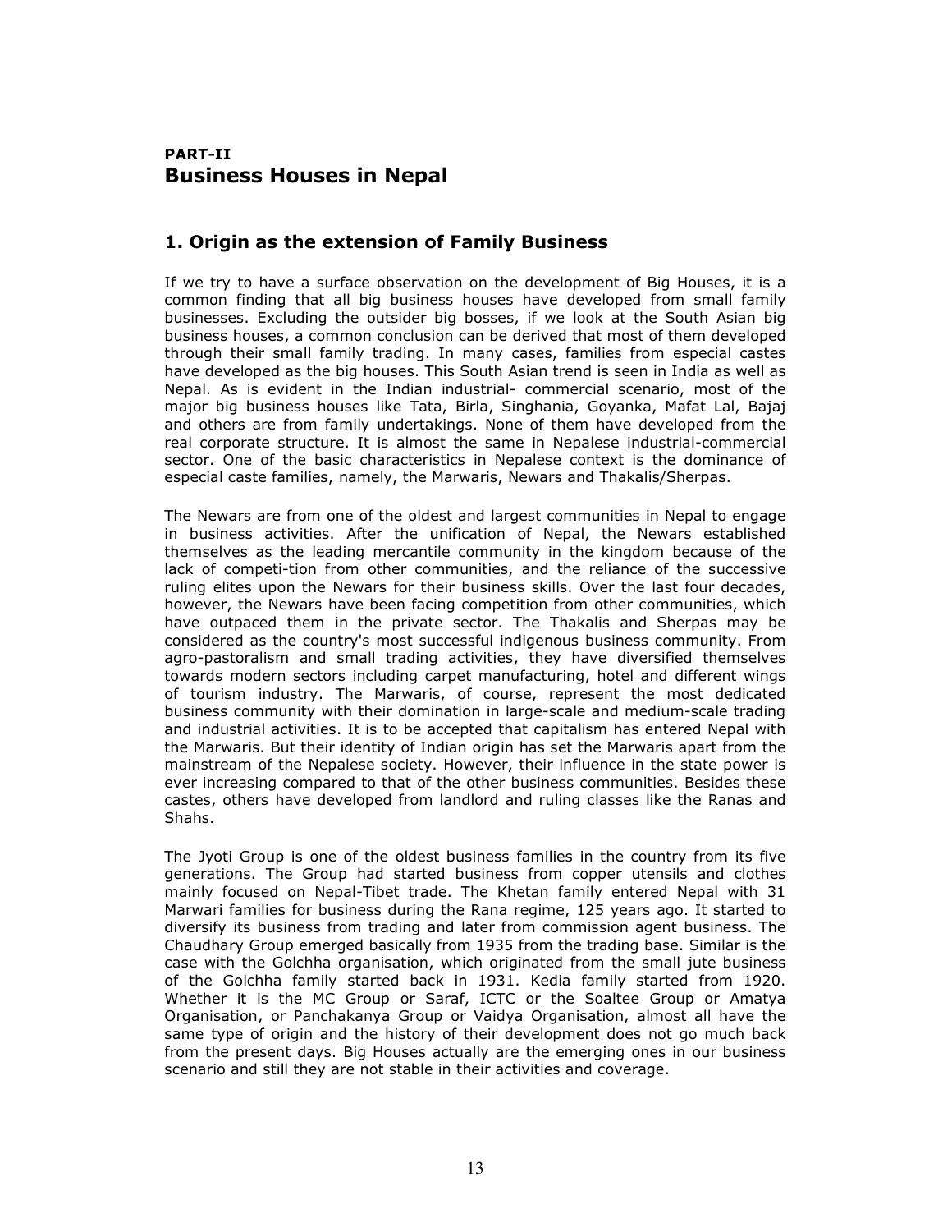**PART-II**

# Business Houses in Nepal

## 1. Origin as the extension of Family Business

If we try to have a surface observation on the development of Big Houses, it is a common finding that all big business houses have developed from small family businesses. Excluding the outsider big bosses, if we look at the South Asian big business houses, a common conclusion can be derived that most of them developed through their small family trading. In many cases, families from especial castes have developed as the big houses. This South Asian trend is seen in India as well as Nepal. As is evident in the Indian industrial- commercial scenario, most of the major big business houses like Tata, Birla, Singhania, Goyanka, Mafat Lal, Bajaj and others are from family undertakings. None of them have developed from the real corporate structure. It is almost the same in Nepalese industrial-commercial sector. One of the basic characteristics in Nepalese context is the dominance of especial caste families, namely, the Marwaris, Newars and Thakalis/Sherpas.

The Newars are from one of the oldest and largest communities in Nepal to engage in business activities. After the unification of Nepal, the Newars established themselves as the leading mercantile community in the kingdom because of the lack of competi-tion from other communities, and the reliance of the successive ruling elites upon the Newars for their business skills. Over the last four decades, however, the Newars have been facing competition from other communities, which have outpaced them in the private sector. The Thakalis and Sherpas may be considered as the country's most successful indigenous business community. From agro-pastoralism and small trading activities, they have diversified themselves towards modern sectors including carpet manufacturing, hotel and different wings of tourism industry. The Marwaris, of course, represent the most dedicated business community with their domination in large-scale and medium-scale trading and industrial activities. It is to be accepted that capitalism has entered Nepal with the Marwaris. But their identity of Indian origin has set the Marwaris apart from the mainstream of the Nepalese society. However, their influence in the state power is ever increasing compared to that of the other business communities. Besides these castes, others have developed from landlord and ruling classes like the Ranas and Shahs.

The Jyoti Group is one of the oldest business families in the country from its five generations. The Group had started business from copper utensils and clothes mainly focused on Nepal-Tibet trade. The Khetan family entered Nepal with 31 Marwari families for business during the Rana regime, 125 years ago. It started to diversify its business from trading and later from commission agent business. The Chaudhary Group emerged basically from 1935 from the trading base. Similar is the case with the Golchha organisation, which originated from the small jute business of the Golchha family started back in 1931. Kedia family started from 1920. Whether it is the MC Group or Saraf, ICTC or the Soaltee Group or Amatya Organisation, or Panchakanya Group or Vaidya Organisation, almost all have the same type of origin and the history of their development does not go much back from the present days. Big Houses actually are the emerging ones in our business scenario and still they are not stable in their activities and coverage.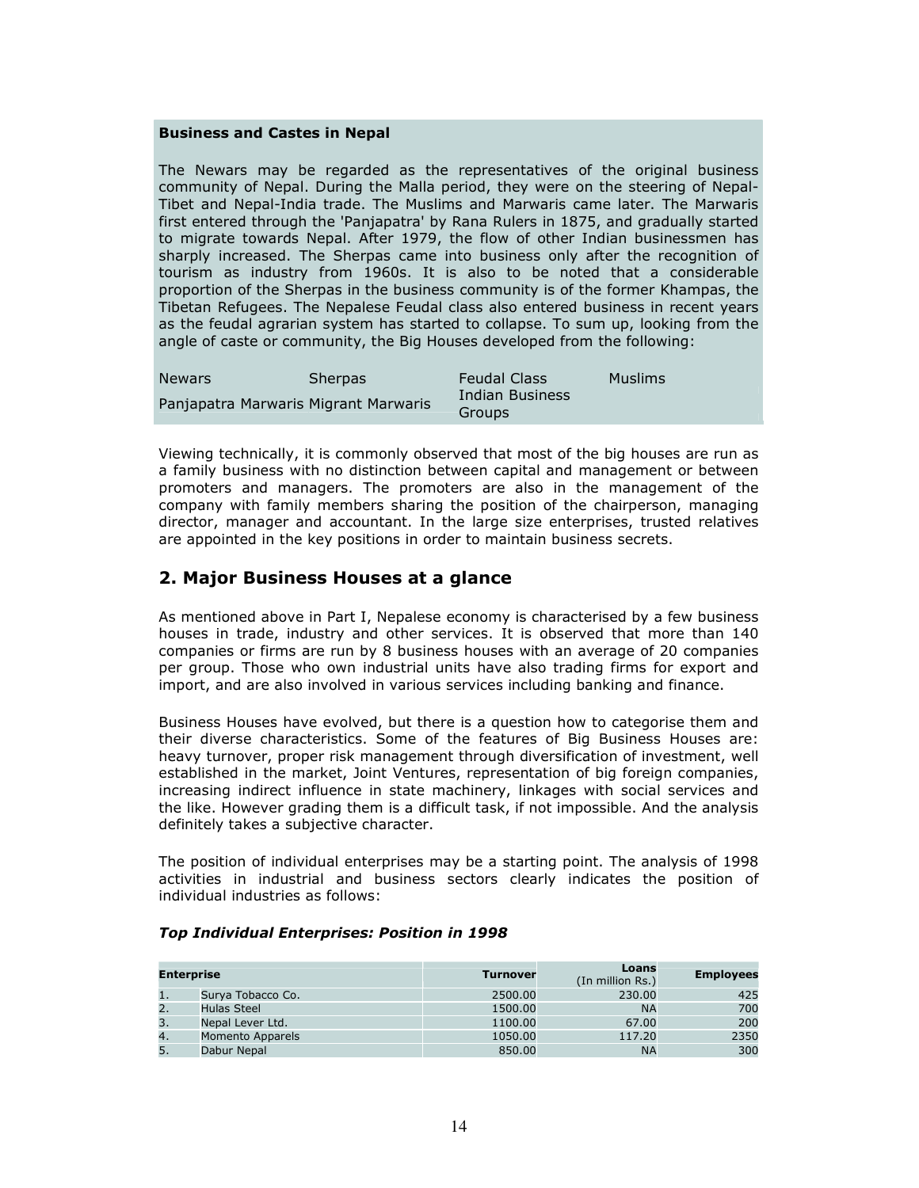**Business and Castes in Nepal**

The Newars may be regarded as the representatives of the original business community of Nepal. During the Malla period, they were on the steering of Nepal-Tibet and Nepal-India trade. The Muslims and Marwaris came later. The Marwaris first entered through the 'Panjapatra' by Rana Rulers in 1875, and gradually started to migrate towards Nepal. After 1979, the flow of other Indian businessmen has sharply increased. The Sherpas came into business only after the recognition of tourism as industry from 1960s. It is also to be noted that a considerable proportion of the Sherpas in the business community is of the former Khampas, the Tibetan Refugees. The Nepalese Feudal class also entered business in recent years as the feudal agrarian system has started to collapse. To sum up, looking from the angle of caste or community, the Big Houses developed from the following:

| | | | |
|---|---|---|---|
| Newars | Sherpas | Feudal Class | Muslims |
| Panjapatra Marwaris | Migrant Marwaris | Indian Business Groups | |

Viewing technically, it is commonly observed that most of the big houses are run as a family business with no distinction between capital and management or between promoters and managers. The promoters are also in the management of the company with family members sharing the position of the chairperson, managing director, manager and accountant. In the large size enterprises, trusted relatives are appointed in the key positions in order to maintain business secrets.

## 2. Major Business Houses at a glance

As mentioned above in Part I, Nepalese economy is characterised by a few business houses in trade, industry and other services. It is observed that more than 140 companies or firms are run by 8 business houses with an average of 20 companies per group. Those who own industrial units have also trading firms for export and import, and are also involved in various services including banking and finance.

Business Houses have evolved, but there is a question how to categorise them and their diverse characteristics. Some of the features of Big Business Houses are: heavy turnover, proper risk management through diversification of investment, well established in the market, Joint Ventures, representation of big foreign companies, increasing indirect influence in state machinery, linkages with social services and the like. However grading them is a difficult task, if not impossible. And the analysis definitely takes a subjective character.

The position of individual enterprises may be a starting point. The analysis of 1998 activities in industrial and business sectors clearly indicates the position of individual industries as follows:

***Top Individual Enterprises: Position in 1998***

| Enterprise | | Turnover | Loans (In million Rs.) | Employees |
|---|---|---|---|---|
| 1. | Surya Tobacco Co. | 2500.00 | 230.00 | 425 |
| 2. | Hulas Steel | 1500.00 | NA | 700 |
| 3. | Nepal Lever Ltd. | 1100.00 | 67.00 | 200 |
| 4. | Momento Apparels | 1050.00 | 117.20 | 2350 |
| 5. | Dabur Nepal | 850.00 | NA | 300 |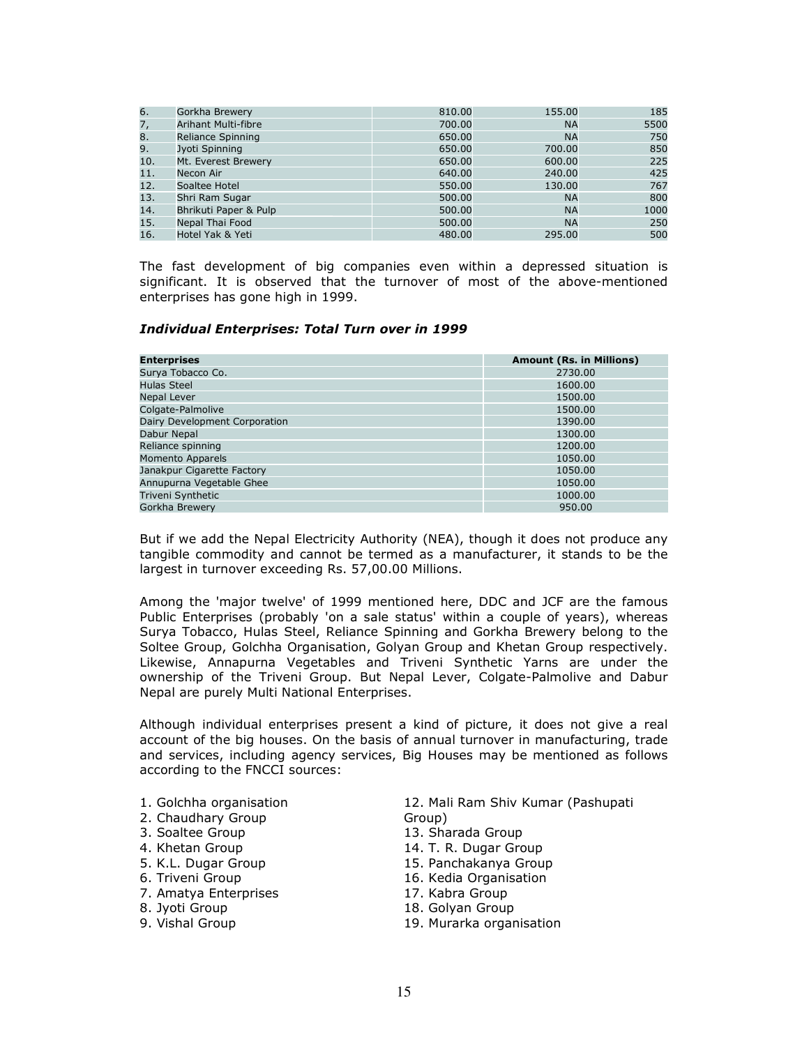| | | | | |
|---|---|---|---|---|
| 6. | Gorkha Brewery | 810.00 | 155.00 | 185 |
| 7, | Arihant Multi-fibre | 700.00 | NA | 5500 |
| 8. | Reliance Spinning | 650.00 | NA | 750 |
| 9. | Jyoti Spinning | 650.00 | 700.00 | 850 |
| 10. | Mt. Everest Brewery | 650.00 | 600.00 | 225 |
| 11. | Necon Air | 640.00 | 240.00 | 425 |
| 12. | Soaltee Hotel | 550.00 | 130.00 | 767 |
| 13. | Shri Ram Sugar | 500.00 | NA | 800 |
| 14. | Bhrikuti Paper & Pulp | 500.00 | NA | 1000 |
| 15. | Nepal Thai Food | 500.00 | NA | 250 |
| 16. | Hotel Yak & Yeti | 480.00 | 295.00 | 500 |

The fast development of big companies even within a depressed situation is significant. It is observed that the turnover of most of the above-mentioned enterprises has gone high in 1999.

***Individual Enterprises: Total Turn over in 1999***

| Enterprises | Amount (Rs. in Millions) |
|---|---|
| Surya Tobacco Co. | 2730.00 |
| Hulas Steel | 1600.00 |
| Nepal Lever | 1500.00 |
| Colgate-Palmolive | 1500.00 |
| Dairy Development Corporation | 1390.00 |
| Dabur Nepal | 1300.00 |
| Reliance spinning | 1200.00 |
| Momento Apparels | 1050.00 |
| Janakpur Cigarette Factory | 1050.00 |
| Annupurna Vegetable Ghee | 1050.00 |
| Triveni Synthetic | 1000.00 |
| Gorkha Brewery | 950.00 |

But if we add the Nepal Electricity Authority (NEA), though it does not produce any tangible commodity and cannot be termed as a manufacturer, it stands to be the largest in turnover exceeding Rs. 57,00.00 Millions.

Among the 'major twelve' of 1999 mentioned here, DDC and JCF are the famous Public Enterprises (probably 'on a sale status' within a couple of years), whereas Surya Tobacco, Hulas Steel, Reliance Spinning and Gorkha Brewery belong to the Soltee Group, Golchha Organisation, Golyan Group and Khetan Group respectively. Likewise, Annapurna Vegetables and Triveni Synthetic Yarns are under the ownership of the Triveni Group. But Nepal Lever, Colgate-Palmolive and Dabur Nepal are purely Multi National Enterprises.

Although individual enterprises present a kind of picture, it does not give a real account of the big houses. On the basis of annual turnover in manufacturing, trade and services, including agency services, Big Houses may be mentioned as follows according to the FNCCI sources:

1. Golchha organisation
2. Chaudhary Group
3. Soaltee Group
4. Khetan Group
5. K.L. Dugar Group
6. Triveni Group
7. Amatya Enterprises
8. Jyoti Group
9. Vishal Group
12. Mali Ram Shiv Kumar (Pashupati Group)
13. Sharada Group
14. T. R. Dugar Group
15. Panchakanya Group
16. Kedia Organisation
17. Kabra Group
18. Golyan Group
19. Murarka organisation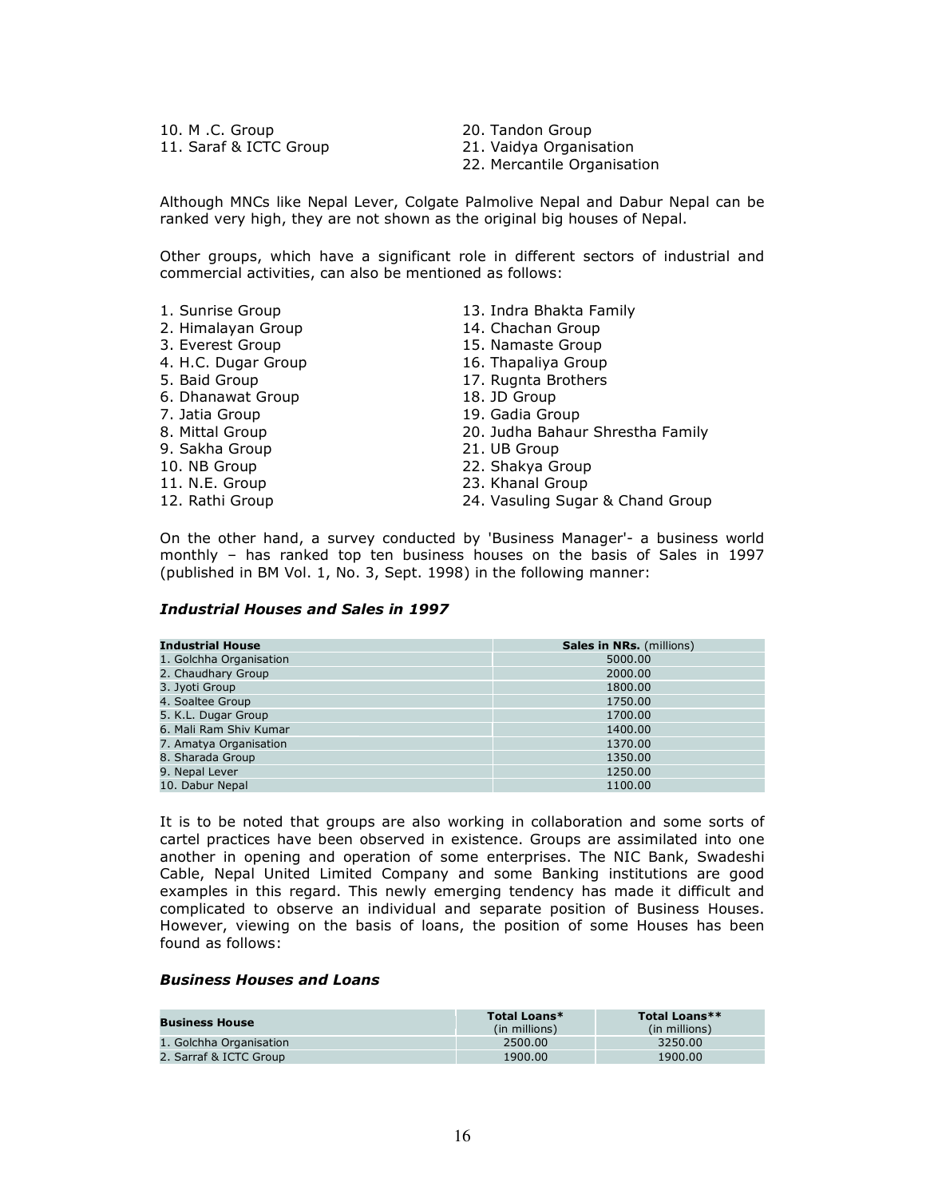10. M .C. Group
11. Saraf & ICTC Group
20. Tandon Group
21. Vaidya Organisation
22. Mercantile Organisation

Although MNCs like Nepal Lever, Colgate Palmolive Nepal and Dabur Nepal can be ranked very high, they are not shown as the original big houses of Nepal.

Other groups, which have a significant role in different sectors of industrial and commercial activities, can also be mentioned as follows:

1. Sunrise Group
2. Himalayan Group
3. Everest Group
4. H.C. Dugar Group
5. Baid Group
6. Dhanawat Group
7. Jatia Group
8. Mittal Group
9. Sakha Group
10. NB Group
11. N.E. Group
12. Rathi Group
13. Indra Bhakta Family
14. Chachan Group
15. Namaste Group
16. Thapaliya Group
17. Rugnta Brothers
18. JD Group
19. Gadia Group
20. Judha Bahaur Shrestha Family
21. UB Group
22. Shakya Group
23. Khanal Group
24. Vasuling Sugar & Chand Group

On the other hand, a survey conducted by 'Business Manager'- a business world monthly – has ranked top ten business houses on the basis of Sales in 1997 (published in BM Vol. 1, No. 3, Sept. 1998) in the following manner:

### *Industrial Houses and Sales in 1997*

| **Industrial House** | **Sales in NRs.** (millions) |
|---|---|
| 1. Golchha Organisation | 5000.00 |
| 2. Chaudhary Group | 2000.00 |
| 3. Jyoti Group | 1800.00 |
| 4. Soaltee Group | 1750.00 |
| 5. K.L. Dugar Group | 1700.00 |
| 6. Mali Ram Shiv Kumar | 1400.00 |
| 7. Amatya Organisation | 1370.00 |
| 8. Sharada Group | 1350.00 |
| 9. Nepal Lever | 1250.00 |
| 10. Dabur Nepal | 1100.00 |

It is to be noted that groups are also working in collaboration and some sorts of cartel practices have been observed in existence. Groups are assimilated into one another in opening and operation of some enterprises. The NIC Bank, Swadeshi Cable, Nepal United Limited Company and some Banking institutions are good examples in this regard. This newly emerging tendency has made it difficult and complicated to observe an individual and separate position of Business Houses. However, viewing on the basis of loans, the position of some Houses has been found as follows:

### *Business Houses and Loans*

| **Business House** | **Total Loans*** (in millions) | **Total Loans**** (in millions) |
|---|---|---|
| 1. Golchha Organisation | 2500.00 | 3250.00 |
| 2. Sarraf & ICTC Group | 1900.00 | 1900.00 |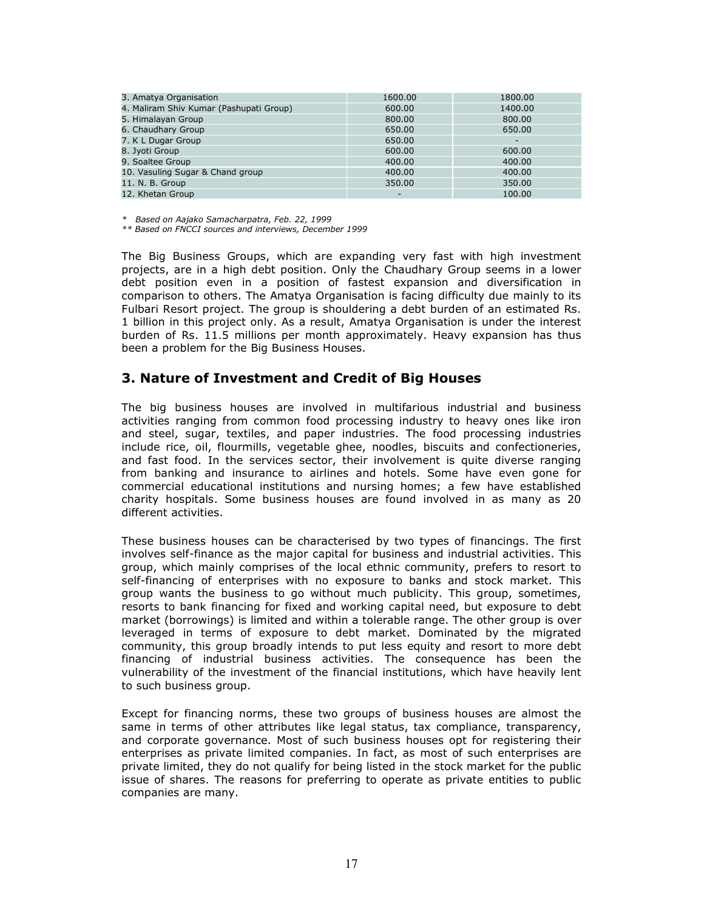| | | |
|---|---|---|
| 3. Amatya Organisation | 1600.00 | 1800.00 |
| 4. Maliram Shiv Kumar (Pashupati Group) | 600.00 | 1400.00 |
| 5. Himalayan Group | 800.00 | 800.00 |
| 6. Chaudhary Group | 650.00 | 650.00 |
| 7. K L Dugar Group | 650.00 | - |
| 8. Jyoti Group | 600.00 | 600.00 |
| 9. Soaltee Group | 400.00 | 400.00 |
| 10. Vasuling Sugar & Chand group | 400.00 | 400.00 |
| 11. N. B. Group | 350.00 | 350.00 |
| 12. Khetan Group | - | 100.00 |

*\* Based on Aajako Samacharpatra, Feb. 22, 1999*
*\*\* Based on FNCCI sources and interviews, December 1999*

The Big Business Groups, which are expanding very fast with high investment projects, are in a high debt position. Only the Chaudhary Group seems in a lower debt position even in a position of fastest expansion and diversification in comparison to others. The Amatya Organisation is facing difficulty due mainly to its Fulbari Resort project. The group is shouldering a debt burden of an estimated Rs. 1 billion in this project only. As a result, Amatya Organisation is under the interest burden of Rs. 11.5 millions per month approximately. Heavy expansion has thus been a problem for the Big Business Houses.

## 3. Nature of Investment and Credit of Big Houses

The big business houses are involved in multifarious industrial and business activities ranging from common food processing industry to heavy ones like iron and steel, sugar, textiles, and paper industries. The food processing industries include rice, oil, flourmills, vegetable ghee, noodles, biscuits and confectioneries, and fast food. In the services sector, their involvement is quite diverse ranging from banking and insurance to airlines and hotels. Some have even gone for commercial educational institutions and nursing homes; a few have established charity hospitals. Some business houses are found involved in as many as 20 different activities.

These business houses can be characterised by two types of financings. The first involves self-finance as the major capital for business and industrial activities. This group, which mainly comprises of the local ethnic community, prefers to resort to self-financing of enterprises with no exposure to banks and stock market. This group wants the business to go without much publicity. This group, sometimes, resorts to bank financing for fixed and working capital need, but exposure to debt market (borrowings) is limited and within a tolerable range. The other group is over leveraged in terms of exposure to debt market. Dominated by the migrated community, this group broadly intends to put less equity and resort to more debt financing of industrial business activities. The consequence has been the vulnerability of the investment of the financial institutions, which have heavily lent to such business group.

Except for financing norms, these two groups of business houses are almost the same in terms of other attributes like legal status, tax compliance, transparency, and corporate governance. Most of such business houses opt for registering their enterprises as private limited companies. In fact, as most of such enterprises are private limited, they do not qualify for being listed in the stock market for the public issue of shares. The reasons for preferring to operate as private entities to public companies are many.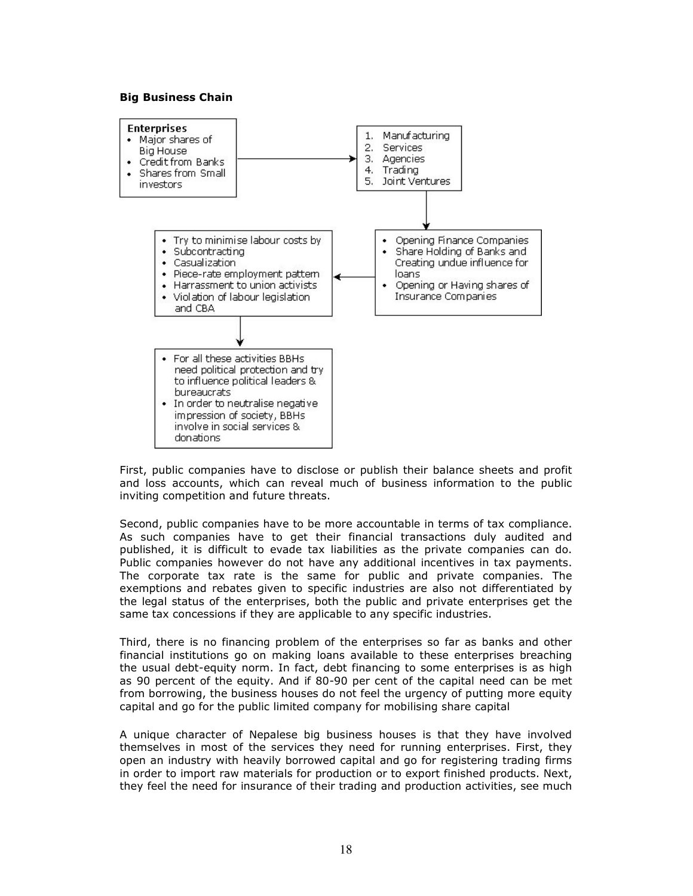**Big Business Chain**

**Enterprises**
- Major shares of Big House
- Credit from Banks
- Shares from Small investors

→

1. Manufacturing
2. Services
3. Agencies
4. Trading
5. Joint Ventures

↓

- Opening Finance Companies
- Share Holding of Banks and Creating undue influence for loans
- Opening or Having shares of Insurance Companies

←

- Try to minimise labour costs by
- Subcontracting
- Casualization
- Piece-rate employment pattern
- Harrassment to union activists
- Violation of labour legislation and CBA

↓

- For all these activities BBHs need political protection and try to influence political leaders & bureaucrats
- In order to neutralise negative impression of society, BBHs involve in social services & donations

First, public companies have to disclose or publish their balance sheets and profit and loss accounts, which can reveal much of business information to the public inviting competition and future threats.

Second, public companies have to be more accountable in terms of tax compliance. As such companies have to get their financial transactions duly audited and published, it is difficult to evade tax liabilities as the private companies can do. Public companies however do not have any additional incentives in tax payments. The corporate tax rate is the same for public and private companies. The exemptions and rebates given to specific industries are also not differentiated by the legal status of the enterprises, both the public and private enterprises get the same tax concessions if they are applicable to any specific industries.

Third, there is no financing problem of the enterprises so far as banks and other financial institutions go on making loans available to these enterprises breaching the usual debt-equity norm. In fact, debt financing to some enterprises is as high as 90 percent of the equity. And if 80-90 per cent of the capital need can be met from borrowing, the business houses do not feel the urgency of putting more equity capital and go for the public limited company for mobilising share capital

A unique character of Nepalese big business houses is that they have involved themselves in most of the services they need for running enterprises. First, they open an industry with heavily borrowed capital and go for registering trading firms in order to import raw materials for production or to export finished products. Next, they feel the need for insurance of their trading and production activities, see much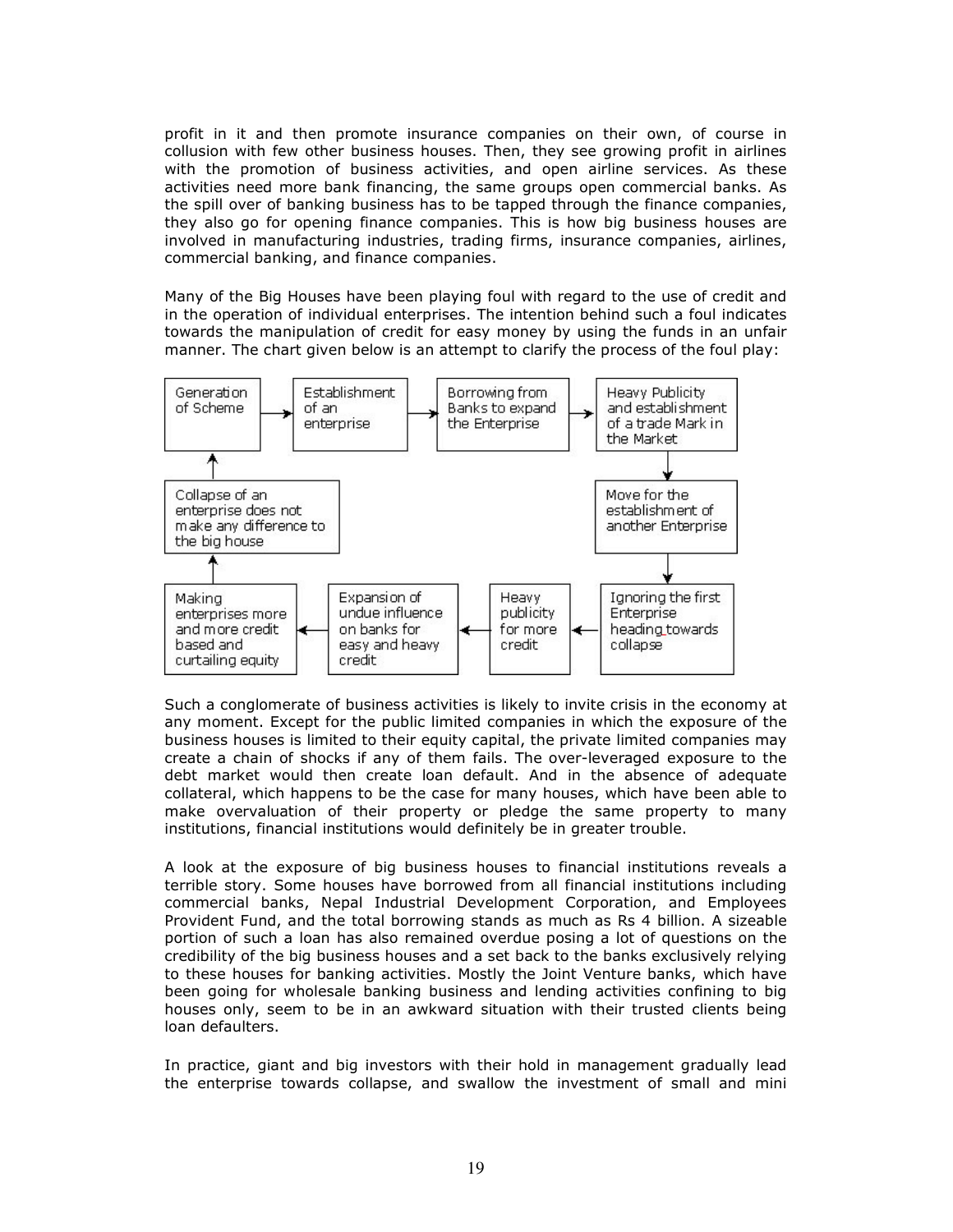profit in it and then promote insurance companies on their own, of course in collusion with few other business houses. Then, they see growing profit in airlines with the promotion of business activities, and open airline services. As these activities need more bank financing, the same groups open commercial banks. As the spill over of banking business has to be tapped through the finance companies, they also go for opening finance companies. This is how big business houses are involved in manufacturing industries, trading firms, insurance companies, airlines, commercial banking, and finance companies.

Many of the Big Houses have been playing foul with regard to the use of credit and in the operation of individual enterprises. The intention behind such a foul indicates towards the manipulation of credit for easy money by using the funds in an unfair manner. The chart given below is an attempt to clarify the process of the foul play:

1. Generation of Scheme →
2. Establishment of an enterprise →
3. Borrowing from Banks to expand the Enterprise →
4. Heavy Publicity and establishment of a trade Mark in the Market →
5. Move for the establishment of another Enterprise →
6. Ignoring the first Enterprise heading towards collapse →
7. Heavy publicity for more credit →
8. Expansion of undue influence on banks for easy and heavy credit →
9. Making enterprises more and more credit based and curtailing equity →
10. Collapse of an enterprise does not make any difference to the big house → (back to Generation of Scheme)

Such a conglomerate of business activities is likely to invite crisis in the economy at any moment. Except for the public limited companies in which the exposure of the business houses is limited to their equity capital, the private limited companies may create a chain of shocks if any of them fails. The over-leveraged exposure to the debt market would then create loan default. And in the absence of adequate collateral, which happens to be the case for many houses, which have been able to make overvaluation of their property or pledge the same property to many institutions, financial institutions would definitely be in greater trouble.

A look at the exposure of big business houses to financial institutions reveals a terrible story. Some houses have borrowed from all financial institutions including commercial banks, Nepal Industrial Development Corporation, and Employees Provident Fund, and the total borrowing stands as much as Rs 4 billion. A sizeable portion of such a loan has also remained overdue posing a lot of questions on the credibility of the big business houses and a set back to the banks exclusively relying to these houses for banking activities. Mostly the Joint Venture banks, which have been going for wholesale banking business and lending activities confining to big houses only, seem to be in an awkward situation with their trusted clients being loan defaulters.

In practice, giant and big investors with their hold in management gradually lead the enterprise towards collapse, and swallow the investment of small and mini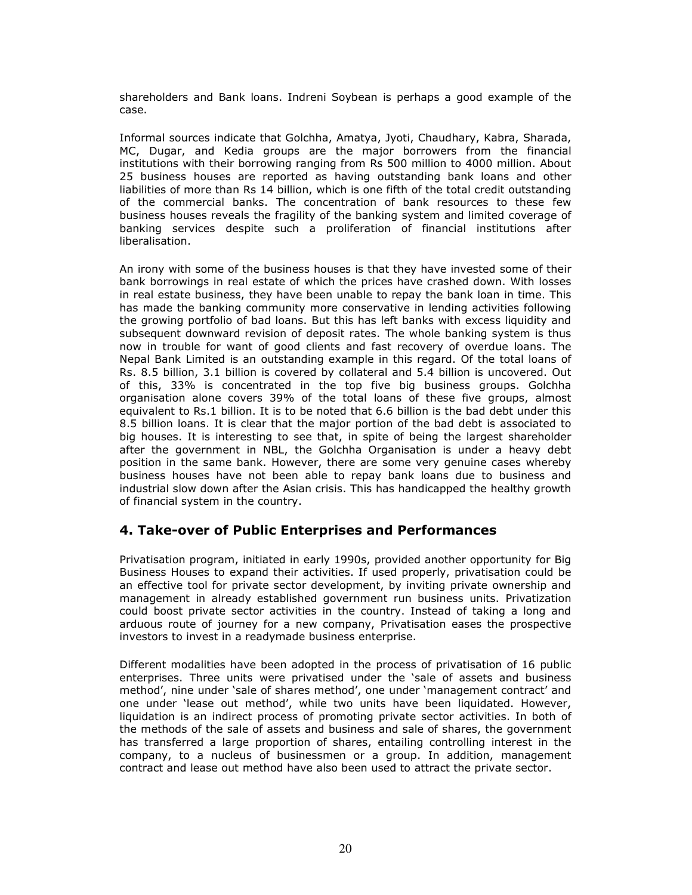shareholders and Bank loans. Indreni Soybean is perhaps a good example of the case.

Informal sources indicate that Golchha, Amatya, Jyoti, Chaudhary, Kabra, Sharada, MC, Dugar, and Kedia groups are the major borrowers from the financial institutions with their borrowing ranging from Rs 500 million to 4000 million. About 25 business houses are reported as having outstanding bank loans and other liabilities of more than Rs 14 billion, which is one fifth of the total credit outstanding of the commercial banks. The concentration of bank resources to these few business houses reveals the fragility of the banking system and limited coverage of banking services despite such a proliferation of financial institutions after liberalisation.

An irony with some of the business houses is that they have invested some of their bank borrowings in real estate of which the prices have crashed down. With losses in real estate business, they have been unable to repay the bank loan in time. This has made the banking community more conservative in lending activities following the growing portfolio of bad loans. But this has left banks with excess liquidity and subsequent downward revision of deposit rates. The whole banking system is thus now in trouble for want of good clients and fast recovery of overdue loans. The Nepal Bank Limited is an outstanding example in this regard. Of the total loans of Rs. 8.5 billion, 3.1 billion is covered by collateral and 5.4 billion is uncovered. Out of this, 33% is concentrated in the top five big business groups. Golchha organisation alone covers 39% of the total loans of these five groups, almost equivalent to Rs.1 billion. It is to be noted that 6.6 billion is the bad debt under this 8.5 billion loans. It is clear that the major portion of the bad debt is associated to big houses. It is interesting to see that, in spite of being the largest shareholder after the government in NBL, the Golchha Organisation is under a heavy debt position in the same bank. However, there are some very genuine cases whereby business houses have not been able to repay bank loans due to business and industrial slow down after the Asian crisis. This has handicapped the healthy growth of financial system in the country.

## 4. Take-over of Public Enterprises and Performances

Privatisation program, initiated in early 1990s, provided another opportunity for Big Business Houses to expand their activities. If used properly, privatisation could be an effective tool for private sector development, by inviting private ownership and management in already established government run business units. Privatization could boost private sector activities in the country. Instead of taking a long and arduous route of journey for a new company, Privatisation eases the prospective investors to invest in a readymade business enterprise.

Different modalities have been adopted in the process of privatisation of 16 public enterprises. Three units were privatised under the 'sale of assets and business method', nine under 'sale of shares method', one under 'management contract' and one under 'lease out method', while two units have been liquidated. However, liquidation is an indirect process of promoting private sector activities. In both of the methods of the sale of assets and business and sale of shares, the government has transferred a large proportion of shares, entailing controlling interest in the company, to a nucleus of businessmen or a group. In addition, management contract and lease out method have also been used to attract the private sector.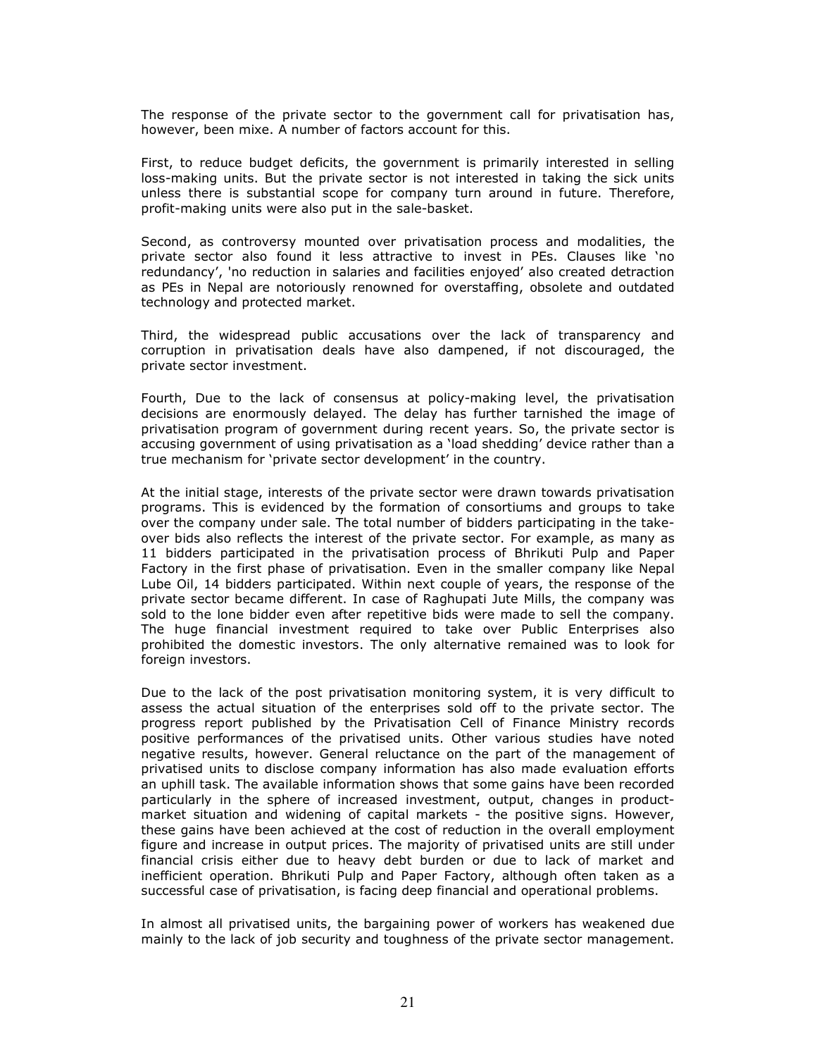The response of the private sector to the government call for privatisation has, however, been mixe. A number of factors account for this.

First, to reduce budget deficits, the government is primarily interested in selling loss-making units. But the private sector is not interested in taking the sick units unless there is substantial scope for company turn around in future. Therefore, profit-making units were also put in the sale-basket.

Second, as controversy mounted over privatisation process and modalities, the private sector also found it less attractive to invest in PEs. Clauses like 'no redundancy', 'no reduction in salaries and facilities enjoyed' also created detraction as PEs in Nepal are notoriously renowned for overstaffing, obsolete and outdated technology and protected market.

Third, the widespread public accusations over the lack of transparency and corruption in privatisation deals have also dampened, if not discouraged, the private sector investment.

Fourth, Due to the lack of consensus at policy-making level, the privatisation decisions are enormously delayed. The delay has further tarnished the image of privatisation program of government during recent years. So, the private sector is accusing government of using privatisation as a 'load shedding' device rather than a true mechanism for 'private sector development' in the country.

At the initial stage, interests of the private sector were drawn towards privatisation programs. This is evidenced by the formation of consortiums and groups to take over the company under sale. The total number of bidders participating in the take-over bids also reflects the interest of the private sector. For example, as many as 11 bidders participated in the privatisation process of Bhrikuti Pulp and Paper Factory in the first phase of privatisation. Even in the smaller company like Nepal Lube Oil, 14 bidders participated. Within next couple of years, the response of the private sector became different. In case of Raghupati Jute Mills, the company was sold to the lone bidder even after repetitive bids were made to sell the company. The huge financial investment required to take over Public Enterprises also prohibited the domestic investors. The only alternative remained was to look for foreign investors.

Due to the lack of the post privatisation monitoring system, it is very difficult to assess the actual situation of the enterprises sold off to the private sector. The progress report published by the Privatisation Cell of Finance Ministry records positive performances of the privatised units. Other various studies have noted negative results, however. General reluctance on the part of the management of privatised units to disclose company information has also made evaluation efforts an uphill task. The available information shows that some gains have been recorded particularly in the sphere of increased investment, output, changes in product-market situation and widening of capital markets - the positive signs. However, these gains have been achieved at the cost of reduction in the overall employment figure and increase in output prices. The majority of privatised units are still under financial crisis either due to heavy debt burden or due to lack of market and inefficient operation. Bhrikuti Pulp and Paper Factory, although often taken as a successful case of privatisation, is facing deep financial and operational problems.

In almost all privatised units, the bargaining power of workers has weakened due mainly to the lack of job security and toughness of the private sector management.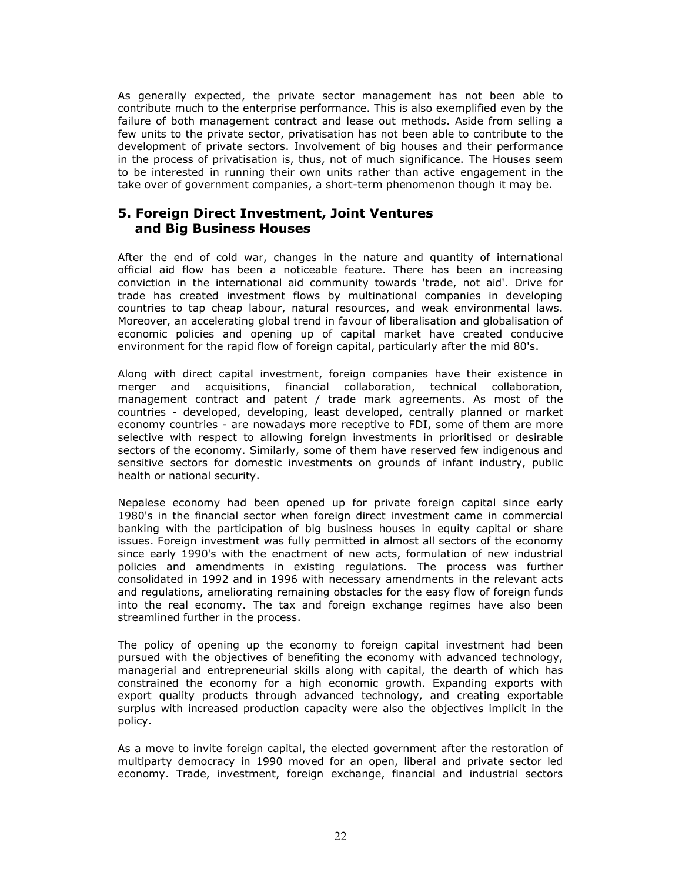As generally expected, the private sector management has not been able to contribute much to the enterprise performance. This is also exemplified even by the failure of both management contract and lease out methods. Aside from selling a few units to the private sector, privatisation has not been able to contribute to the development of private sectors. Involvement of big houses and their performance in the process of privatisation is, thus, not of much significance. The Houses seem to be interested in running their own units rather than active engagement in the take over of government companies, a short-term phenomenon though it may be.

## 5. Foreign Direct Investment, Joint Ventures and Big Business Houses

After the end of cold war, changes in the nature and quantity of international official aid flow has been a noticeable feature. There has been an increasing conviction in the international aid community towards 'trade, not aid'. Drive for trade has created investment flows by multinational companies in developing countries to tap cheap labour, natural resources, and weak environmental laws. Moreover, an accelerating global trend in favour of liberalisation and globalisation of economic policies and opening up of capital market have created conducive environment for the rapid flow of foreign capital, particularly after the mid 80's.

Along with direct capital investment, foreign companies have their existence in merger and acquisitions, financial collaboration, technical collaboration, management contract and patent / trade mark agreements. As most of the countries - developed, developing, least developed, centrally planned or market economy countries - are nowadays more receptive to FDI, some of them are more selective with respect to allowing foreign investments in prioritised or desirable sectors of the economy. Similarly, some of them have reserved few indigenous and sensitive sectors for domestic investments on grounds of infant industry, public health or national security.

Nepalese economy had been opened up for private foreign capital since early 1980's in the financial sector when foreign direct investment came in commercial banking with the participation of big business houses in equity capital or share issues. Foreign investment was fully permitted in almost all sectors of the economy since early 1990's with the enactment of new acts, formulation of new industrial policies and amendments in existing regulations. The process was further consolidated in 1992 and in 1996 with necessary amendments in the relevant acts and regulations, ameliorating remaining obstacles for the easy flow of foreign funds into the real economy. The tax and foreign exchange regimes have also been streamlined further in the process.

The policy of opening up the economy to foreign capital investment had been pursued with the objectives of benefiting the economy with advanced technology, managerial and entrepreneurial skills along with capital, the dearth of which has constrained the economy for a high economic growth. Expanding exports with export quality products through advanced technology, and creating exportable surplus with increased production capacity were also the objectives implicit in the policy.

As a move to invite foreign capital, the elected government after the restoration of multiparty democracy in 1990 moved for an open, liberal and private sector led economy. Trade, investment, foreign exchange, financial and industrial sectors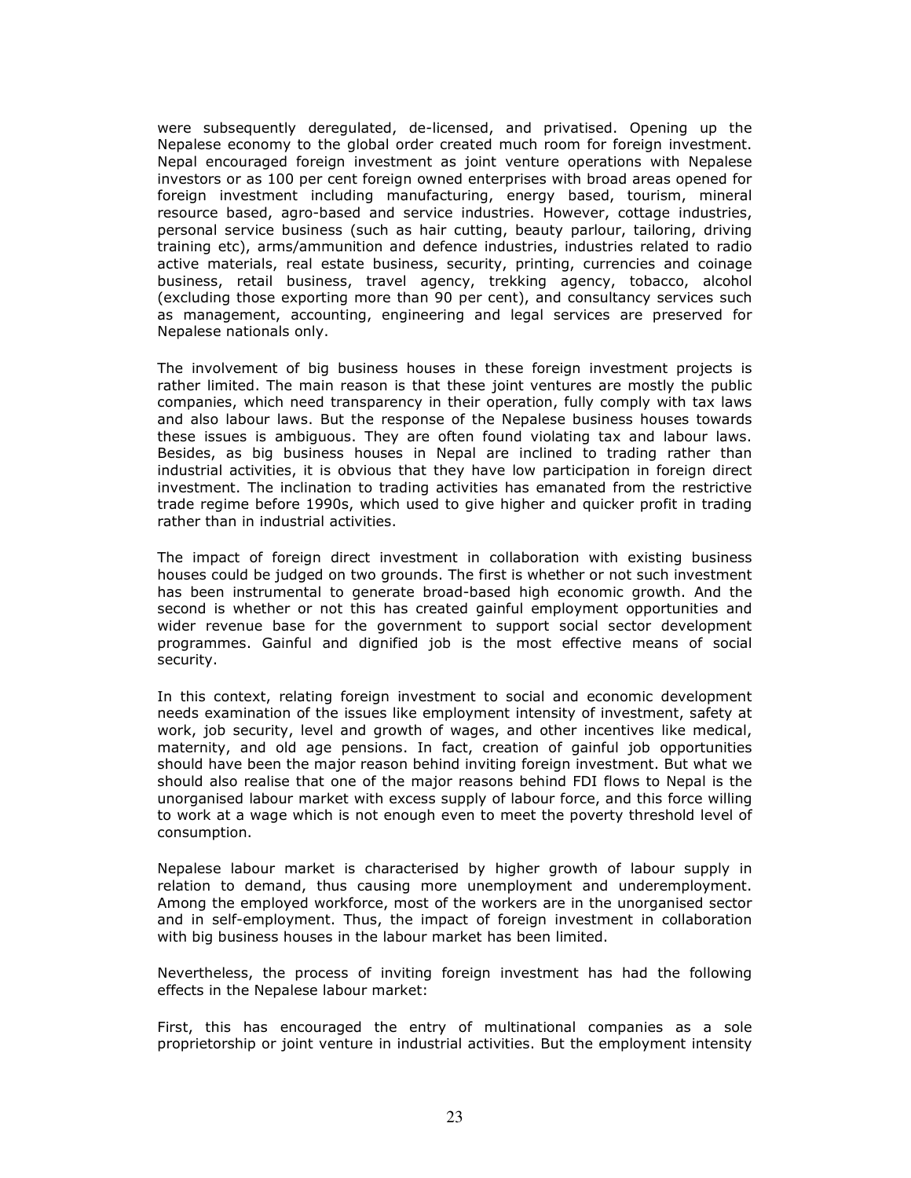were subsequently deregulated, de-licensed, and privatised. Opening up the Nepalese economy to the global order created much room for foreign investment. Nepal encouraged foreign investment as joint venture operations with Nepalese investors or as 100 per cent foreign owned enterprises with broad areas opened for foreign investment including manufacturing, energy based, tourism, mineral resource based, agro-based and service industries. However, cottage industries, personal service business (such as hair cutting, beauty parlour, tailoring, driving training etc), arms/ammunition and defence industries, industries related to radio active materials, real estate business, security, printing, currencies and coinage business, retail business, travel agency, trekking agency, tobacco, alcohol (excluding those exporting more than 90 per cent), and consultancy services such as management, accounting, engineering and legal services are preserved for Nepalese nationals only.

The involvement of big business houses in these foreign investment projects is rather limited. The main reason is that these joint ventures are mostly the public companies, which need transparency in their operation, fully comply with tax laws and also labour laws. But the response of the Nepalese business houses towards these issues is ambiguous. They are often found violating tax and labour laws. Besides, as big business houses in Nepal are inclined to trading rather than industrial activities, it is obvious that they have low participation in foreign direct investment. The inclination to trading activities has emanated from the restrictive trade regime before 1990s, which used to give higher and quicker profit in trading rather than in industrial activities.

The impact of foreign direct investment in collaboration with existing business houses could be judged on two grounds. The first is whether or not such investment has been instrumental to generate broad-based high economic growth. And the second is whether or not this has created gainful employment opportunities and wider revenue base for the government to support social sector development programmes. Gainful and dignified job is the most effective means of social security.

In this context, relating foreign investment to social and economic development needs examination of the issues like employment intensity of investment, safety at work, job security, level and growth of wages, and other incentives like medical, maternity, and old age pensions. In fact, creation of gainful job opportunities should have been the major reason behind inviting foreign investment. But what we should also realise that one of the major reasons behind FDI flows to Nepal is the unorganised labour market with excess supply of labour force, and this force willing to work at a wage which is not enough even to meet the poverty threshold level of consumption.

Nepalese labour market is characterised by higher growth of labour supply in relation to demand, thus causing more unemployment and underemployment. Among the employed workforce, most of the workers are in the unorganised sector and in self-employment. Thus, the impact of foreign investment in collaboration with big business houses in the labour market has been limited.

Nevertheless, the process of inviting foreign investment has had the following effects in the Nepalese labour market:

First, this has encouraged the entry of multinational companies as a sole proprietorship or joint venture in industrial activities. But the employment intensity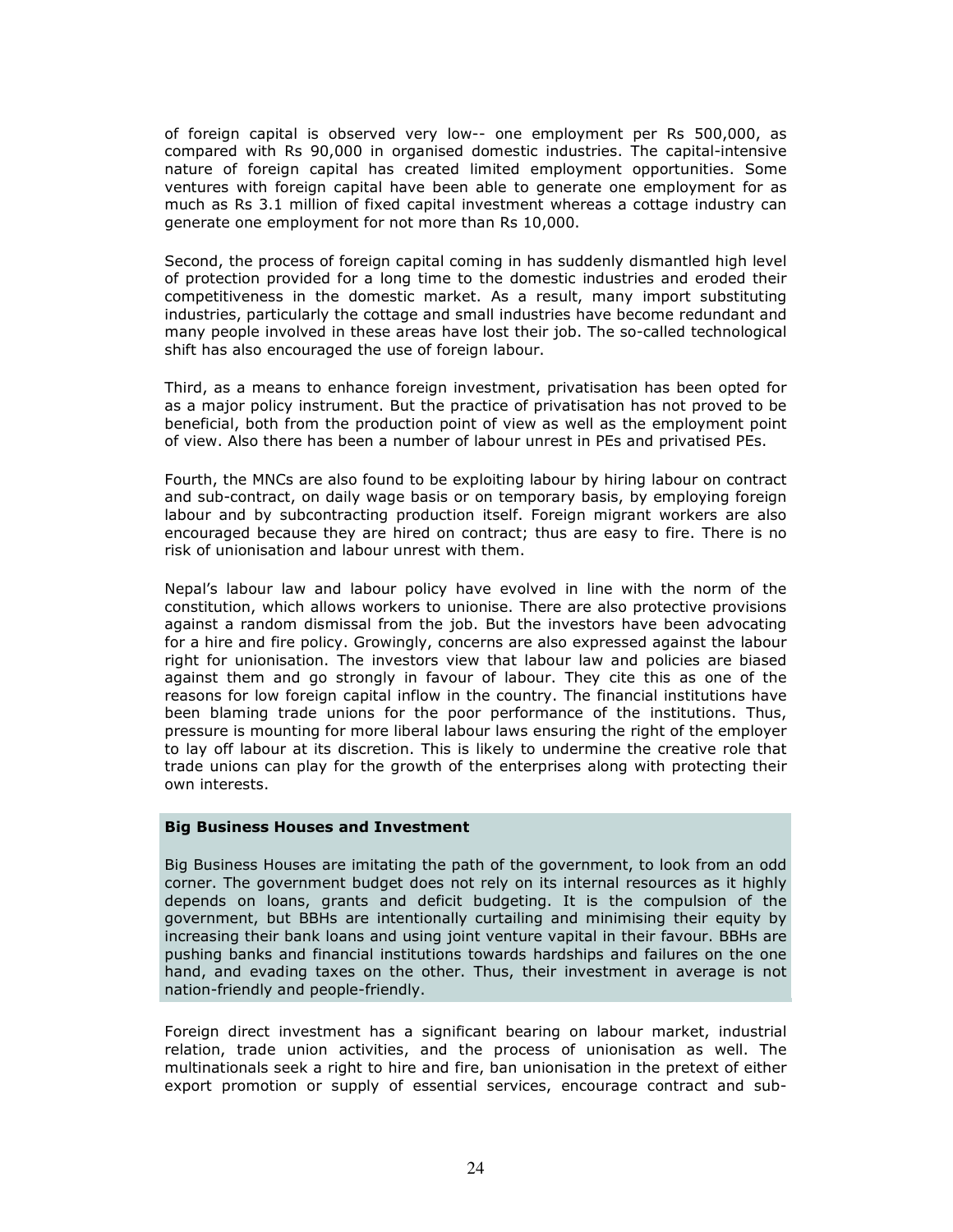of foreign capital is observed very low-- one employment per Rs 500,000, as compared with Rs 90,000 in organised domestic industries. The capital-intensive nature of foreign capital has created limited employment opportunities. Some ventures with foreign capital have been able to generate one employment for as much as Rs 3.1 million of fixed capital investment whereas a cottage industry can generate one employment for not more than Rs 10,000.

Second, the process of foreign capital coming in has suddenly dismantled high level of protection provided for a long time to the domestic industries and eroded their competitiveness in the domestic market. As a result, many import substituting industries, particularly the cottage and small industries have become redundant and many people involved in these areas have lost their job. The so-called technological shift has also encouraged the use of foreign labour.

Third, as a means to enhance foreign investment, privatisation has been opted for as a major policy instrument. But the practice of privatisation has not proved to be beneficial, both from the production point of view as well as the employment point of view. Also there has been a number of labour unrest in PEs and privatised PEs.

Fourth, the MNCs are also found to be exploiting labour by hiring labour on contract and sub-contract, on daily wage basis or on temporary basis, by employing foreign labour and by subcontracting production itself. Foreign migrant workers are also encouraged because they are hired on contract; thus are easy to fire. There is no risk of unionisation and labour unrest with them.

Nepal's labour law and labour policy have evolved in line with the norm of the constitution, which allows workers to unionise. There are also protective provisions against a random dismissal from the job. But the investors have been advocating for a hire and fire policy. Growingly, concerns are also expressed against the labour right for unionisation. The investors view that labour law and policies are biased against them and go strongly in favour of labour. They cite this as one of the reasons for low foreign capital inflow in the country. The financial institutions have been blaming trade unions for the poor performance of the institutions. Thus, pressure is mounting for more liberal labour laws ensuring the right of the employer to lay off labour at its discretion. This is likely to undermine the creative role that trade unions can play for the growth of the enterprises along with protecting their own interests.

**Big Business Houses and Investment**

Big Business Houses are imitating the path of the government, to look from an odd corner. The government budget does not rely on its internal resources as it highly depends on loans, grants and deficit budgeting. It is the compulsion of the government, but BBHs are intentionally curtailing and minimising their equity by increasing their bank loans and using joint venture vapital in their favour. BBHs are pushing banks and financial institutions towards hardships and failures on the one hand, and evading taxes on the other. Thus, their investment in average is not nation-friendly and people-friendly.

Foreign direct investment has a significant bearing on labour market, industrial relation, trade union activities, and the process of unionisation as well. The multinationals seek a right to hire and fire, ban unionisation in the pretext of either export promotion or supply of essential services, encourage contract and sub-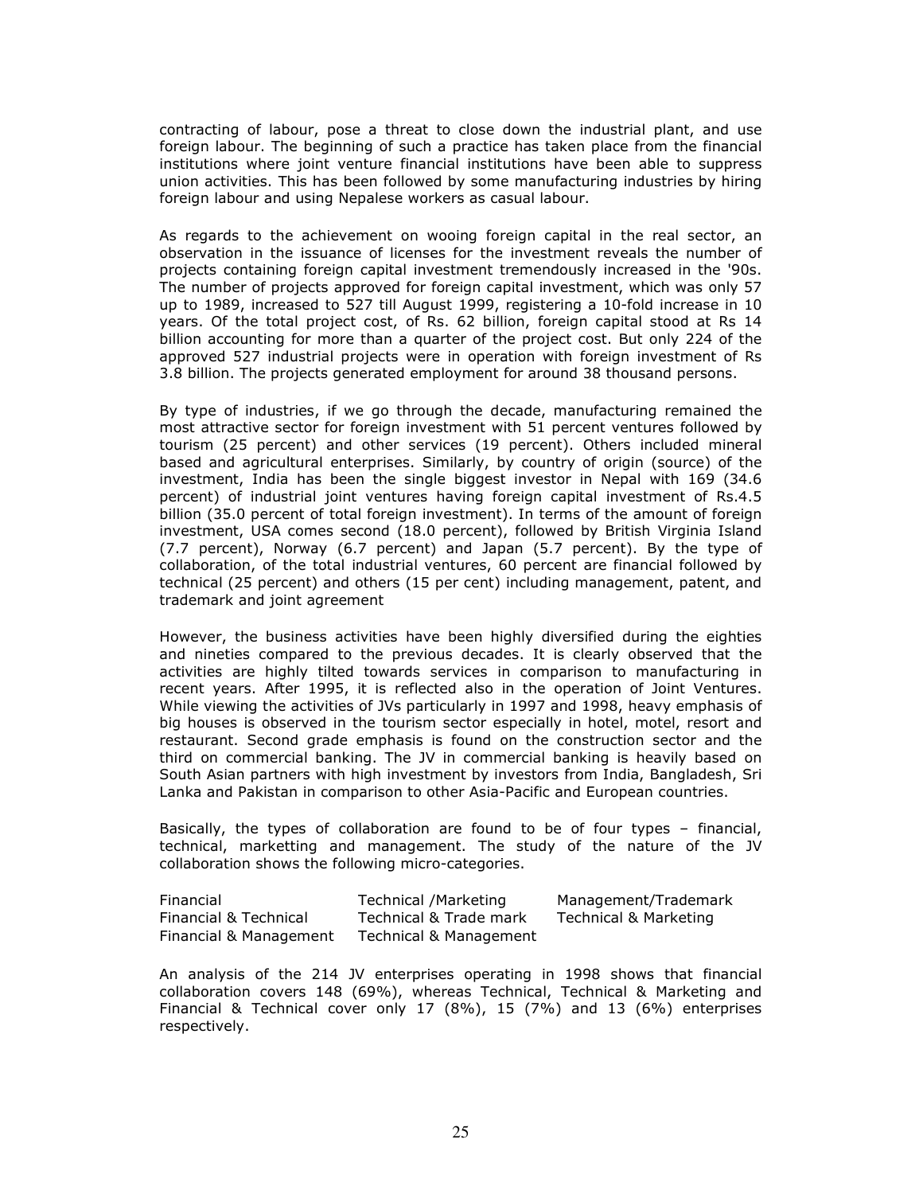contracting of labour, pose a threat to close down the industrial plant, and use foreign labour. The beginning of such a practice has taken place from the financial institutions where joint venture financial institutions have been able to suppress union activities. This has been followed by some manufacturing industries by hiring foreign labour and using Nepalese workers as casual labour.

As regards to the achievement on wooing foreign capital in the real sector, an observation in the issuance of licenses for the investment reveals the number of projects containing foreign capital investment tremendously increased in the '90s. The number of projects approved for foreign capital investment, which was only 57 up to 1989, increased to 527 till August 1999, registering a 10-fold increase in 10 years. Of the total project cost, of Rs. 62 billion, foreign capital stood at Rs 14 billion accounting for more than a quarter of the project cost. But only 224 of the approved 527 industrial projects were in operation with foreign investment of Rs 3.8 billion. The projects generated employment for around 38 thousand persons.

By type of industries, if we go through the decade, manufacturing remained the most attractive sector for foreign investment with 51 percent ventures followed by tourism (25 percent) and other services (19 percent). Others included mineral based and agricultural enterprises. Similarly, by country of origin (source) of the investment, India has been the single biggest investor in Nepal with 169 (34.6 percent) of industrial joint ventures having foreign capital investment of Rs.4.5 billion (35.0 percent of total foreign investment). In terms of the amount of foreign investment, USA comes second (18.0 percent), followed by British Virginia Island (7.7 percent), Norway (6.7 percent) and Japan (5.7 percent). By the type of collaboration, of the total industrial ventures, 60 percent are financial followed by technical (25 percent) and others (15 per cent) including management, patent, and trademark and joint agreement

However, the business activities have been highly diversified during the eighties and nineties compared to the previous decades. It is clearly observed that the activities are highly tilted towards services in comparison to manufacturing in recent years. After 1995, it is reflected also in the operation of Joint Ventures. While viewing the activities of JVs particularly in 1997 and 1998, heavy emphasis of big houses is observed in the tourism sector especially in hotel, motel, resort and restaurant. Second grade emphasis is found on the construction sector and the third on commercial banking. The JV in commercial banking is heavily based on South Asian partners with high investment by investors from India, Bangladesh, Sri Lanka and Pakistan in comparison to other Asia-Pacific and European countries.

Basically, the types of collaboration are found to be of four types – financial, technical, marketting and management. The study of the nature of the JV collaboration shows the following micro-categories.

| | | |
|---|---|---|
| Financial | Technical /Marketing | Management/Trademark |
| Financial & Technical | Technical & Trade mark | Technical & Marketing |
| Financial & Management | Technical & Management | |

An analysis of the 214 JV enterprises operating in 1998 shows that financial collaboration covers 148 (69%), whereas Technical, Technical & Marketing and Financial & Technical cover only 17 (8%), 15 (7%) and 13 (6%) enterprises respectively.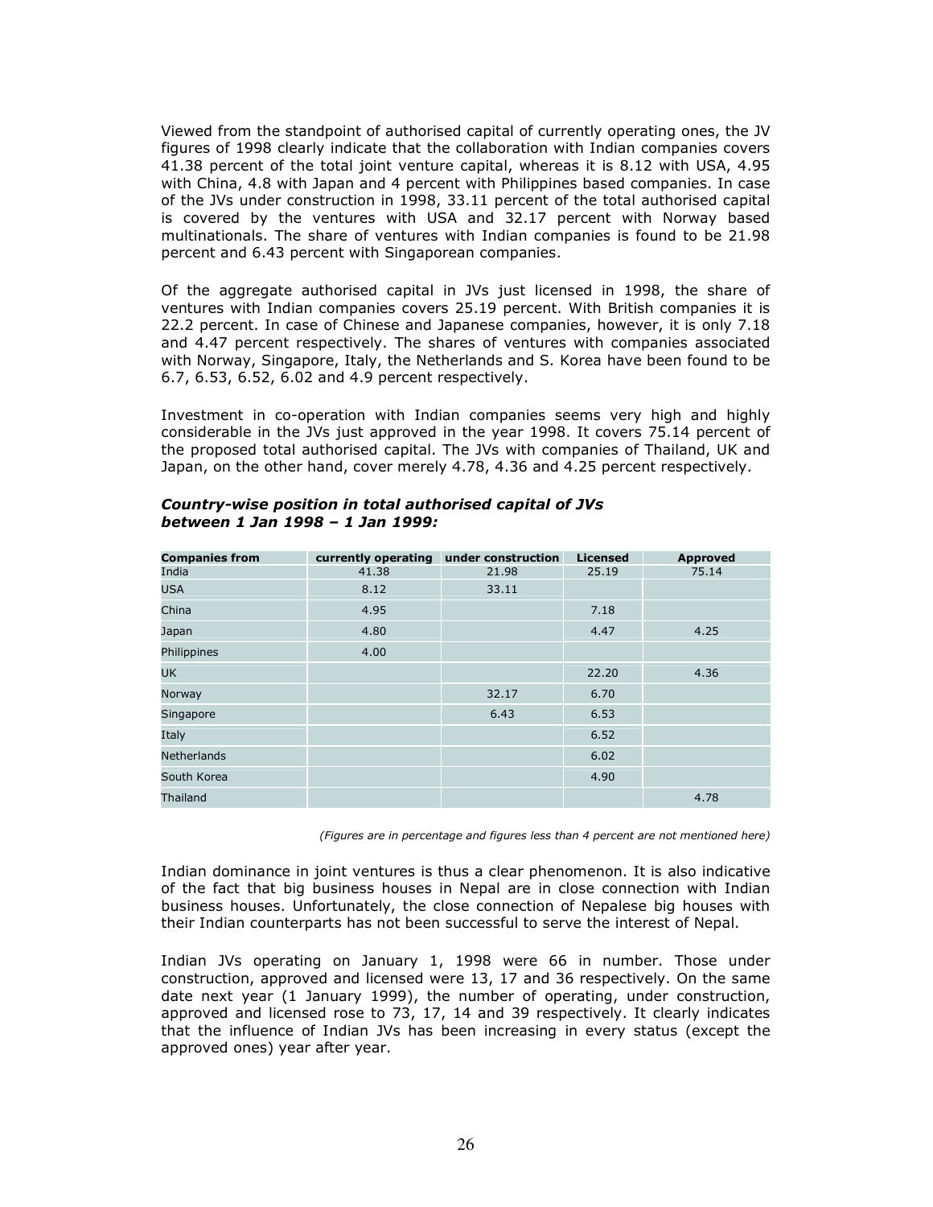Viewed from the standpoint of authorised capital of currently operating ones, the JV figures of 1998 clearly indicate that the collaboration with Indian companies covers 41.38 percent of the total joint venture capital, whereas it is 8.12 with USA, 4.95 with China, 4.8 with Japan and 4 percent with Philippines based companies. In case of the JVs under construction in 1998, 33.11 percent of the total authorised capital is covered by the ventures with USA and 32.17 percent with Norway based multinationals. The share of ventures with Indian companies is found to be 21.98 percent and 6.43 percent with Singaporean companies.

Of the aggregate authorised capital in JVs just licensed in 1998, the share of ventures with Indian companies covers 25.19 percent. With British companies it is 22.2 percent. In case of Chinese and Japanese companies, however, it is only 7.18 and 4.47 percent respectively. The shares of ventures with companies associated with Norway, Singapore, Italy, the Netherlands and S. Korea have been found to be 6.7, 6.53, 6.52, 6.02 and 4.9 percent respectively.

Investment in co-operation with Indian companies seems very high and highly considerable in the JVs just approved in the year 1998. It covers 75.14 percent of the proposed total authorised capital. The JVs with companies of Thailand, UK and Japan, on the other hand, cover merely 4.78, 4.36 and 4.25 percent respectively.

***Country-wise position in total authorised capital of JVs between 1 Jan 1998 – 1 Jan 1999:***

| Companies from | currently operating | under construction | Licensed | Approved |
|---|---|---|---|---|
| India | 41.38 | 21.98 | 25.19 | 75.14 |
| USA | 8.12 | 33.11 | | |
| China | 4.95 | | 7.18 | |
| Japan | 4.80 | | 4.47 | 4.25 |
| Philippines | 4.00 | | | |
| UK | | | 22.20 | 4.36 |
| Norway | | 32.17 | 6.70 | |
| Singapore | | 6.43 | 6.53 | |
| Italy | | | 6.52 | |
| Netherlands | | | 6.02 | |
| South Korea | | | 4.90 | |
| Thailand | | | | 4.78 |

*(Figures are in percentage and figures less than 4 percent are not mentioned here)*

Indian dominance in joint ventures is thus a clear phenomenon. It is also indicative of the fact that big business houses in Nepal are in close connection with Indian business houses. Unfortunately, the close connection of Nepalese big houses with their Indian counterparts has not been successful to serve the interest of Nepal.

Indian JVs operating on January 1, 1998 were 66 in number. Those under construction, approved and licensed were 13, 17 and 36 respectively. On the same date next year (1 January 1999), the number of operating, under construction, approved and licensed rose to 73, 17, 14 and 39 respectively. It clearly indicates that the influence of Indian JVs has been increasing in every status (except the approved ones) year after year.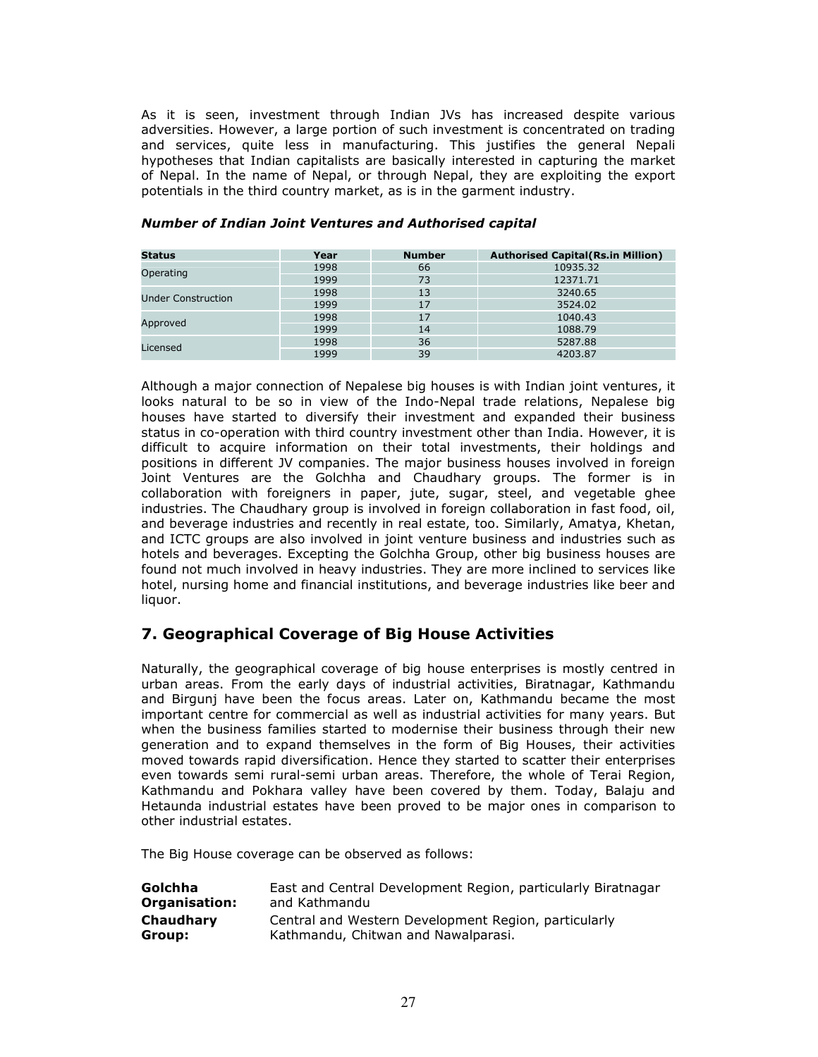As it is seen, investment through Indian JVs has increased despite various adversities. However, a large portion of such investment is concentrated on trading and services, quite less in manufacturing. This justifies the general Nepali hypotheses that Indian capitalists are basically interested in capturing the market of Nepal. In the name of Nepal, or through Nepal, they are exploiting the export potentials in the third country market, as is in the garment industry.

***Number of Indian Joint Ventures and Authorised capital***

| Status | Year | Number | Authorised Capital(Rs.in Million) |
|---|---|---|---|
| Operating | 1998 | 66 | 10935.32 |
| | 1999 | 73 | 12371.71 |
| Under Construction | 1998 | 13 | 3240.65 |
| | 1999 | 17 | 3524.02 |
| Approved | 1998 | 17 | 1040.43 |
| | 1999 | 14 | 1088.79 |
| Licensed | 1998 | 36 | 5287.88 |
| | 1999 | 39 | 4203.87 |

Although a major connection of Nepalese big houses is with Indian joint ventures, it looks natural to be so in view of the Indo-Nepal trade relations, Nepalese big houses have started to diversify their investment and expanded their business status in co-operation with third country investment other than India. However, it is difficult to acquire information on their total investments, their holdings and positions in different JV companies. The major business houses involved in foreign Joint Ventures are the Golchha and Chaudhary groups. The former is in collaboration with foreigners in paper, jute, sugar, steel, and vegetable ghee industries. The Chaudhary group is involved in foreign collaboration in fast food, oil, and beverage industries and recently in real estate, too. Similarly, Amatya, Khetan, and ICTC groups are also involved in joint venture business and industries such as hotels and beverages. Excepting the Golchha Group, other big business houses are found not much involved in heavy industries. They are more inclined to services like hotel, nursing home and financial institutions, and beverage industries like beer and liquor.

## 7. Geographical Coverage of Big House Activities

Naturally, the geographical coverage of big house enterprises is mostly centred in urban areas. From the early days of industrial activities, Biratnagar, Kathmandu and Birgunj have been the focus areas. Later on, Kathmandu became the most important centre for commercial as well as industrial activities for many years. But when the business families started to modernise their business through their new generation and to expand themselves in the form of Big Houses, their activities moved towards rapid diversification. Hence they started to scatter their enterprises even towards semi rural-semi urban areas. Therefore, the whole of Terai Region, Kathmandu and Pokhara valley have been covered by them. Today, Balaju and Hetaunda industrial estates have been proved to be major ones in comparison to other industrial estates.

The Big House coverage can be observed as follows:

**Golchha Organisation:** East and Central Development Region, particularly Biratnagar and Kathmandu

**Chaudhary Group:** Central and Western Development Region, particularly Kathmandu, Chitwan and Nawalparasi.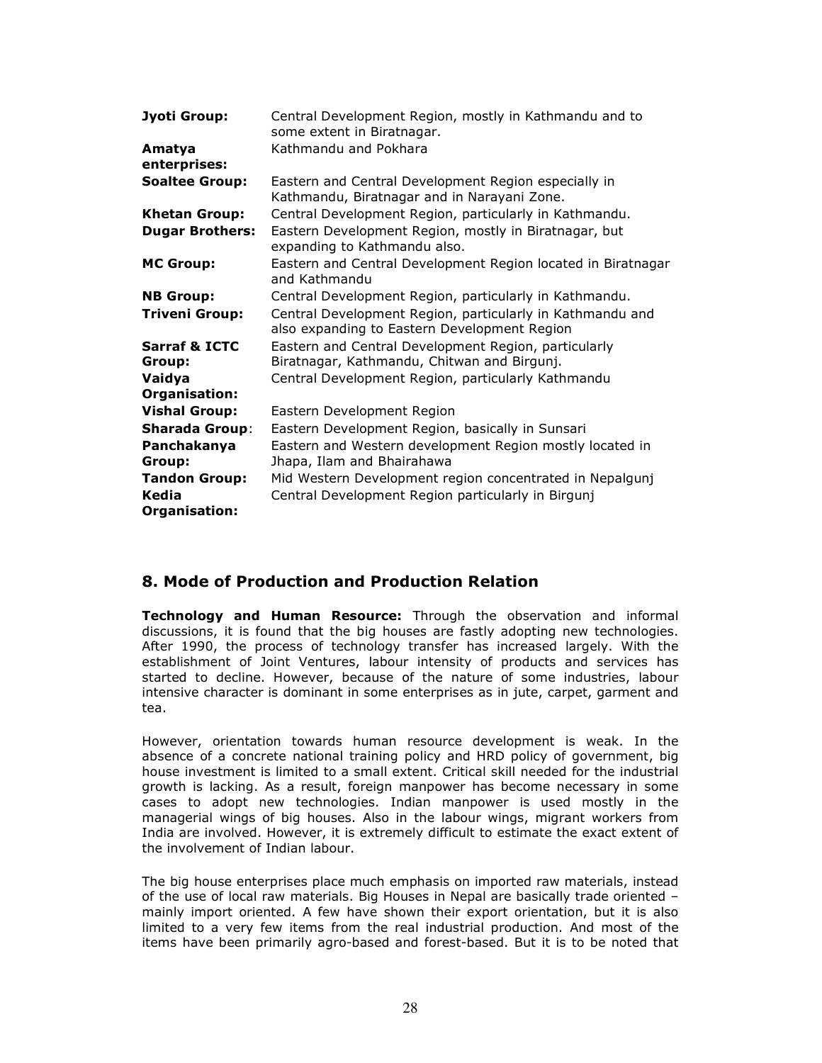| | |
|---|---|
| **Jyoti Group:** | Central Development Region, mostly in Kathmandu and to some extent in Biratnagar. |
| **Amatya enterprises:** | Kathmandu and Pokhara |
| **Soaltee Group:** | Eastern and Central Development Region especially in Kathmandu, Biratnagar and in Narayani Zone. |
| **Khetan Group:** | Central Development Region, particularly in Kathmandu. |
| **Dugar Brothers:** | Eastern Development Region, mostly in Biratnagar, but expanding to Kathmandu also. |
| **MC Group:** | Eastern and Central Development Region located in Biratnagar and Kathmandu |
| **NB Group:** | Central Development Region, particularly in Kathmandu. |
| **Triveni Group:** | Central Development Region, particularly in Kathmandu and also expanding to Eastern Development Region |
| **Sarraf & ICTC Group:** | Eastern and Central Development Region, particularly Biratnagar, Kathmandu, Chitwan and Birgunj. |
| **Vaidya Organisation:** | Central Development Region, particularly Kathmandu |
| **Vishal Group:** | Eastern Development Region |
| **Sharada Group:** | Eastern Development Region, basically in Sunsari |
| **Panchakanya Group:** | Eastern and Western development Region mostly located in Jhapa, Ilam and Bhairahawa |
| **Tandon Group:** | Mid Western Development region concentrated in Nepalgunj |
| **Kedia Organisation:** | Central Development Region particularly in Birgunj |

## 8. Mode of Production and Production Relation

**Technology and Human Resource:** Through the observation and informal discussions, it is found that the big houses are fastly adopting new technologies. After 1990, the process of technology transfer has increased largely. With the establishment of Joint Ventures, labour intensity of products and services has started to decline. However, because of the nature of some industries, labour intensive character is dominant in some enterprises as in jute, carpet, garment and tea.

However, orientation towards human resource development is weak. In the absence of a concrete national training policy and HRD policy of government, big house investment is limited to a small extent. Critical skill needed for the industrial growth is lacking. As a result, foreign manpower has become necessary in some cases to adopt new technologies. Indian manpower is used mostly in the managerial wings of big houses. Also in the labour wings, migrant workers from India are involved. However, it is extremely difficult to estimate the exact extent of the involvement of Indian labour.

The big house enterprises place much emphasis on imported raw materials, instead of the use of local raw materials. Big Houses in Nepal are basically trade oriented – mainly import oriented. A few have shown their export orientation, but it is also limited to a very few items from the real industrial production. And most of the items have been primarily agro-based and forest-based. But it is to be noted that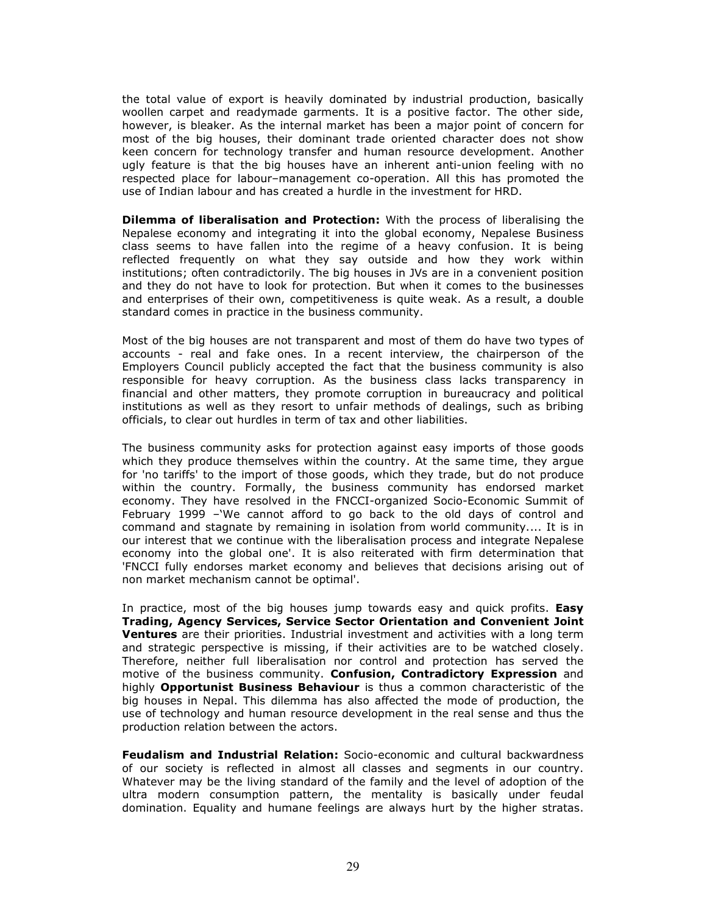the total value of export is heavily dominated by industrial production, basically woollen carpet and readymade garments. It is a positive factor. The other side, however, is bleaker. As the internal market has been a major point of concern for most of the big houses, their dominant trade oriented character does not show keen concern for technology transfer and human resource development. Another ugly feature is that the big houses have an inherent anti-union feeling with no respected place for labour–management co-operation. All this has promoted the use of Indian labour and has created a hurdle in the investment for HRD.

**Dilemma of liberalisation and Protection:** With the process of liberalising the Nepalese economy and integrating it into the global economy, Nepalese Business class seems to have fallen into the regime of a heavy confusion. It is being reflected frequently on what they say outside and how they work within institutions; often contradictorily. The big houses in JVs are in a convenient position and they do not have to look for protection. But when it comes to the businesses and enterprises of their own, competitiveness is quite weak. As a result, a double standard comes in practice in the business community.

Most of the big houses are not transparent and most of them do have two types of accounts - real and fake ones. In a recent interview, the chairperson of the Employers Council publicly accepted the fact that the business community is also responsible for heavy corruption. As the business class lacks transparency in financial and other matters, they promote corruption in bureaucracy and political institutions as well as they resort to unfair methods of dealings, such as bribing officials, to clear out hurdles in term of tax and other liabilities.

The business community asks for protection against easy imports of those goods which they produce themselves within the country. At the same time, they argue for 'no tariffs' to the import of those goods, which they trade, but do not produce within the country. Formally, the business community has endorsed market economy. They have resolved in the FNCCI-organized Socio-Economic Summit of February 1999 –'We cannot afford to go back to the old days of control and command and stagnate by remaining in isolation from world community.... It is in our interest that we continue with the liberalisation process and integrate Nepalese economy into the global one'. It is also reiterated with firm determination that 'FNCCI fully endorses market economy and believes that decisions arising out of non market mechanism cannot be optimal'.

In practice, most of the big houses jump towards easy and quick profits. **Easy Trading, Agency Services, Service Sector Orientation and Convenient Joint Ventures** are their priorities. Industrial investment and activities with a long term and strategic perspective is missing, if their activities are to be watched closely. Therefore, neither full liberalisation nor control and protection has served the motive of the business community. **Confusion, Contradictory Expression** and highly **Opportunist Business Behaviour** is thus a common characteristic of the big houses in Nepal. This dilemma has also affected the mode of production, the use of technology and human resource development in the real sense and thus the production relation between the actors.

**Feudalism and Industrial Relation:** Socio-economic and cultural backwardness of our society is reflected in almost all classes and segments in our country. Whatever may be the living standard of the family and the level of adoption of the ultra modern consumption pattern, the mentality is basically under feudal domination. Equality and humane feelings are always hurt by the higher stratas.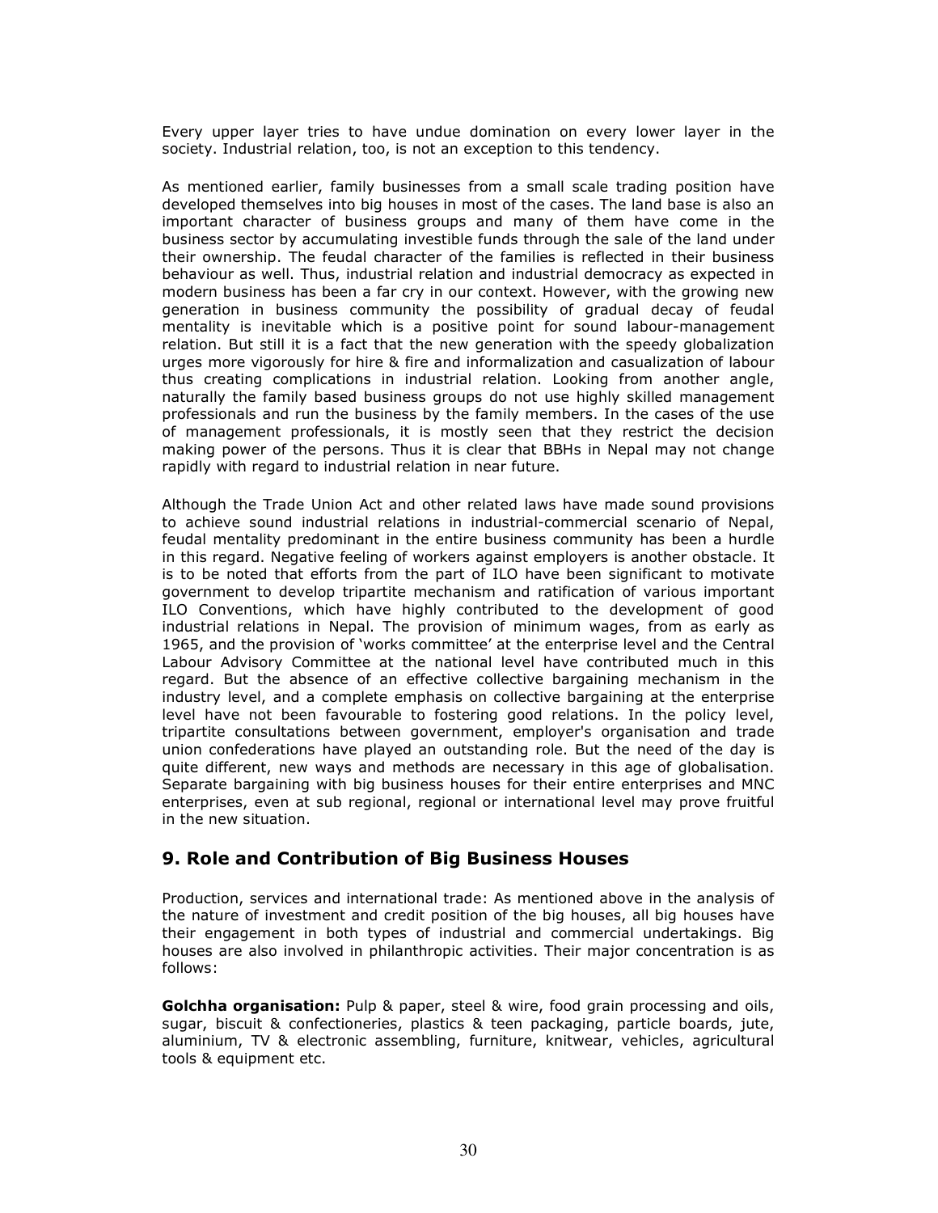Every upper layer tries to have undue domination on every lower layer in the society. Industrial relation, too, is not an exception to this tendency.

As mentioned earlier, family businesses from a small scale trading position have developed themselves into big houses in most of the cases. The land base is also an important character of business groups and many of them have come in the business sector by accumulating investible funds through the sale of the land under their ownership. The feudal character of the families is reflected in their business behaviour as well. Thus, industrial relation and industrial democracy as expected in modern business has been a far cry in our context. However, with the growing new generation in business community the possibility of gradual decay of feudal mentality is inevitable which is a positive point for sound labour-management relation. But still it is a fact that the new generation with the speedy globalization urges more vigorously for hire & fire and informalization and casualization of labour thus creating complications in industrial relation. Looking from another angle, naturally the family based business groups do not use highly skilled management professionals and run the business by the family members. In the cases of the use of management professionals, it is mostly seen that they restrict the decision making power of the persons. Thus it is clear that BBHs in Nepal may not change rapidly with regard to industrial relation in near future.

Although the Trade Union Act and other related laws have made sound provisions to achieve sound industrial relations in industrial-commercial scenario of Nepal, feudal mentality predominant in the entire business community has been a hurdle in this regard. Negative feeling of workers against employers is another obstacle. It is to be noted that efforts from the part of ILO have been significant to motivate government to develop tripartite mechanism and ratification of various important ILO Conventions, which have highly contributed to the development of good industrial relations in Nepal. The provision of minimum wages, from as early as 1965, and the provision of 'works committee' at the enterprise level and the Central Labour Advisory Committee at the national level have contributed much in this regard. But the absence of an effective collective bargaining mechanism in the industry level, and a complete emphasis on collective bargaining at the enterprise level have not been favourable to fostering good relations. In the policy level, tripartite consultations between government, employer's organisation and trade union confederations have played an outstanding role. But the need of the day is quite different, new ways and methods are necessary in this age of globalisation. Separate bargaining with big business houses for their entire enterprises and MNC enterprises, even at sub regional, regional or international level may prove fruitful in the new situation.

## 9. Role and Contribution of Big Business Houses

Production, services and international trade: As mentioned above in the analysis of the nature of investment and credit position of the big houses, all big houses have their engagement in both types of industrial and commercial undertakings. Big houses are also involved in philanthropic activities. Their major concentration is as follows:

**Golchha organisation:** Pulp & paper, steel & wire, food grain processing and oils, sugar, biscuit & confectioneries, plastics & teen packaging, particle boards, jute, aluminium, TV & electronic assembling, furniture, knitwear, vehicles, agricultural tools & equipment etc.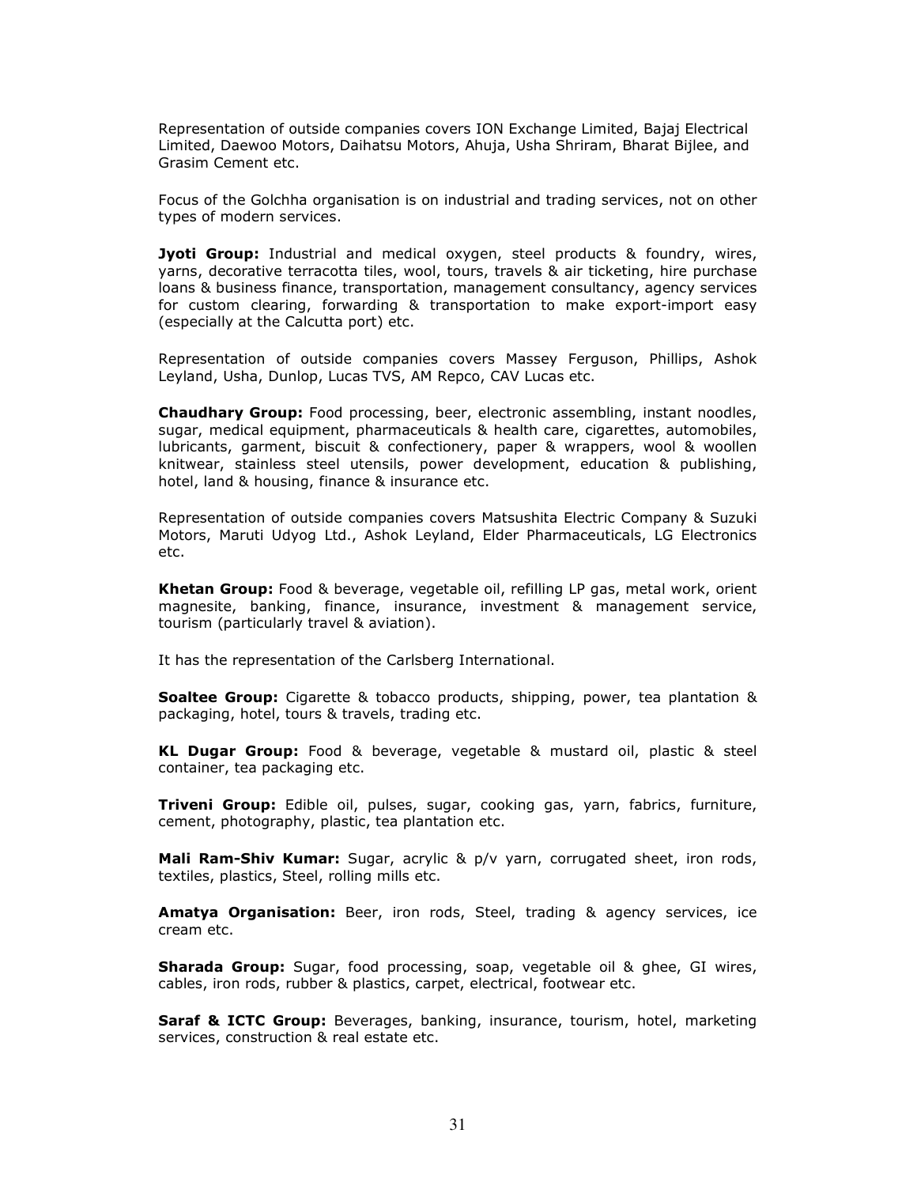Representation of outside companies covers ION Exchange Limited, Bajaj Electrical Limited, Daewoo Motors, Daihatsu Motors, Ahuja, Usha Shriram, Bharat Bijlee, and Grasim Cement etc.

Focus of the Golchha organisation is on industrial and trading services, not on other types of modern services.

**Jyoti Group:** Industrial and medical oxygen, steel products & foundry, wires, yarns, decorative terracotta tiles, wool, tours, travels & air ticketing, hire purchase loans & business finance, transportation, management consultancy, agency services for custom clearing, forwarding & transportation to make export-import easy (especially at the Calcutta port) etc.

Representation of outside companies covers Massey Ferguson, Phillips, Ashok Leyland, Usha, Dunlop, Lucas TVS, AM Repco, CAV Lucas etc.

**Chaudhary Group:** Food processing, beer, electronic assembling, instant noodles, sugar, medical equipment, pharmaceuticals & health care, cigarettes, automobiles, lubricants, garment, biscuit & confectionery, paper & wrappers, wool & woollen knitwear, stainless steel utensils, power development, education & publishing, hotel, land & housing, finance & insurance etc.

Representation of outside companies covers Matsushita Electric Company & Suzuki Motors, Maruti Udyog Ltd., Ashok Leyland, Elder Pharmaceuticals, LG Electronics etc.

**Khetan Group:** Food & beverage, vegetable oil, refilling LP gas, metal work, orient magnesite, banking, finance, insurance, investment & management service, tourism (particularly travel & aviation).

It has the representation of the Carlsberg International.

**Soaltee Group:** Cigarette & tobacco products, shipping, power, tea plantation & packaging, hotel, tours & travels, trading etc.

**KL Dugar Group:** Food & beverage, vegetable & mustard oil, plastic & steel container, tea packaging etc.

**Triveni Group:** Edible oil, pulses, sugar, cooking gas, yarn, fabrics, furniture, cement, photography, plastic, tea plantation etc.

**Mali Ram-Shiv Kumar:** Sugar, acrylic & p/v yarn, corrugated sheet, iron rods, textiles, plastics, Steel, rolling mills etc.

**Amatya Organisation:** Beer, iron rods, Steel, trading & agency services, ice cream etc.

**Sharada Group:** Sugar, food processing, soap, vegetable oil & ghee, GI wires, cables, iron rods, rubber & plastics, carpet, electrical, footwear etc.

**Saraf & ICTC Group:** Beverages, banking, insurance, tourism, hotel, marketing services, construction & real estate etc.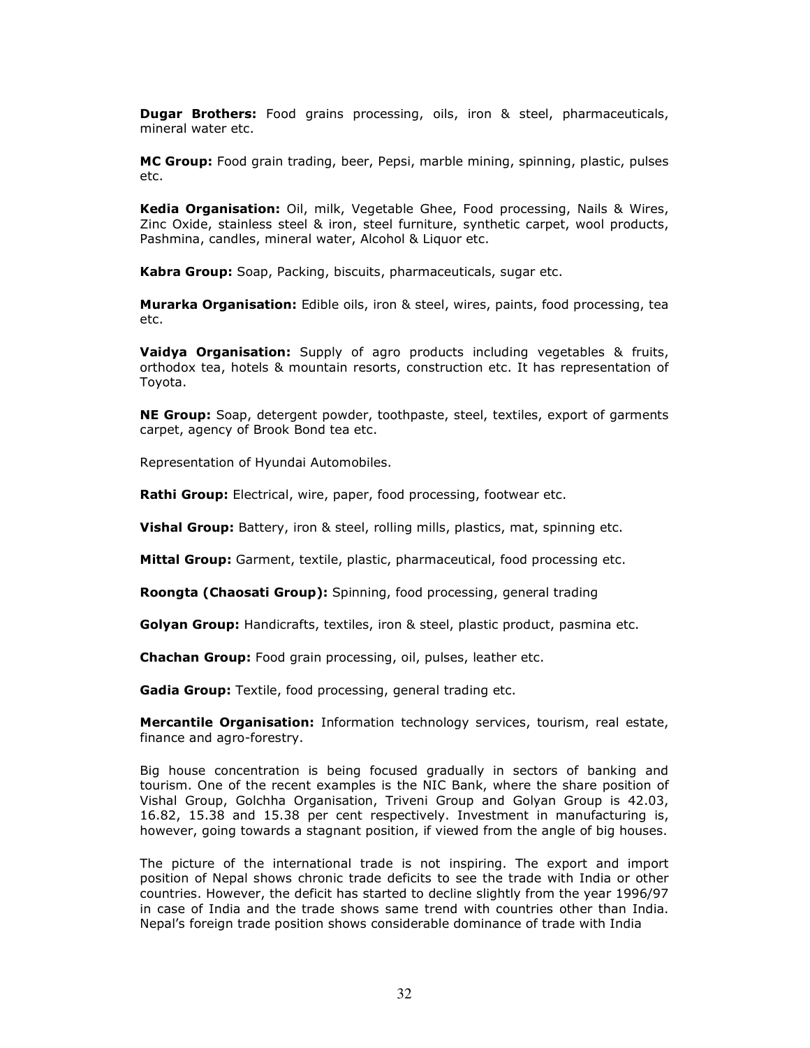**Dugar Brothers:** Food grains processing, oils, iron & steel, pharmaceuticals, mineral water etc.

**MC Group:** Food grain trading, beer, Pepsi, marble mining, spinning, plastic, pulses etc.

**Kedia Organisation:** Oil, milk, Vegetable Ghee, Food processing, Nails & Wires, Zinc Oxide, stainless steel & iron, steel furniture, synthetic carpet, wool products, Pashmina, candles, mineral water, Alcohol & Liquor etc.

**Kabra Group:** Soap, Packing, biscuits, pharmaceuticals, sugar etc.

**Murarka Organisation:** Edible oils, iron & steel, wires, paints, food processing, tea etc.

**Vaidya Organisation:** Supply of agro products including vegetables & fruits, orthodox tea, hotels & mountain resorts, construction etc. It has representation of Toyota.

**NE Group:** Soap, detergent powder, toothpaste, steel, textiles, export of garments carpet, agency of Brook Bond tea etc.

Representation of Hyundai Automobiles.

**Rathi Group:** Electrical, wire, paper, food processing, footwear etc.

**Vishal Group:** Battery, iron & steel, rolling mills, plastics, mat, spinning etc.

**Mittal Group:** Garment, textile, plastic, pharmaceutical, food processing etc.

**Roongta (Chaosati Group):** Spinning, food processing, general trading

**Golyan Group:** Handicrafts, textiles, iron & steel, plastic product, pasmina etc.

**Chachan Group:** Food grain processing, oil, pulses, leather etc.

**Gadia Group:** Textile, food processing, general trading etc.

**Mercantile Organisation:** Information technology services, tourism, real estate, finance and agro-forestry.

Big house concentration is being focused gradually in sectors of banking and tourism. One of the recent examples is the NIC Bank, where the share position of Vishal Group, Golchha Organisation, Triveni Group and Golyan Group is 42.03, 16.82, 15.38 and 15.38 per cent respectively. Investment in manufacturing is, however, going towards a stagnant position, if viewed from the angle of big houses.

The picture of the international trade is not inspiring. The export and import position of Nepal shows chronic trade deficits to see the trade with India or other countries. However, the deficit has started to decline slightly from the year 1996/97 in case of India and the trade shows same trend with countries other than India. Nepal's foreign trade position shows considerable dominance of trade with India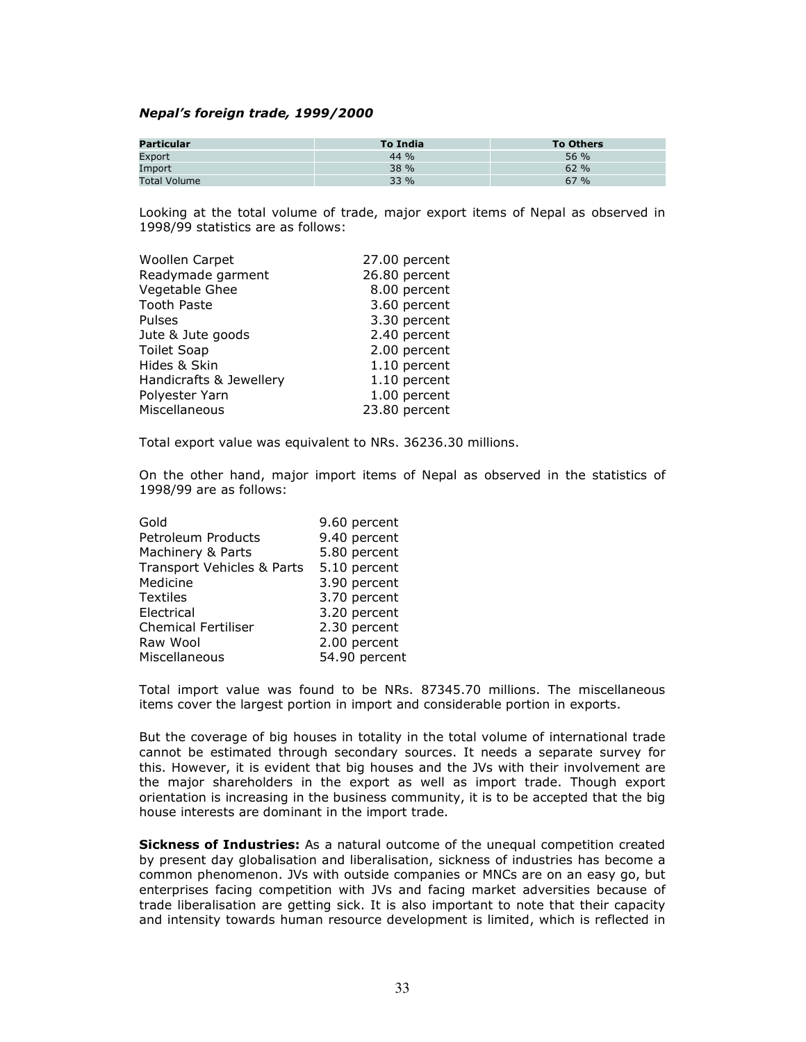***Nepal's foreign trade, 1999/2000***

| Particular | To India | To Others |
|---|---|---|
| Export | 44 % | 56 % |
| Import | 38 % | 62 % |
| Total Volume | 33 % | 67 % |

Looking at the total volume of trade, major export items of Nepal as observed in 1998/99 statistics are as follows:

| | |
|---|---|
| Woollen Carpet | 27.00 percent |
| Readymade garment | 26.80 percent |
| Vegetable Ghee | 8.00 percent |
| Tooth Paste | 3.60 percent |
| Pulses | 3.30 percent |
| Jute & Jute goods | 2.40 percent |
| Toilet Soap | 2.00 percent |
| Hides & Skin | 1.10 percent |
| Handicrafts & Jewellery | 1.10 percent |
| Polyester Yarn | 1.00 percent |
| Miscellaneous | 23.80 percent |

Total export value was equivalent to NRs. 36236.30 millions.

On the other hand, major import items of Nepal as observed in the statistics of 1998/99 are as follows:

| | |
|---|---|
| Gold | 9.60 percent |
| Petroleum Products | 9.40 percent |
| Machinery & Parts | 5.80 percent |
| Transport Vehicles & Parts | 5.10 percent |
| Medicine | 3.90 percent |
| Textiles | 3.70 percent |
| Electrical | 3.20 percent |
| Chemical Fertiliser | 2.30 percent |
| Raw Wool | 2.00 percent |
| Miscellaneous | 54.90 percent |

Total import value was found to be NRs. 87345.70 millions. The miscellaneous items cover the largest portion in import and considerable portion in exports.

But the coverage of big houses in totality in the total volume of international trade cannot be estimated through secondary sources. It needs a separate survey for this. However, it is evident that big houses and the JVs with their involvement are the major shareholders in the export as well as import trade. Though export orientation is increasing in the business community, it is to be accepted that the big house interests are dominant in the import trade.

**Sickness of Industries:** As a natural outcome of the unequal competition created by present day globalisation and liberalisation, sickness of industries has become a common phenomenon. JVs with outside companies or MNCs are on an easy go, but enterprises facing competition with JVs and facing market adversities because of trade liberalisation are getting sick. It is also important to note that their capacity and intensity towards human resource development is limited, which is reflected in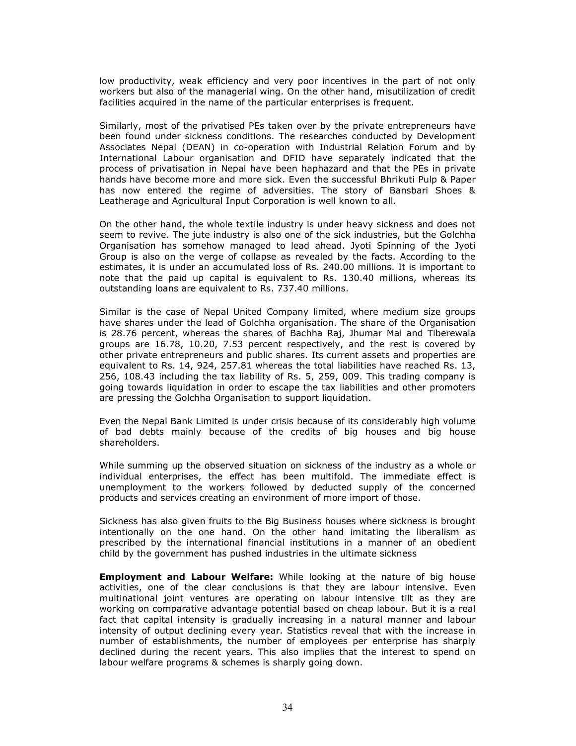low productivity, weak efficiency and very poor incentives in the part of not only workers but also of the managerial wing. On the other hand, misutilization of credit facilities acquired in the name of the particular enterprises is frequent.

Similarly, most of the privatised PEs taken over by the private entrepreneurs have been found under sickness conditions. The researches conducted by Development Associates Nepal (DEAN) in co-operation with Industrial Relation Forum and by International Labour organisation and DFID have separately indicated that the process of privatisation in Nepal have been haphazard and that the PEs in private hands have become more and more sick. Even the successful Bhrikuti Pulp & Paper has now entered the regime of adversities. The story of Bansbari Shoes & Leatherage and Agricultural Input Corporation is well known to all.

On the other hand, the whole textile industry is under heavy sickness and does not seem to revive. The jute industry is also one of the sick industries, but the Golchha Organisation has somehow managed to lead ahead. Jyoti Spinning of the Jyoti Group is also on the verge of collapse as revealed by the facts. According to the estimates, it is under an accumulated loss of Rs. 240.00 millions. It is important to note that the paid up capital is equivalent to Rs. 130.40 millions, whereas its outstanding loans are equivalent to Rs. 737.40 millions.

Similar is the case of Nepal United Company limited, where medium size groups have shares under the lead of Golchha organisation. The share of the Organisation is 28.76 percent, whereas the shares of Bachha Raj, Jhumar Mal and Tiberewala groups are 16.78, 10.20, 7.53 percent respectively, and the rest is covered by other private entrepreneurs and public shares. Its current assets and properties are equivalent to Rs. 14, 924, 257.81 whereas the total liabilities have reached Rs. 13, 256, 108.43 including the tax liability of Rs. 5, 259, 009. This trading company is going towards liquidation in order to escape the tax liabilities and other promoters are pressing the Golchha Organisation to support liquidation.

Even the Nepal Bank Limited is under crisis because of its considerably high volume of bad debts mainly because of the credits of big houses and big house shareholders.

While summing up the observed situation on sickness of the industry as a whole or individual enterprises, the effect has been multifold. The immediate effect is unemployment to the workers followed by deducted supply of the concerned products and services creating an environment of more import of those.

Sickness has also given fruits to the Big Business houses where sickness is brought intentionally on the one hand. On the other hand imitating the liberalism as prescribed by the international financial institutions in a manner of an obedient child by the government has pushed industries in the ultimate sickness

**Employment and Labour Welfare:** While looking at the nature of big house activities, one of the clear conclusions is that they are labour intensive. Even multinational joint ventures are operating on labour intensive tilt as they are working on comparative advantage potential based on cheap labour. But it is a real fact that capital intensity is gradually increasing in a natural manner and labour intensity of output declining every year. Statistics reveal that with the increase in number of establishments, the number of employees per enterprise has sharply declined during the recent years. This also implies that the interest to spend on labour welfare programs & schemes is sharply going down.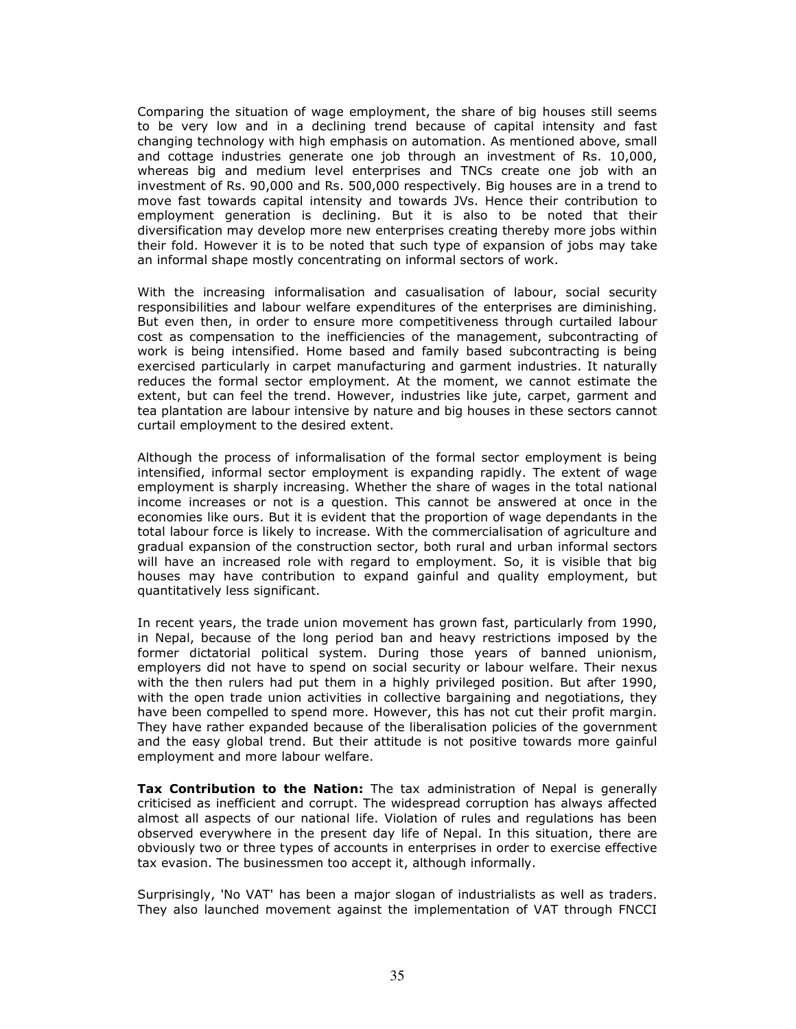Comparing the situation of wage employment, the share of big houses still seems to be very low and in a declining trend because of capital intensity and fast changing technology with high emphasis on automation. As mentioned above, small and cottage industries generate one job through an investment of Rs. 10,000, whereas big and medium level enterprises and TNCs create one job with an investment of Rs. 90,000 and Rs. 500,000 respectively. Big houses are in a trend to move fast towards capital intensity and towards JVs. Hence their contribution to employment generation is declining. But it is also to be noted that their diversification may develop more new enterprises creating thereby more jobs within their fold. However it is to be noted that such type of expansion of jobs may take an informal shape mostly concentrating on informal sectors of work.

With the increasing informalisation and casualisation of labour, social security responsibilities and labour welfare expenditures of the enterprises are diminishing. But even then, in order to ensure more competitiveness through curtailed labour cost as compensation to the inefficiencies of the management, subcontracting of work is being intensified. Home based and family based subcontracting is being exercised particularly in carpet manufacturing and garment industries. It naturally reduces the formal sector employment. At the moment, we cannot estimate the extent, but can feel the trend. However, industries like jute, carpet, garment and tea plantation are labour intensive by nature and big houses in these sectors cannot curtail employment to the desired extent.

Although the process of informalisation of the formal sector employment is being intensified, informal sector employment is expanding rapidly. The extent of wage employment is sharply increasing. Whether the share of wages in the total national income increases or not is a question. This cannot be answered at once in the economies like ours. But it is evident that the proportion of wage dependants in the total labour force is likely to increase. With the commercialisation of agriculture and gradual expansion of the construction sector, both rural and urban informal sectors will have an increased role with regard to employment. So, it is visible that big houses may have contribution to expand gainful and quality employment, but quantitatively less significant.

In recent years, the trade union movement has grown fast, particularly from 1990, in Nepal, because of the long period ban and heavy restrictions imposed by the former dictatorial political system. During those years of banned unionism, employers did not have to spend on social security or labour welfare. Their nexus with the then rulers had put them in a highly privileged position. But after 1990, with the open trade union activities in collective bargaining and negotiations, they have been compelled to spend more. However, this has not cut their profit margin. They have rather expanded because of the liberalisation policies of the government and the easy global trend. But their attitude is not positive towards more gainful employment and more labour welfare.

**Tax Contribution to the Nation:** The tax administration of Nepal is generally criticised as inefficient and corrupt. The widespread corruption has always affected almost all aspects of our national life. Violation of rules and regulations has been observed everywhere in the present day life of Nepal. In this situation, there are obviously two or three types of accounts in enterprises in order to exercise effective tax evasion. The businessmen too accept it, although informally.

Surprisingly, 'No VAT' has been a major slogan of industrialists as well as traders. They also launched movement against the implementation of VAT through FNCCI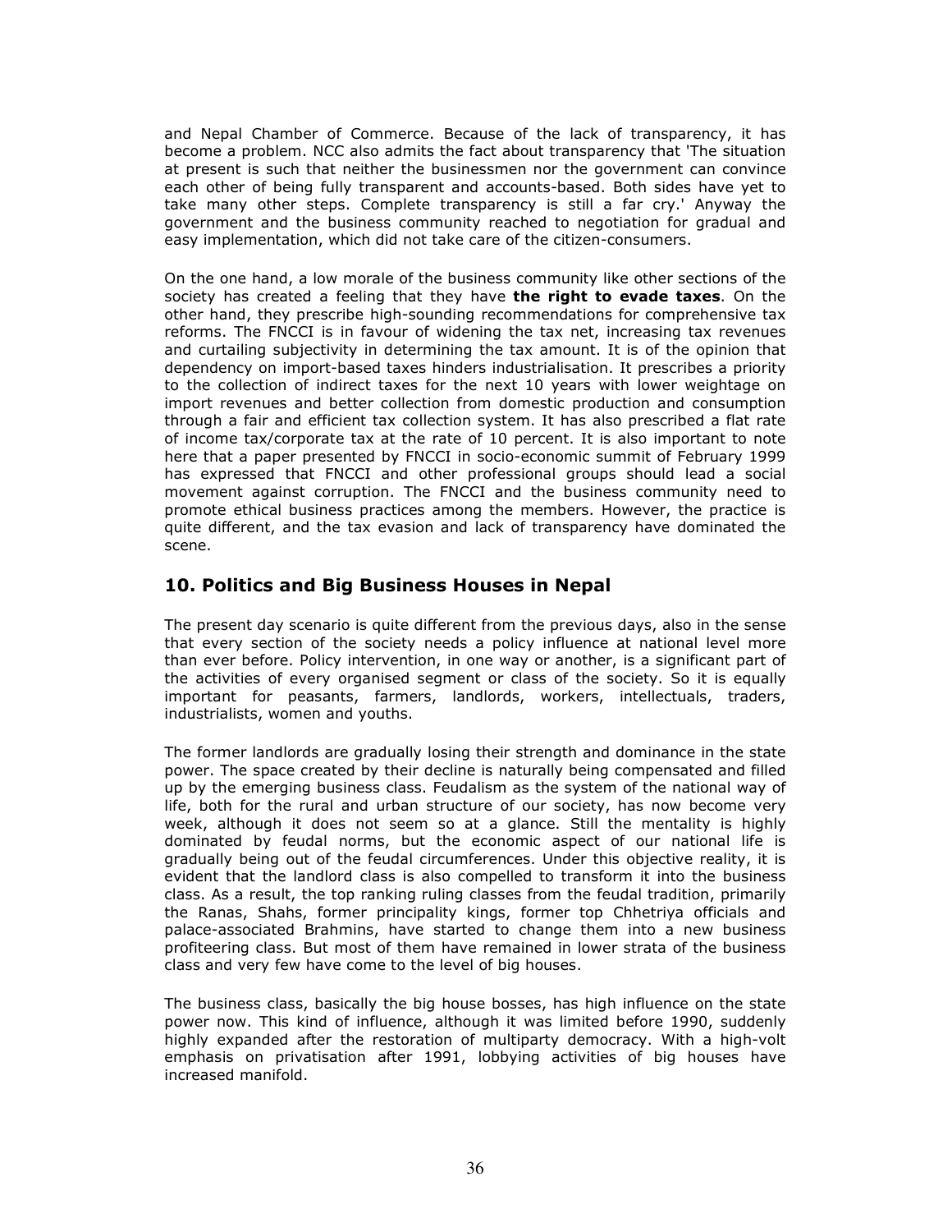and Nepal Chamber of Commerce. Because of the lack of transparency, it has become a problem. NCC also admits the fact about transparency that 'The situation at present is such that neither the businessmen nor the government can convince each other of being fully transparent and accounts-based. Both sides have yet to take many other steps. Complete transparency is still a far cry.' Anyway the government and the business community reached to negotiation for gradual and easy implementation, which did not take care of the citizen-consumers.

On the one hand, a low morale of the business community like other sections of the society has created a feeling that they have **the right to evade taxes**. On the other hand, they prescribe high-sounding recommendations for comprehensive tax reforms. The FNCCI is in favour of widening the tax net, increasing tax revenues and curtailing subjectivity in determining the tax amount. It is of the opinion that dependency on import-based taxes hinders industrialisation. It prescribes a priority to the collection of indirect taxes for the next 10 years with lower weightage on import revenues and better collection from domestic production and consumption through a fair and efficient tax collection system. It has also prescribed a flat rate of income tax/corporate tax at the rate of 10 percent. It is also important to note here that a paper presented by FNCCI in socio-economic summit of February 1999 has expressed that FNCCI and other professional groups should lead a social movement against corruption. The FNCCI and the business community need to promote ethical business practices among the members. However, the practice is quite different, and the tax evasion and lack of transparency have dominated the scene.

## 10. Politics and Big Business Houses in Nepal

The present day scenario is quite different from the previous days, also in the sense that every section of the society needs a policy influence at national level more than ever before. Policy intervention, in one way or another, is a significant part of the activities of every organised segment or class of the society. So it is equally important for peasants, farmers, landlords, workers, intellectuals, traders, industrialists, women and youths.

The former landlords are gradually losing their strength and dominance in the state power. The space created by their decline is naturally being compensated and filled up by the emerging business class. Feudalism as the system of the national way of life, both for the rural and urban structure of our society, has now become very week, although it does not seem so at a glance. Still the mentality is highly dominated by feudal norms, but the economic aspect of our national life is gradually being out of the feudal circumferences. Under this objective reality, it is evident that the landlord class is also compelled to transform it into the business class. As a result, the top ranking ruling classes from the feudal tradition, primarily the Ranas, Shahs, former principality kings, former top Chhetriya officials and palace-associated Brahmins, have started to change them into a new business profiteering class. But most of them have remained in lower strata of the business class and very few have come to the level of big houses.

The business class, basically the big house bosses, has high influence on the state power now. This kind of influence, although it was limited before 1990, suddenly highly expanded after the restoration of multiparty democracy. With a high-volt emphasis on privatisation after 1991, lobbying activities of big houses have increased manifold.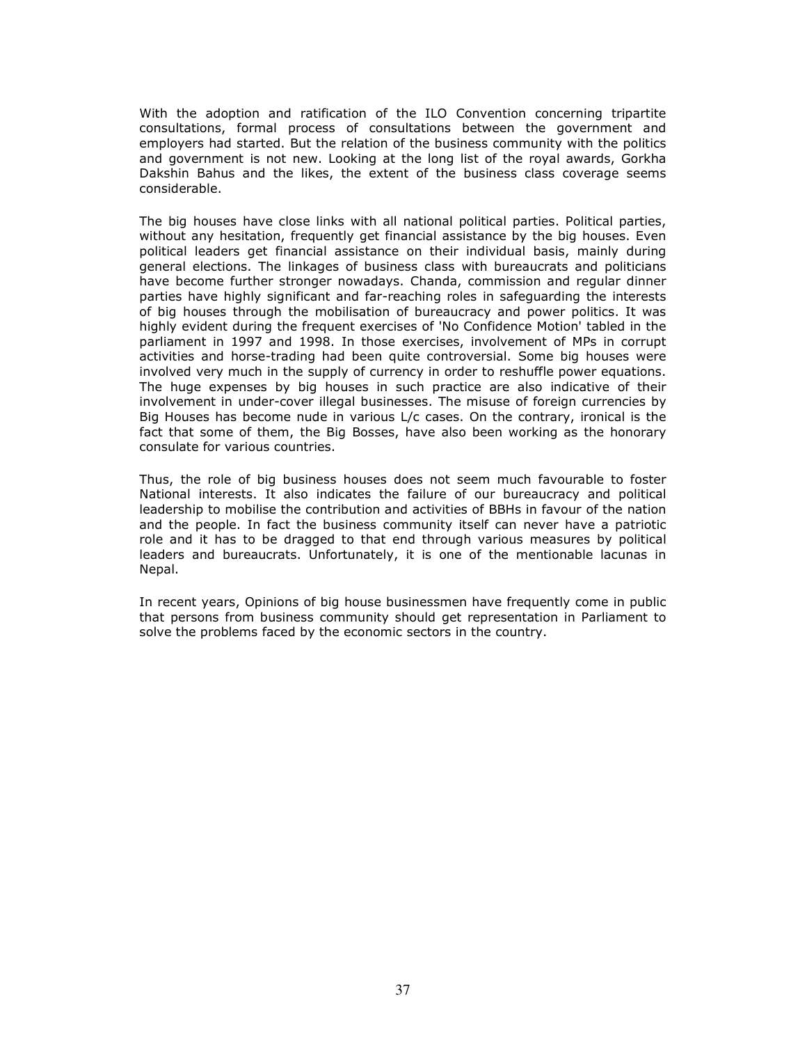With the adoption and ratification of the ILO Convention concerning tripartite consultations, formal process of consultations between the government and employers had started. But the relation of the business community with the politics and government is not new. Looking at the long list of the royal awards, Gorkha Dakshin Bahus and the likes, the extent of the business class coverage seems considerable.

The big houses have close links with all national political parties. Political parties, without any hesitation, frequently get financial assistance by the big houses. Even political leaders get financial assistance on their individual basis, mainly during general elections. The linkages of business class with bureaucrats and politicians have become further stronger nowadays. Chanda, commission and regular dinner parties have highly significant and far-reaching roles in safeguarding the interests of big houses through the mobilisation of bureaucracy and power politics. It was highly evident during the frequent exercises of 'No Confidence Motion' tabled in the parliament in 1997 and 1998. In those exercises, involvement of MPs in corrupt activities and horse-trading had been quite controversial. Some big houses were involved very much in the supply of currency in order to reshuffle power equations. The huge expenses by big houses in such practice are also indicative of their involvement in under-cover illegal businesses. The misuse of foreign currencies by Big Houses has become nude in various L/c cases. On the contrary, ironical is the fact that some of them, the Big Bosses, have also been working as the honorary consulate for various countries.

Thus, the role of big business houses does not seem much favourable to foster National interests. It also indicates the failure of our bureaucracy and political leadership to mobilise the contribution and activities of BBHs in favour of the nation and the people. In fact the business community itself can never have a patriotic role and it has to be dragged to that end through various measures by political leaders and bureaucrats. Unfortunately, it is one of the mentionable lacunas in Nepal.

In recent years, Opinions of big house businessmen have frequently come in public that persons from business community should get representation in Parliament to solve the problems faced by the economic sectors in the country.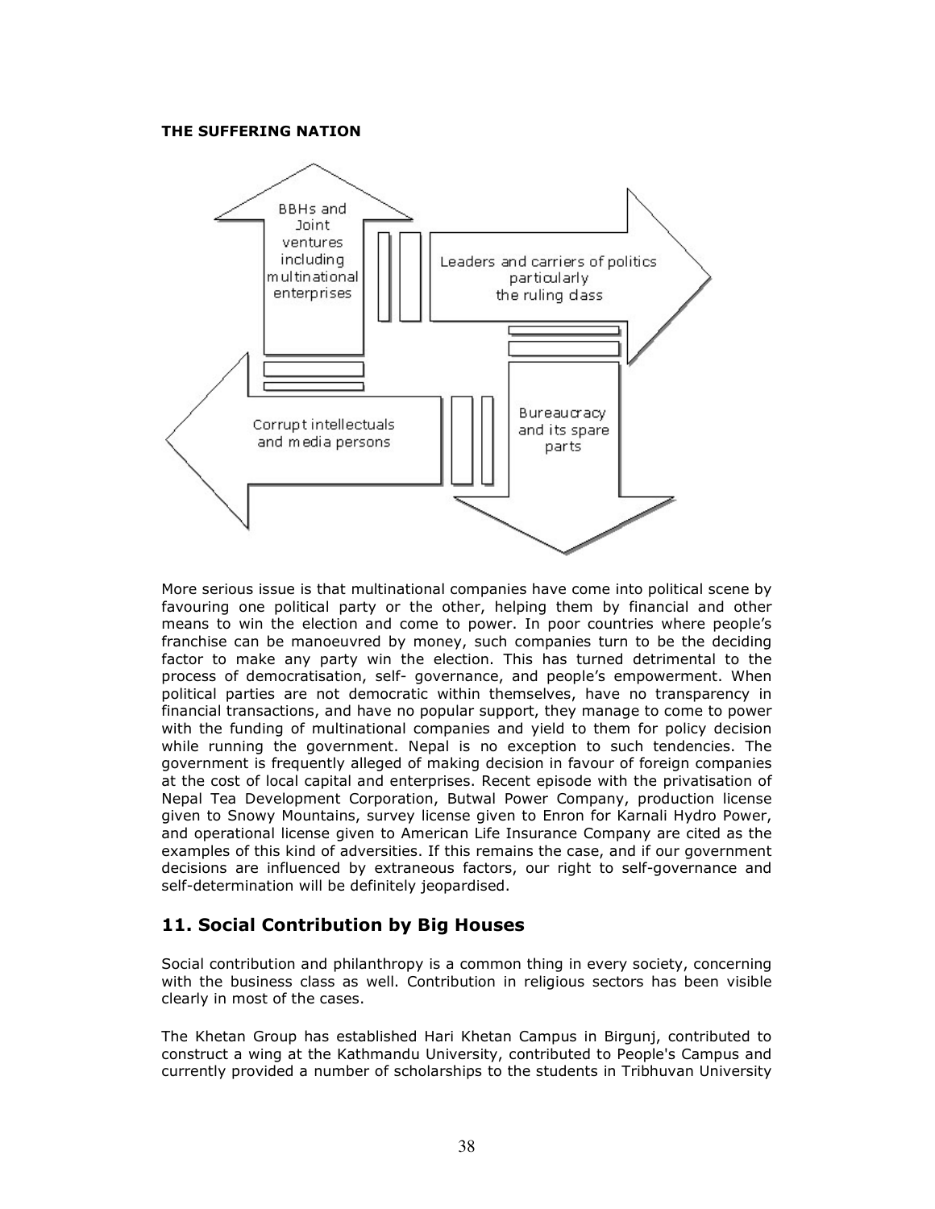**THE SUFFERING NATION**

BBHs and Joint ventures including multinational enterprises

Leaders and carriers of politics particularly the ruling class

Bureaucracy and its spare parts

Corrupt intellectuals and media persons

More serious issue is that multinational companies have come into political scene by favouring one political party or the other, helping them by financial and other means to win the election and come to power. In poor countries where people's franchise can be manoeuvred by money, such companies turn to be the deciding factor to make any party win the election. This has turned detrimental to the process of democratisation, self- governance, and people's empowerment. When political parties are not democratic within themselves, have no transparency in financial transactions, and have no popular support, they manage to come to power with the funding of multinational companies and yield to them for policy decision while running the government. Nepal is no exception to such tendencies. The government is frequently alleged of making decision in favour of foreign companies at the cost of local capital and enterprises. Recent episode with the privatisation of Nepal Tea Development Corporation, Butwal Power Company, production license given to Snowy Mountains, survey license given to Enron for Karnali Hydro Power, and operational license given to American Life Insurance Company are cited as the examples of this kind of adversities. If this remains the case, and if our government decisions are influenced by extraneous factors, our right to self-governance and self-determination will be definitely jeopardised.

## 11. Social Contribution by Big Houses

Social contribution and philanthropy is a common thing in every society, concerning with the business class as well. Contribution in religious sectors has been visible clearly in most of the cases.

The Khetan Group has established Hari Khetan Campus in Birgunj, contributed to construct a wing at the Kathmandu University, contributed to People's Campus and currently provided a number of scholarships to the students in Tribhuvan University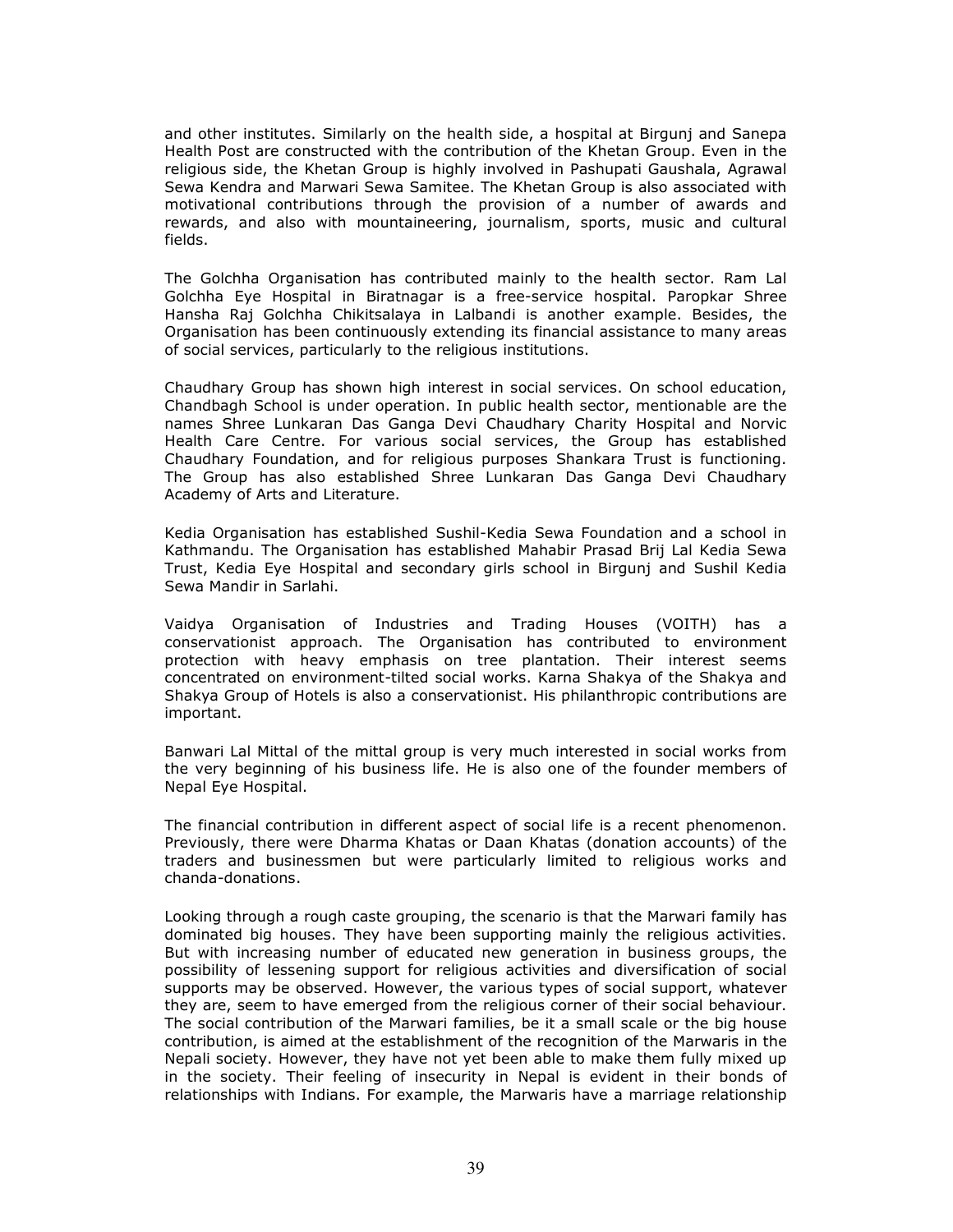and other institutes. Similarly on the health side, a hospital at Birgunj and Sanepa Health Post are constructed with the contribution of the Khetan Group. Even in the religious side, the Khetan Group is highly involved in Pashupati Gaushala, Agrawal Sewa Kendra and Marwari Sewa Samitee. The Khetan Group is also associated with motivational contributions through the provision of a number of awards and rewards, and also with mountaineering, journalism, sports, music and cultural fields.

The Golchha Organisation has contributed mainly to the health sector. Ram Lal Golchha Eye Hospital in Biratnagar is a free-service hospital. Paropkar Shree Hansha Raj Golchha Chikitsalaya in Lalbandi is another example. Besides, the Organisation has been continuously extending its financial assistance to many areas of social services, particularly to the religious institutions.

Chaudhary Group has shown high interest in social services. On school education, Chandbagh School is under operation. In public health sector, mentionable are the names Shree Lunkaran Das Ganga Devi Chaudhary Charity Hospital and Norvic Health Care Centre. For various social services, the Group has established Chaudhary Foundation, and for religious purposes Shankara Trust is functioning. The Group has also established Shree Lunkaran Das Ganga Devi Chaudhary Academy of Arts and Literature.

Kedia Organisation has established Sushil-Kedia Sewa Foundation and a school in Kathmandu. The Organisation has established Mahabir Prasad Brij Lal Kedia Sewa Trust, Kedia Eye Hospital and secondary girls school in Birgunj and Sushil Kedia Sewa Mandir in Sarlahi.

Vaidya Organisation of Industries and Trading Houses (VOITH) has a conservationist approach. The Organisation has contributed to environment protection with heavy emphasis on tree plantation. Their interest seems concentrated on environment-tilted social works. Karna Shakya of the Shakya and Shakya Group of Hotels is also a conservationist. His philanthropic contributions are important.

Banwari Lal Mittal of the mittal group is very much interested in social works from the very beginning of his business life. He is also one of the founder members of Nepal Eye Hospital.

The financial contribution in different aspect of social life is a recent phenomenon. Previously, there were Dharma Khatas or Daan Khatas (donation accounts) of the traders and businessmen but were particularly limited to religious works and chanda-donations.

Looking through a rough caste grouping, the scenario is that the Marwari family has dominated big houses. They have been supporting mainly the religious activities. But with increasing number of educated new generation in business groups, the possibility of lessening support for religious activities and diversification of social supports may be observed. However, the various types of social support, whatever they are, seem to have emerged from the religious corner of their social behaviour. The social contribution of the Marwari families, be it a small scale or the big house contribution, is aimed at the establishment of the recognition of the Marwaris in the Nepali society. However, they have not yet been able to make them fully mixed up in the society. Their feeling of insecurity in Nepal is evident in their bonds of relationships with Indians. For example, the Marwaris have a marriage relationship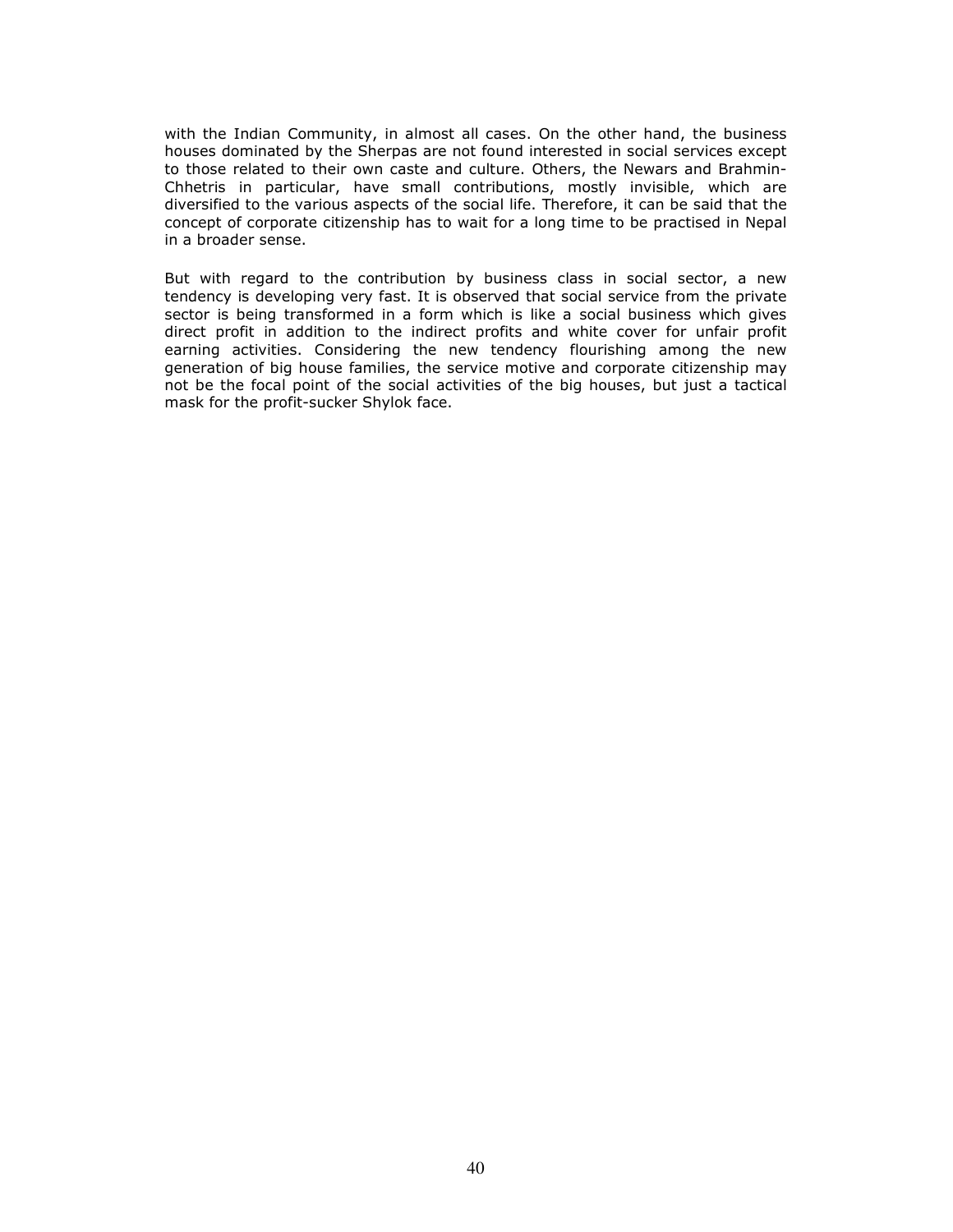with the Indian Community, in almost all cases. On the other hand, the business houses dominated by the Sherpas are not found interested in social services except to those related to their own caste and culture. Others, the Newars and Brahmin-Chhetris in particular, have small contributions, mostly invisible, which are diversified to the various aspects of the social life. Therefore, it can be said that the concept of corporate citizenship has to wait for a long time to be practised in Nepal in a broader sense.

But with regard to the contribution by business class in social sector, a new tendency is developing very fast. It is observed that social service from the private sector is being transformed in a form which is like a social business which gives direct profit in addition to the indirect profits and white cover for unfair profit earning activities. Considering the new tendency flourishing among the new generation of big house families, the service motive and corporate citizenship may not be the focal point of the social activities of the big houses, but just a tactical mask for the profit-sucker Shylok face.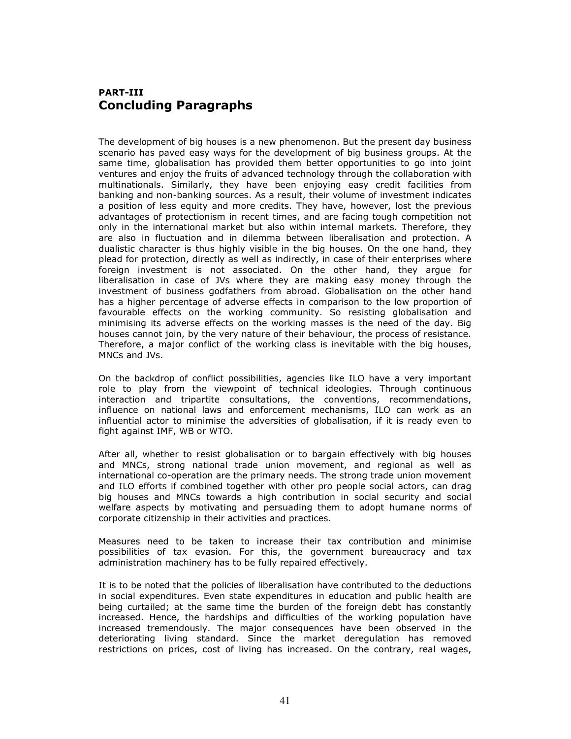**PART-III**

## Concluding Paragraphs

The development of big houses is a new phenomenon. But the present day business scenario has paved easy ways for the development of big business groups. At the same time, globalisation has provided them better opportunities to go into joint ventures and enjoy the fruits of advanced technology through the collaboration with multinationals. Similarly, they have been enjoying easy credit facilities from banking and non-banking sources. As a result, their volume of investment indicates a position of less equity and more credits. They have, however, lost the previous advantages of protectionism in recent times, and are facing tough competition not only in the international market but also within internal markets. Therefore, they are also in fluctuation and in dilemma between liberalisation and protection. A dualistic character is thus highly visible in the big houses. On the one hand, they plead for protection, directly as well as indirectly, in case of their enterprises where foreign investment is not associated. On the other hand, they argue for liberalisation in case of JVs where they are making easy money through the investment of business godfathers from abroad. Globalisation on the other hand has a higher percentage of adverse effects in comparison to the low proportion of favourable effects on the working community. So resisting globalisation and minimising its adverse effects on the working masses is the need of the day. Big houses cannot join, by the very nature of their behaviour, the process of resistance. Therefore, a major conflict of the working class is inevitable with the big houses, MNCs and JVs.

On the backdrop of conflict possibilities, agencies like ILO have a very important role to play from the viewpoint of technical ideologies. Through continuous interaction and tripartite consultations, the conventions, recommendations, influence on national laws and enforcement mechanisms, ILO can work as an influential actor to minimise the adversities of globalisation, if it is ready even to fight against IMF, WB or WTO.

After all, whether to resist globalisation or to bargain effectively with big houses and MNCs, strong national trade union movement, and regional as well as international co-operation are the primary needs. The strong trade union movement and ILO efforts if combined together with other pro people social actors, can drag big houses and MNCs towards a high contribution in social security and social welfare aspects by motivating and persuading them to adopt humane norms of corporate citizenship in their activities and practices.

Measures need to be taken to increase their tax contribution and minimise possibilities of tax evasion. For this, the government bureaucracy and tax administration machinery has to be fully repaired effectively.

It is to be noted that the policies of liberalisation have contributed to the deductions in social expenditures. Even state expenditures in education and public health are being curtailed; at the same time the burden of the foreign debt has constantly increased. Hence, the hardships and difficulties of the working population have increased tremendously. The major consequences have been observed in the deteriorating living standard. Since the market deregulation has removed restrictions on prices, cost of living has increased. On the contrary, real wages,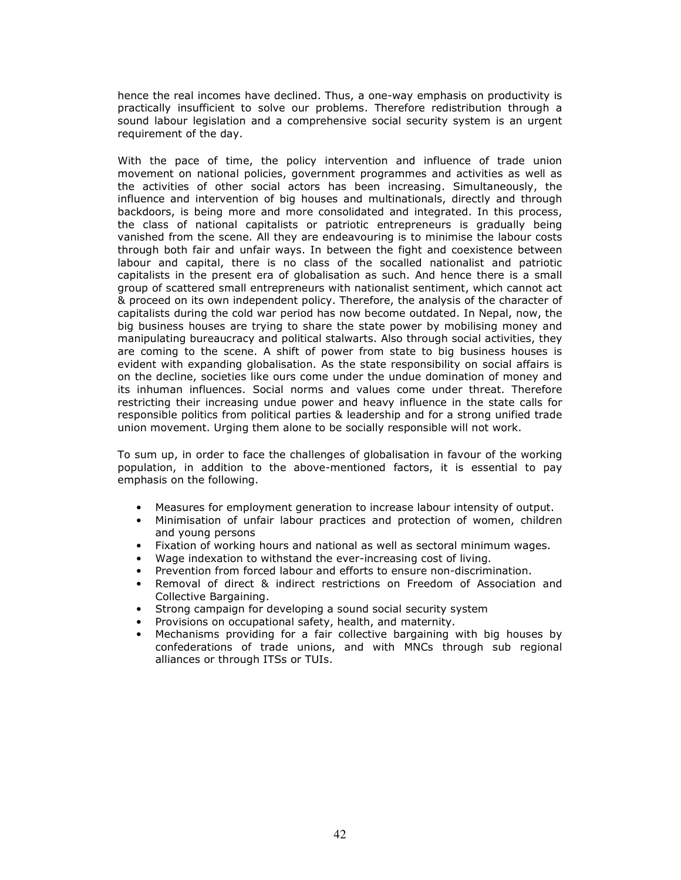hence the real incomes have declined. Thus, a one-way emphasis on productivity is practically insufficient to solve our problems. Therefore redistribution through a sound labour legislation and a comprehensive social security system is an urgent requirement of the day.

With the pace of time, the policy intervention and influence of trade union movement on national policies, government programmes and activities as well as the activities of other social actors has been increasing. Simultaneously, the influence and intervention of big houses and multinationals, directly and through backdoors, is being more and more consolidated and integrated. In this process, the class of national capitalists or patriotic entrepreneurs is gradually being vanished from the scene. All they are endeavouring is to minimise the labour costs through both fair and unfair ways. In between the fight and coexistence between labour and capital, there is no class of the socalled nationalist and patriotic capitalists in the present era of globalisation as such. And hence there is a small group of scattered small entrepreneurs with nationalist sentiment, which cannot act & proceed on its own independent policy. Therefore, the analysis of the character of capitalists during the cold war period has now become outdated. In Nepal, now, the big business houses are trying to share the state power by mobilising money and manipulating bureaucracy and political stalwarts. Also through social activities, they are coming to the scene. A shift of power from state to big business houses is evident with expanding globalisation. As the state responsibility on social affairs is on the decline, societies like ours come under the undue domination of money and its inhuman influences. Social norms and values come under threat. Therefore restricting their increasing undue power and heavy influence in the state calls for responsible politics from political parties & leadership and for a strong unified trade union movement. Urging them alone to be socially responsible will not work.

To sum up, in order to face the challenges of globalisation in favour of the working population, in addition to the above-mentioned factors, it is essential to pay emphasis on the following.

- Measures for employment generation to increase labour intensity of output.
- Minimisation of unfair labour practices and protection of women, children and young persons
- Fixation of working hours and national as well as sectoral minimum wages.
- Wage indexation to withstand the ever-increasing cost of living.
- Prevention from forced labour and efforts to ensure non-discrimination.
- Removal of direct & indirect restrictions on Freedom of Association and Collective Bargaining.
- Strong campaign for developing a sound social security system
- Provisions on occupational safety, health, and maternity.
- Mechanisms providing for a fair collective bargaining with big houses by confederations of trade unions, and with MNCs through sub regional alliances or through ITSs or TUIs.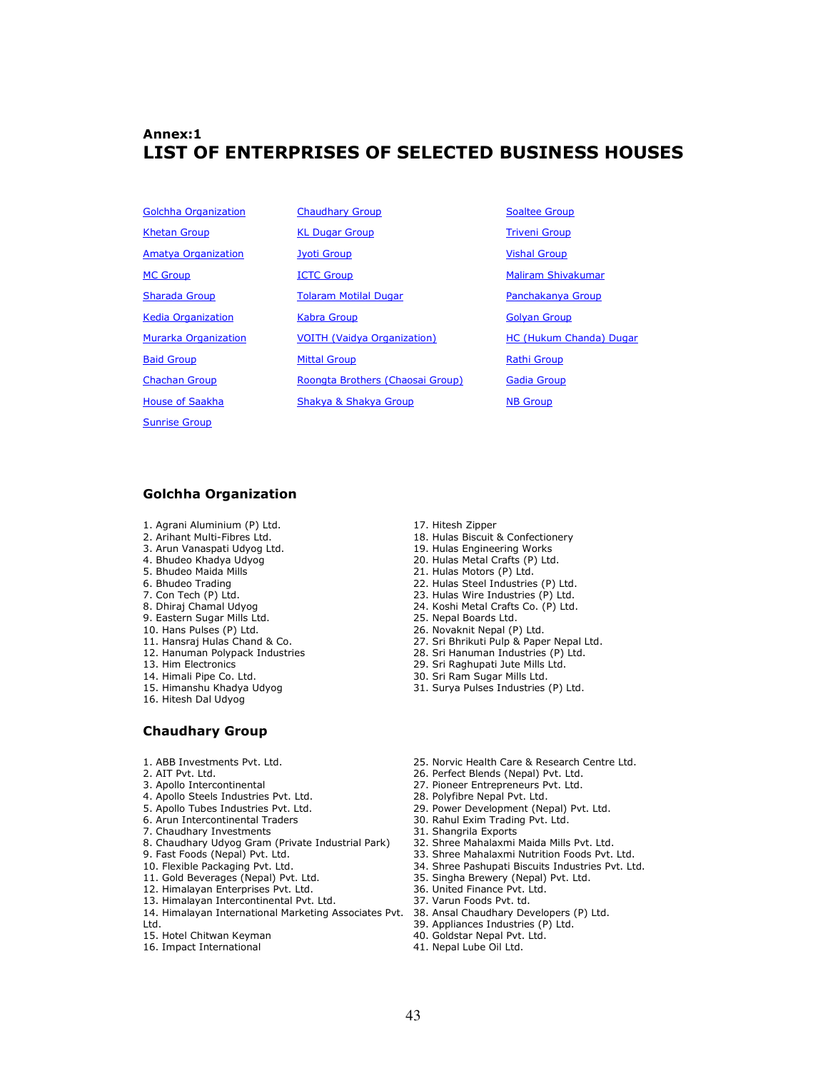**Annex:1**

# LIST OF ENTERPRISES OF SELECTED BUSINESS HOUSES

| | | |
|---|---|---|
| Golchha Organization | Chaudhary Group | Soaltee Group |
| Khetan Group | KL Dugar Group | Triveni Group |
| Amatya Organization | Jyoti Group | Vishal Group |
| MC Group | ICTC Group | Maliram Shivakumar |
| Sharada Group | Tolaram Motilal Dugar | Panchakanya Group |
| Kedia Organization | Kabra Group | Golyan Group |
| Murarka Organization | VOITH (Vaidya Organization) | HC (Hukum Chanda) Dugar |
| Baid Group | Mittal Group | Rathi Group |
| Chachan Group | Roongta Brothers (Chaosai Group) | Gadia Group |
| House of Saakha | Shakya & Shakya Group | NB Group |
| Sunrise Group | | |

## Golchha Organization

1. Agrani Aluminium (P) Ltd.
2. Arihant Multi-Fibres Ltd.
3. Arun Vanaspati Udyog Ltd.
4. Bhudeo Khadya Udyog
5. Bhudeo Maida Mills
6. Bhudeo Trading
7. Con Tech (P) Ltd.
8. Dhiraj Chamal Udyog
9. Eastern Sugar Mills Ltd.
10. Hans Pulses (P) Ltd.
11. Hansraj Hulas Chand & Co.
12. Hanuman Polypack Industries
13. Him Electronics
14. Himali Pipe Co. Ltd.
15. Himanshu Khadya Udyog
16. Hitesh Dal Udyog
17. Hitesh Zipper
18. Hulas Biscuit & Confectionery
19. Hulas Engineering Works
20. Hulas Metal Crafts (P) Ltd.
21. Hulas Motors (P) Ltd.
22. Hulas Steel Industries (P) Ltd.
23. Hulas Wire Industries (P) Ltd.
24. Koshi Metal Crafts Co. (P) Ltd.
25. Nepal Boards Ltd.
26. Novaknit Nepal (P) Ltd.
27. Sri Bhrikuti Pulp & Paper Nepal Ltd.
28. Sri Hanuman Industries (P) Ltd.
29. Sri Raghupati Jute Mills Ltd.
30. Sri Ram Sugar Mills Ltd.
31. Surya Pulses Industries (P) Ltd.

## Chaudhary Group

1. ABB Investments Pvt. Ltd.
2. AIT Pvt. Ltd.
3. Apollo Intercontinental
4. Apollo Steels Industries Pvt. Ltd.
5. Apollo Tubes Industries Pvt. Ltd.
6. Arun Intercontinental Traders
7. Chaudhary Investments
8. Chaudhary Udyog Gram (Private Industrial Park)
9. Fast Foods (Nepal) Pvt. Ltd.
10. Flexible Packaging Pvt. Ltd.
11. Gold Beverages (Nepal) Pvt. Ltd.
12. Himalayan Enterprises Pvt. Ltd.
13. Himalayan Intercontinental Pvt. Ltd.
14. Himalayan International Marketing Associates Pvt. Ltd.
15. Hotel Chitwan Keyman
16. Impact International
25. Norvic Health Care & Research Centre Ltd.
26. Perfect Blends (Nepal) Pvt. Ltd.
27. Pioneer Entrepreneurs Pvt. Ltd.
28. Polyfibre Nepal Pvt. Ltd.
29. Power Development (Nepal) Pvt. Ltd.
30. Rahul Exim Trading Pvt. Ltd.
31. Shangrila Exports
32. Shree Mahalaxmi Maida Mills Pvt. Ltd.
33. Shree Mahalaxmi Nutrition Foods Pvt. Ltd.
34. Shree Pashupati Biscuits Industries Pvt. Ltd.
35. Singha Brewery (Nepal) Pvt. Ltd.
36. United Finance Pvt. Ltd.
37. Varun Foods Pvt. td.
38. Ansal Chaudhary Developers (P) Ltd.
39. Appliances Industries (P) Ltd.
40. Goldstar Nepal Pvt. Ltd.
41. Nepal Lube Oil Ltd.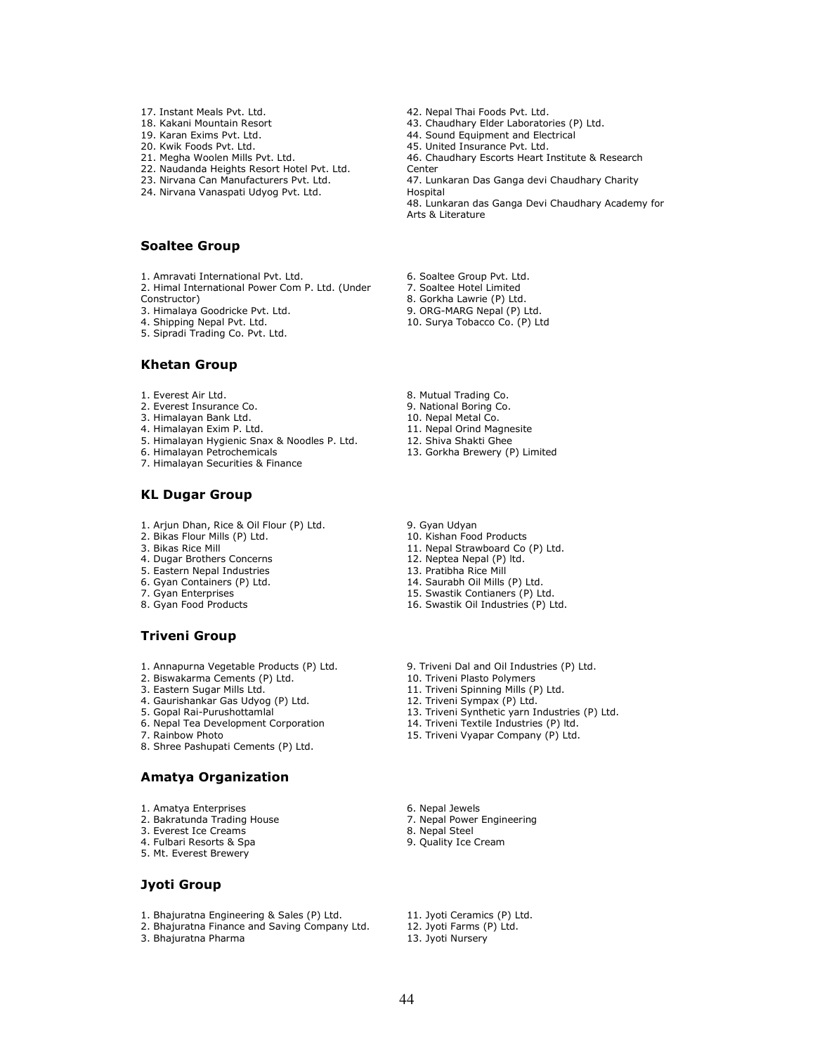17. Instant Meals Pvt. Ltd.
18. Kakani Mountain Resort
19. Karan Exims Pvt. Ltd.
20. Kwik Foods Pvt. Ltd.
21. Megha Woolen Mills Pvt. Ltd.
22. Naudanda Heights Resort Hotel Pvt. Ltd.
23. Nirvana Can Manufacturers Pvt. Ltd.
24. Nirvana Vanaspati Udyog Pvt. Ltd.
42. Nepal Thai Foods Pvt. Ltd.
43. Chaudhary Elder Laboratories (P) Ltd.
44. Sound Equipment and Electrical
45. United Insurance Pvt. Ltd.
46. Chaudhary Escorts Heart Institute & Research Center
47. Lunkaran Das Ganga devi Chaudhary Charity Hospital
48. Lunkaran das Ganga Devi Chaudhary Academy for Arts & Literature

### Soaltee Group

1. Amravati International Pvt. Ltd.
2. Himal International Power Com P. Ltd. (Under Constructor)
3. Himalaya Goodricke Pvt. Ltd.
4. Shipping Nepal Pvt. Ltd.
5. Sipradi Trading Co. Pvt. Ltd.
6. Soaltee Group Pvt. Ltd.
7. Soaltee Hotel Limited
8. Gorkha Lawrie (P) Ltd.
9. ORG-MARG Nepal (P) Ltd.
10. Surya Tobacco Co. (P) Ltd

### Khetan Group

1. Everest Air Ltd.
2. Everest Insurance Co.
3. Himalayan Bank Ltd.
4. Himalayan Exim P. Ltd.
5. Himalayan Hygienic Snax & Noodles P. Ltd.
6. Himalayan Petrochemicals
7. Himalayan Securities & Finance
8. Mutual Trading Co.
9. National Boring Co.
10. Nepal Metal Co.
11. Nepal Orind Magnesite
12. Shiva Shakti Ghee
13. Gorkha Brewery (P) Limited

### KL Dugar Group

1. Arjun Dhan, Rice & Oil Flour (P) Ltd.
2. Bikas Flour Mills (P) Ltd.
3. Bikas Rice Mill
4. Dugar Brothers Concerns
5. Eastern Nepal Industries
6. Gyan Containers (P) Ltd.
7. Gyan Enterprises
8. Gyan Food Products
9. Gyan Udyan
10. Kishan Food Products
11. Nepal Strawboard Co (P) Ltd.
12. Neptea Nepal (P) ltd.
13. Pratibha Rice Mill
14. Saurabh Oil Mills (P) Ltd.
15. Swastik Contianers (P) Ltd.
16. Swastik Oil Industries (P) Ltd.

### Triveni Group

1. Annapurna Vegetable Products (P) Ltd.
2. Biswakarma Cements (P) Ltd.
3. Eastern Sugar Mills Ltd.
4. Gaurishankar Gas Udyog (P) Ltd.
5. Gopal Rai-Purushottamlal
6. Nepal Tea Development Corporation
7. Rainbow Photo
8. Shree Pashupati Cements (P) Ltd.
9. Triveni Dal and Oil Industries (P) Ltd.
10. Triveni Plasto Polymers
11. Triveni Spinning Mills (P) Ltd.
12. Triveni Sympax (P) Ltd.
13. Triveni Synthetic yarn Industries (P) Ltd.
14. Triveni Textile Industries (P) ltd.
15. Triveni Vyapar Company (P) Ltd.

### Amatya Organization

1. Amatya Enterprises
2. Bakratunda Trading House
3. Everest Ice Creams
4. Fulbari Resorts & Spa
5. Mt. Everest Brewery
6. Nepal Jewels
7. Nepal Power Engineering
8. Nepal Steel
9. Quality Ice Cream

### Jyoti Group

1. Bhajuratna Engineering & Sales (P) Ltd.
2. Bhajuratna Finance and Saving Company Ltd.
3. Bhajuratna Pharma

11. Jyoti Ceramics (P) Ltd.
12. Jyoti Farms (P) Ltd.
13. Jyoti Nursery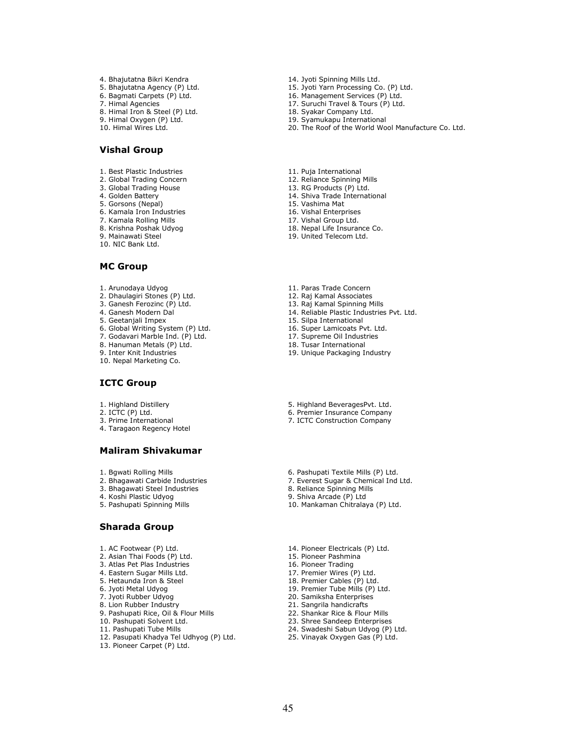4. Bhajutatna Bikri Kendra
5. Bhajutatna Agency (P) Ltd.
6. Bagmati Carpets (P) Ltd.
7. Himal Agencies
8. Himal Iron & Steel (P) Ltd.
9. Himal Oxygen (P) Ltd.
10. Himal Wires Ltd.
14. Jyoti Spinning Mills Ltd.
15. Jyoti Yarn Processing Co. (P) Ltd.
16. Management Services (P) Ltd.
17. Suruchi Travel & Tours (P) Ltd.
18. Syakar Company Ltd.
19. Syamukapu International
20. The Roof of the World Wool Manufacture Co. Ltd.

### Vishal Group

1. Best Plastic Industries
2. Global Trading Concern
3. Global Trading House
4. Golden Battery
5. Gorsons (Nepal)
6. Kamala Iron Industries
7. Kamala Rolling Mills
8. Krishna Poshak Udyog
9. Mainawati Steel
10. NIC Bank Ltd.
11. Puja International
12. Reliance Spinning Mills
13. RG Products (P) Ltd.
14. Shiva Trade International
15. Vashima Mat
16. Vishal Enterprises
17. Vishal Group Ltd.
18. Nepal Life Insurance Co.
19. United Telecom Ltd.

### MC Group

1. Arunodaya Udyog
2. Dhaulagiri Stones (P) Ltd.
3. Ganesh Ferozinc (P) Ltd.
4. Ganesh Modern Dal
5. Geetanjali Impex
6. Global Writing System (P) Ltd.
7. Godavari Marble Ind. (P) Ltd.
8. Hanuman Metals (P) Ltd.
9. Inter Knit Industries
10. Nepal Marketing Co.
11. Paras Trade Concern
12. Raj Kamal Associates
13. Raj Kamal Spinning Mills
14. Reliable Plastic Industries Pvt. Ltd.
15. Silpa International
16. Super Lamicoats Pvt. Ltd.
17. Supreme Oil Industries
18. Tusar International
19. Unique Packaging Industry

### ICTC Group

1. Highland Distillery
2. ICTC (P) Ltd.
3. Prime International
4. Taragaon Regency Hotel
5. Highland BeveragesPvt. Ltd.
6. Premier Insurance Company
7. ICTC Construction Company

### Maliram Shivakumar

1. Bgwati Rolling Mills
2. Bhagawati Carbide Industries
3. Bhagawati Steel Industries
4. Koshi Plastic Udyog
5. Pashupati Spinning Mills
6. Pashupati Textile Mills (P) Ltd.
7. Everest Sugar & Chemical Ind Ltd.
8. Reliance Spinning Mills
9. Shiva Arcade (P) Ltd
10. Mankaman Chitralaya (P) Ltd.

### Sharada Group

1. AC Footwear (P) Ltd.
2. Asian Thai Foods (P) Ltd.
3. Atlas Pet Plas Industries
4. Eastern Sugar Mills Ltd.
5. Hetaunda Iron & Steel
6. Jyoti Metal Udyog
7. Jyoti Rubber Udyog
8. Lion Rubber Industry
9. Pashupati Rice, Oil & Flour Mills
10. Pashupati Solvent Ltd.
11. Pashupati Tube Mills
12. Pasupati Khadya Tel Udhyog (P) Ltd.
13. Pioneer Carpet (P) Ltd.
14. Pioneer Electricals (P) Ltd.
15. Pioneer Pashmina
16. Pioneer Trading
17. Premier Wires (P) Ltd.
18. Premier Cables (P) Ltd.
19. Premier Tube Mills (P) Ltd.
20. Samiksha Enterprises
21. Sangrila handicrafts
22. Shankar Rice & Flour Mills
23. Shree Sandeep Enterprises
24. Swadeshi Sabun Udyog (P) Ltd.
25. Vinayak Oxygen Gas (P) Ltd.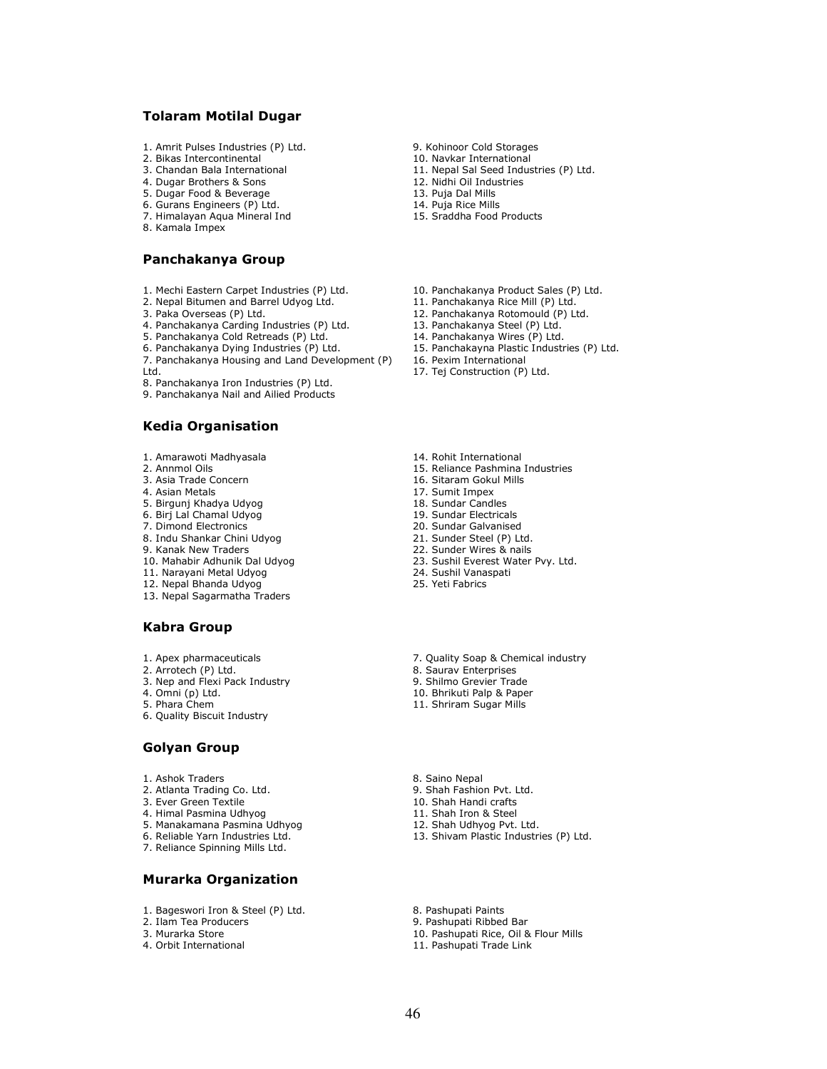### Tolaram Motilal Dugar

1. Amrit Pulses Industries (P) Ltd.
2. Bikas Intercontinental
3. Chandan Bala International
4. Dugar Brothers & Sons
5. Dugar Food & Beverage
6. Gurans Engineers (P) Ltd.
7. Himalayan Aqua Mineral Ind
8. Kamala Impex
9. Kohinoor Cold Storages
10. Navkar International
11. Nepal Sal Seed Industries (P) Ltd.
12. Nidhi Oil Industries
13. Puja Dal Mills
14. Puja Rice Mills
15. Sraddha Food Products

### Panchakanya Group

1. Mechi Eastern Carpet Industries (P) Ltd.
2. Nepal Bitumen and Barrel Udyog Ltd.
3. Paka Overseas (P) Ltd.
4. Panchakanya Carding Industries (P) Ltd.
5. Panchakanya Cold Retreads (P) Ltd.
6. Panchakanya Dying Industries (P) Ltd.
7. Panchakanya Housing and Land Development (P) Ltd.
8. Panchakanya Iron Industries (P) Ltd.
9. Panchakanya Nail and Ailied Products
10. Panchakanya Product Sales (P) Ltd.
11. Panchakanya Rice Mill (P) Ltd.
12. Panchakanya Rotomould (P) Ltd.
13. Panchakanya Steel (P) Ltd.
14. Panchakanya Wires (P) Ltd.
15. Panchakayna Plastic Industries (P) Ltd.
16. Pexim International
17. Tej Construction (P) Ltd.

### Kedia Organisation

1. Amarawoti Madhyasala
2. Annmol Oils
3. Asia Trade Concern
4. Asian Metals
5. Birgunj Khadya Udyog
6. Birj Lal Chamal Udyog
7. Dimond Electronics
8. Indu Shankar Chini Udyog
9. Kanak New Traders
10. Mahabir Adhunik Dal Udyog
11. Narayani Metal Udyog
12. Nepal Bhanda Udyog
13. Nepal Sagarmatha Traders
14. Rohit International
15. Reliance Pashmina Industries
16. Sitaram Gokul Mills
17. Sumit Impex
18. Sundar Candles
19. Sundar Electricals
20. Sundar Galvanised
21. Sunder Steel (P) Ltd.
22. Sunder Wires & nails
23. Sushil Everest Water Pvy. Ltd.
24. Sushil Vanaspati
25. Yeti Fabrics

### Kabra Group

1. Apex pharmaceuticals
2. Arrotech (P) Ltd.
3. Nep and Flexi Pack Industry
4. Omni (p) Ltd.
5. Phara Chem
6. Quality Biscuit Industry
7. Quality Soap & Chemical industry
8. Saurav Enterprises
9. Shilmo Grevier Trade
10. Bhrikuti Palp & Paper
11. Shriram Sugar Mills

### Golyan Group

1. Ashok Traders
2. Atlanta Trading Co. Ltd.
3. Ever Green Textile
4. Himal Pasmina Udhyog
5. Manakamana Pasmina Udhyog
6. Reliable Yarn Industries Ltd.
7. Reliance Spinning Mills Ltd.
8. Saino Nepal
9. Shah Fashion Pvt. Ltd.
10. Shah Handi crafts
11. Shah Iron & Steel
12. Shah Udhyog Pvt. Ltd.
13. Shivam Plastic Industries (P) Ltd.

### Murarka Organization

1. Bageswori Iron & Steel (P) Ltd.
2. Ilam Tea Producers
3. Murarka Store
4. Orbit International
8. Pashupati Paints
9. Pashupati Ribbed Bar
10. Pashupati Rice, Oil & Flour Mills
11. Pashupati Trade Link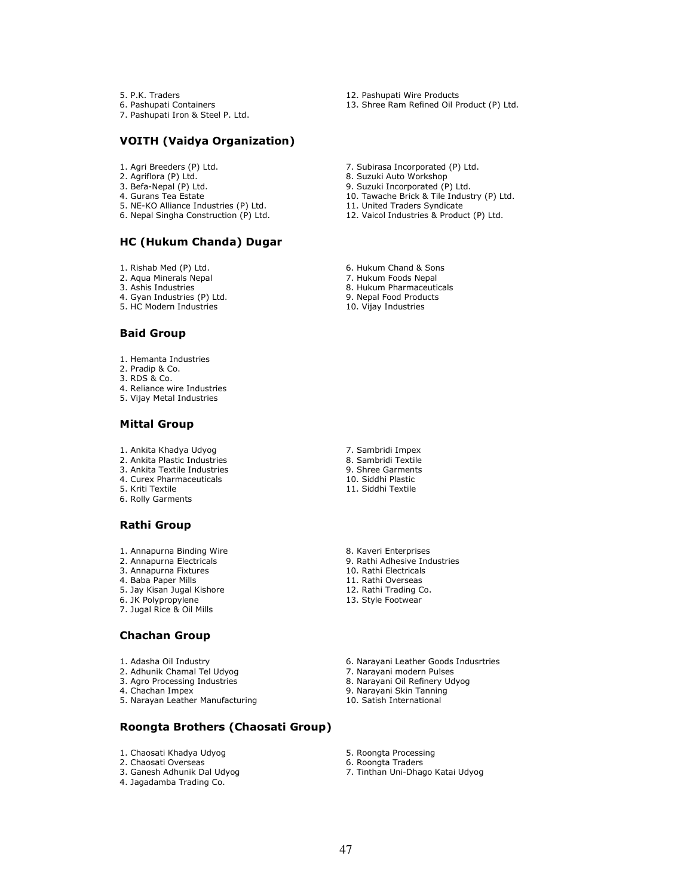5. P.K. Traders
6. Pashupati Containers
7. Pashupati Iron & Steel P. Ltd.
12. Pashupati Wire Products
13. Shree Ram Refined Oil Product (P) Ltd.

### VOITH (Vaidya Organization)

1. Agri Breeders (P) Ltd.
2. Agriflora (P) Ltd.
3. Befa-Nepal (P) Ltd.
4. Gurans Tea Estate
5. NE-KO Alliance Industries (P) Ltd.
6. Nepal Singha Construction (P) Ltd.
7. Subirasa Incorporated (P) Ltd.
8. Suzuki Auto Workshop
9. Suzuki Incorporated (P) Ltd.
10. Tawache Brick & Tile Industry (P) Ltd.
11. United Traders Syndicate
12. Vaicol Industries & Product (P) Ltd.

### HC (Hukum Chanda) Dugar

1. Rishab Med (P) Ltd.
2. Aqua Minerals Nepal
3. Ashis Industries
4. Gyan Industries (P) Ltd.
5. HC Modern Industries
6. Hukum Chand & Sons
7. Hukum Foods Nepal
8. Hukum Pharmaceuticals
9. Nepal Food Products
10. Vijay Industries

### Baid Group

1. Hemanta Industries
2. Pradip & Co.
3. RDS & Co.
4. Reliance wire Industries
5. Vijay Metal Industries

### Mittal Group

1. Ankita Khadya Udyog
2. Ankita Plastic Industries
3. Ankita Textile Industries
4. Curex Pharmaceuticals
5. Kriti Textile
6. Rolly Garments
7. Sambridi Impex
8. Sambridi Textile
9. Shree Garments
10. Siddhi Plastic
11. Siddhi Textile

### Rathi Group

1. Annapurna Binding Wire
2. Annapurna Electricals
3. Annapurna Fixtures
4. Baba Paper Mills
5. Jay Kisan Jugal Kishore
6. JK Polypropylene
7. Jugal Rice & Oil Mills
8. Kaveri Enterprises
9. Rathi Adhesive Industries
10. Rathi Electricals
11. Rathi Overseas
12. Rathi Trading Co.
13. Style Footwear

### Chachan Group

1. Adasha Oil Industry
2. Adhunik Chamal Tel Udyog
3. Agro Processing Industries
4. Chachan Impex
5. Narayan Leather Manufacturing
6. Narayani Leather Goods Indusrtries
7. Narayani modern Pulses
8. Narayani Oil Refinery Udyog
9. Narayani Skin Tanning
10. Satish International

### Roongta Brothers (Chaosati Group)

1. Chaosati Khadya Udyog
2. Chaosati Overseas
3. Ganesh Adhunik Dal Udyog
4. Jagadamba Trading Co.
5. Roongta Processing
6. Roongta Traders
7. Tinthan Uni-Dhago Katai Udyog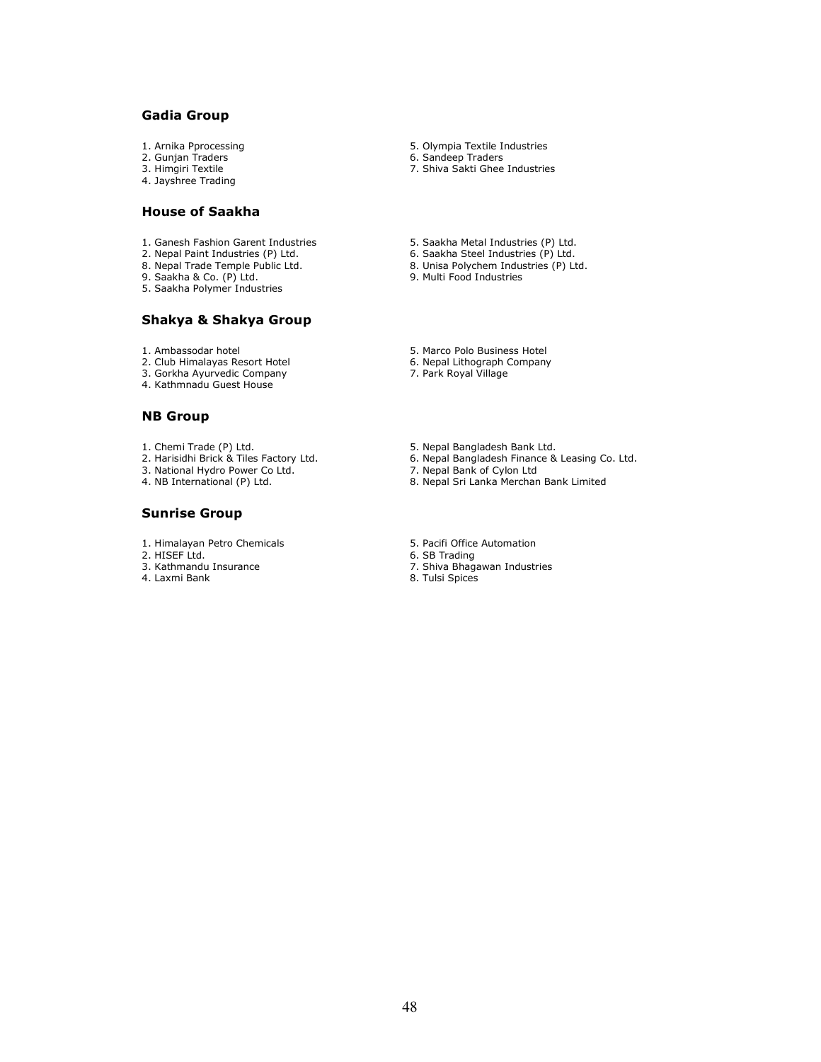## Gadia Group

1. Arnika Pprocessing
2. Gunjan Traders
3. Himgiri Textile
4. Jayshree Trading
5. Olympia Textile Industries
6. Sandeep Traders
7. Shiva Sakti Ghee Industries

## House of Saakha

1. Ganesh Fashion Garent Industries
2. Nepal Paint Industries (P) Ltd.
8. Nepal Trade Temple Public Ltd.
9. Saakha & Co. (P) Ltd.
5. Saakha Polymer Industries
5. Saakha Metal Industries (P) Ltd.
6. Saakha Steel Industries (P) Ltd.
8. Unisa Polychem Industries (P) Ltd.
9. Multi Food Industries

## Shakya & Shakya Group

1. Ambassodar hotel
2. Club Himalayas Resort Hotel
3. Gorkha Ayurvedic Company
4. Kathmnadu Guest House
5. Marco Polo Business Hotel
6. Nepal Lithograph Company
7. Park Royal Village

## NB Group

1. Chemi Trade (P) Ltd.
2. Harisidhi Brick & Tiles Factory Ltd.
3. National Hydro Power Co Ltd.
4. NB International (P) Ltd.
5. Nepal Bangladesh Bank Ltd.
6. Nepal Bangladesh Finance & Leasing Co. Ltd.
7. Nepal Bank of Cylon Ltd
8. Nepal Sri Lanka Merchan Bank Limited

## Sunrise Group

1. Himalayan Petro Chemicals
2. HISEF Ltd.
3. Kathmandu Insurance
4. Laxmi Bank
5. Pacifi Office Automation
6. SB Trading
7. Shiva Bhagawan Industries
8. Tulsi Spices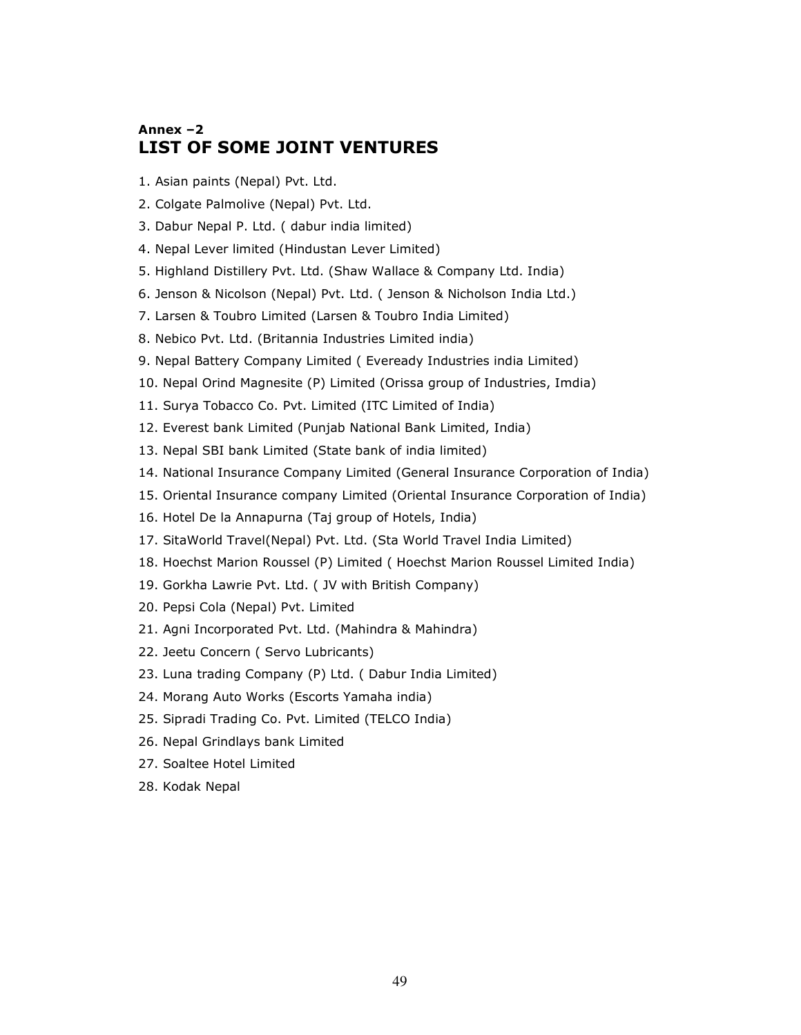**Annex –2**

## LIST OF SOME JOINT VENTURES

1. Asian paints (Nepal) Pvt. Ltd.
2. Colgate Palmolive (Nepal) Pvt. Ltd.
3. Dabur Nepal P. Ltd. ( dabur india limited)
4. Nepal Lever limited (Hindustan Lever Limited)
5. Highland Distillery Pvt. Ltd. (Shaw Wallace & Company Ltd. India)
6. Jenson & Nicolson (Nepal) Pvt. Ltd. ( Jenson & Nicholson India Ltd.)
7. Larsen & Toubro Limited (Larsen & Toubro India Limited)
8. Nebico Pvt. Ltd. (Britannia Industries Limited india)
9. Nepal Battery Company Limited ( Eveready Industries india Limited)
10. Nepal Orind Magnesite (P) Limited (Orissa group of Industries, Imdia)
11. Surya Tobacco Co. Pvt. Limited (ITC Limited of India)
12. Everest bank Limited (Punjab National Bank Limited, India)
13. Nepal SBI bank Limited (State bank of india limited)
14. National Insurance Company Limited (General Insurance Corporation of India)
15. Oriental Insurance company Limited (Oriental Insurance Corporation of India)
16. Hotel De la Annapurna (Taj group of Hotels, India)
17. SitaWorld Travel(Nepal) Pvt. Ltd. (Sta World Travel India Limited)
18. Hoechst Marion Roussel (P) Limited ( Hoechst Marion Roussel Limited India)
19. Gorkha Lawrie Pvt. Ltd. ( JV with British Company)
20. Pepsi Cola (Nepal) Pvt. Limited
21. Agni Incorporated Pvt. Ltd. (Mahindra & Mahindra)
22. Jeetu Concern ( Servo Lubricants)
23. Luna trading Company (P) Ltd. ( Dabur India Limited)
24. Morang Auto Works (Escorts Yamaha india)
25. Sipradi Trading Co. Pvt. Limited (TELCO India)
26. Nepal Grindlays bank Limited
27. Soaltee Hotel Limited
28. Kodak Nepal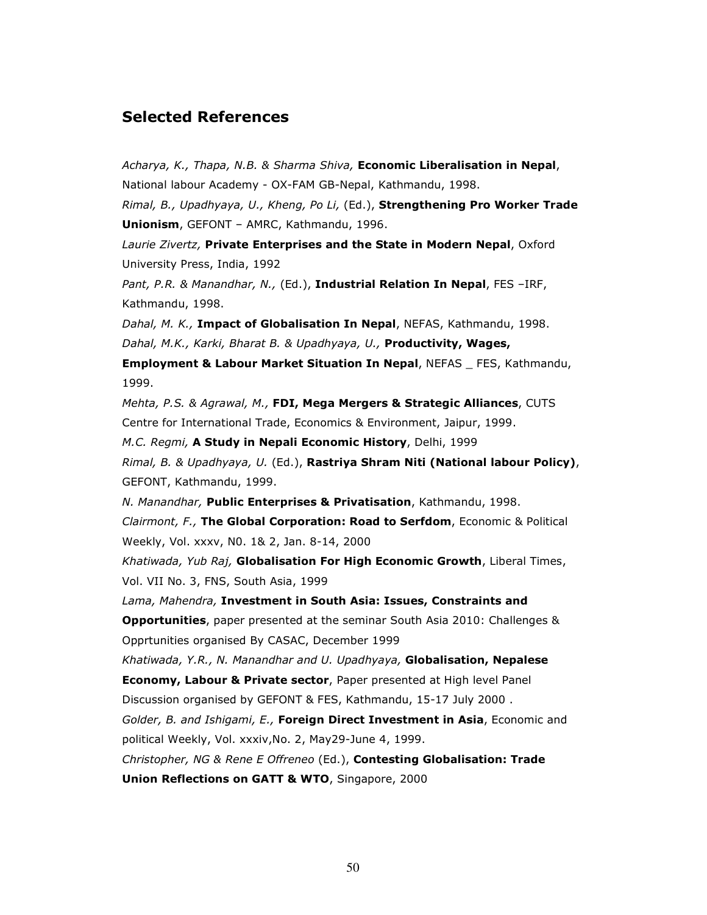## Selected References

*Acharya, K., Thapa, N.B. & Sharma Shiva,* **Economic Liberalisation in Nepal**, National labour Academy - OX-FAM GB-Nepal, Kathmandu, 1998.

*Rimal, B., Upadhyaya, U., Kheng, Po Li,* (Ed.), **Strengthening Pro Worker Trade Unionism**, GEFONT – AMRC, Kathmandu, 1996.

*Laurie Zivertz,* **Private Enterprises and the State in Modern Nepal**, Oxford University Press, India, 1992

*Pant, P.R. & Manandhar, N.,* (Ed.), **Industrial Relation In Nepal**, FES –IRF, Kathmandu, 1998.

*Dahal, M. K.,* **Impact of Globalisation In Nepal**, NEFAS, Kathmandu, 1998.

*Dahal, M.K., Karki, Bharat B. & Upadhyaya, U.,* **Productivity, Wages, Employment & Labour Market Situation In Nepal**, NEFAS _ FES, Kathmandu, 1999.

*Mehta, P.S. & Agrawal, M.,* **FDI, Mega Mergers & Strategic Alliances**, CUTS Centre for International Trade, Economics & Environment, Jaipur, 1999.

*M.C. Regmi,* **A Study in Nepali Economic History**, Delhi, 1999

*Rimal, B. & Upadhyaya, U.* (Ed.), **Rastriya Shram Niti (National labour Policy)**, GEFONT, Kathmandu, 1999.

*N. Manandhar,* **Public Enterprises & Privatisation**, Kathmandu, 1998.

*Clairmont, F.,* **The Global Corporation: Road to Serfdom**, Economic & Political Weekly, Vol. xxxv, N0. 1& 2, Jan. 8-14, 2000

*Khatiwada, Yub Raj,* **Globalisation For High Economic Growth**, Liberal Times, Vol. VII No. 3, FNS, South Asia, 1999

*Lama, Mahendra,* **Investment in South Asia: Issues, Constraints and Opportunities**, paper presented at the seminar South Asia 2010: Challenges & Opprtunities organised By CASAC, December 1999

*Khatiwada, Y.R., N. Manandhar and U. Upadhyaya,* **Globalisation, Nepalese Economy, Labour & Private sector**, Paper presented at High level Panel Discussion organised by GEFONT & FES, Kathmandu, 15-17 July 2000 .

*Golder, B. and Ishigami, E.,* **Foreign Direct Investment in Asia**, Economic and political Weekly, Vol. xxxiv,No. 2, May29-June 4, 1999.

*Christopher, NG & Rene E Offreneo* (Ed.), **Contesting Globalisation: Trade Union Reflections on GATT & WTO**, Singapore, 2000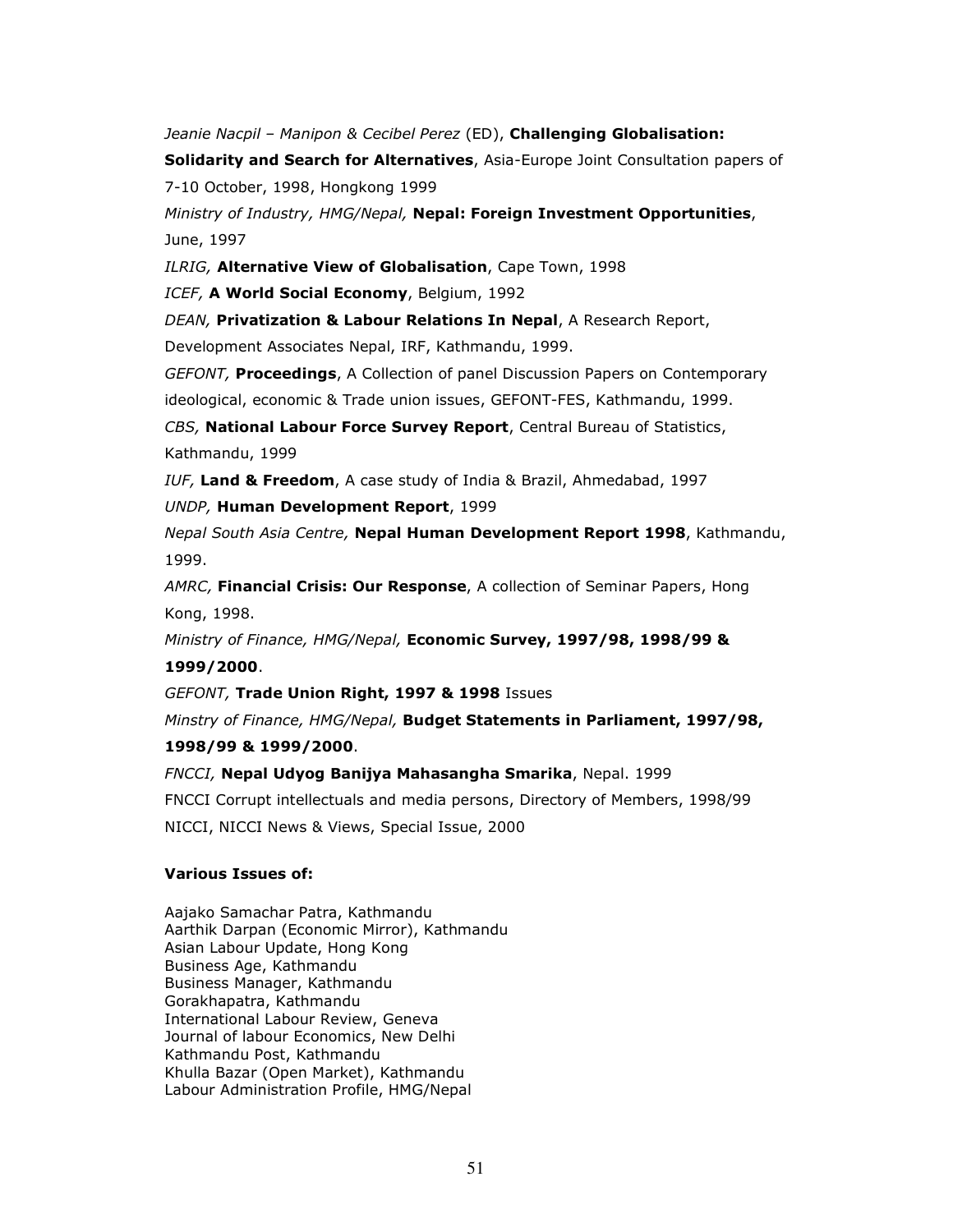*Jeanie Nacpil – Manipon & Cecibel Perez* (ED), **Challenging Globalisation: Solidarity and Search for Alternatives**, Asia-Europe Joint Consultation papers of 7-10 October, 1998, Hongkong 1999

*Ministry of Industry, HMG/Nepal,* **Nepal: Foreign Investment Opportunities**, June, 1997

*ILRIG,* **Alternative View of Globalisation**, Cape Town, 1998

*ICEF,* **A World Social Economy**, Belgium, 1992

*DEAN,* **Privatization & Labour Relations In Nepal**, A Research Report, Development Associates Nepal, IRF, Kathmandu, 1999.

*GEFONT,* **Proceedings**, A Collection of panel Discussion Papers on Contemporary ideological, economic & Trade union issues, GEFONT-FES, Kathmandu, 1999.

*CBS,* **National Labour Force Survey Report**, Central Bureau of Statistics, Kathmandu, 1999

*IUF,* **Land & Freedom**, A case study of India & Brazil, Ahmedabad, 1997

*UNDP,* **Human Development Report**, 1999

*Nepal South Asia Centre,* **Nepal Human Development Report 1998**, Kathmandu, 1999.

*AMRC,* **Financial Crisis: Our Response**, A collection of Seminar Papers, Hong Kong, 1998.

*Ministry of Finance, HMG/Nepal,* **Economic Survey, 1997/98, 1998/99 & 1999/2000**.

*GEFONT,* **Trade Union Right, 1997 & 1998** Issues

*Minstry of Finance, HMG/Nepal,* **Budget Statements in Parliament, 1997/98, 1998/99 & 1999/2000**.

*FNCCI,* **Nepal Udyog Banijya Mahasangha Smarika**, Nepal. 1999

FNCCI Corrupt intellectuals and media persons, Directory of Members, 1998/99

NICCI, NICCI News & Views, Special Issue, 2000

**Various Issues of:**

Aajako Samachar Patra, Kathmandu
Aarthik Darpan (Economic Mirror), Kathmandu
Asian Labour Update, Hong Kong
Business Age, Kathmandu
Business Manager, Kathmandu
Gorakhapatra, Kathmandu
International Labour Review, Geneva
Journal of labour Economics, New Delhi
Kathmandu Post, Kathmandu
Khulla Bazar (Open Market), Kathmandu
Labour Administration Profile, HMG/Nepal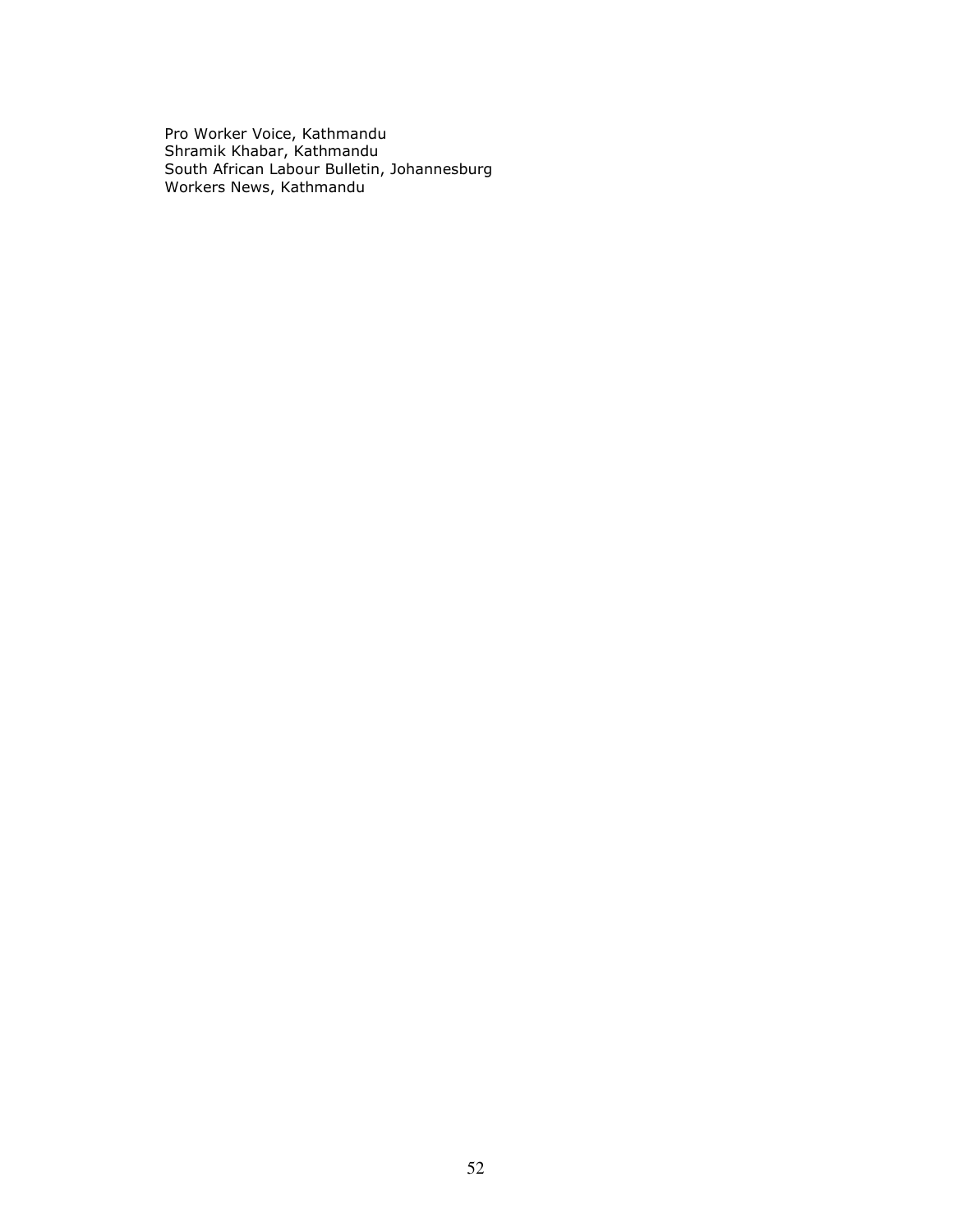Pro Worker Voice, Kathmandu
Shramik Khabar, Kathmandu
South African Labour Bulletin, Johannesburg
Workers News, Kathmandu